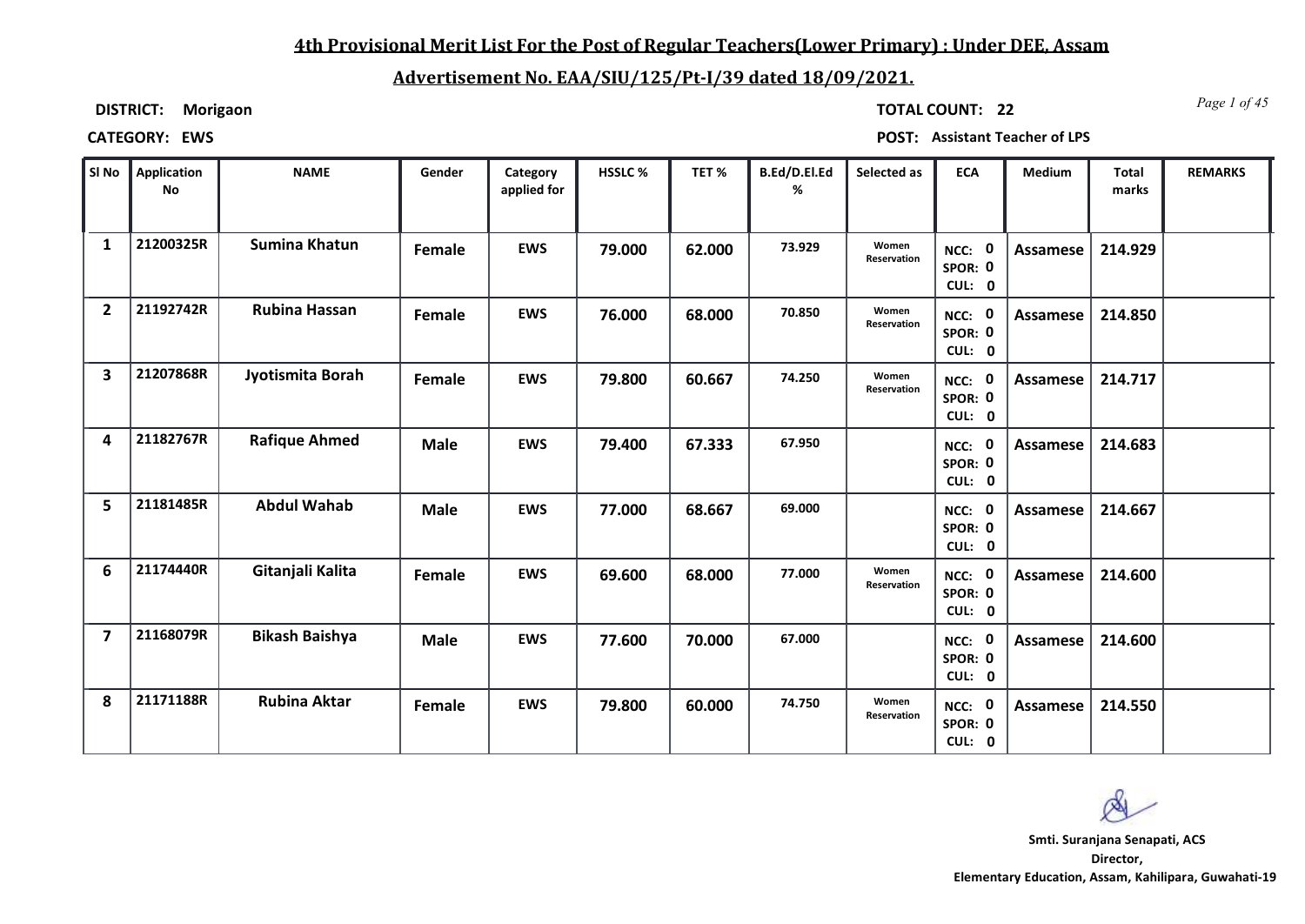## 4th Provisional Merit List For the Post of Regular Teachers(Lower Primary) : Under DEE, Assam

## Advertisement No. EAA/SIU/125/Pt-I/39 dated 18/09/2021.

**DISTRICT:** Morigaon **TOTAL COUNT:** 22

**CATEGORY:** EWS **POST:** Assistant Teacher of LPS

| Sl No | Application No | NAME | Gender | Category applied for | HSSLC % | TET % | B.Ed/D.El.Ed % | Selected as | ECA | Medium | Total marks | REMARKS |
|---|---|---|---|---|---|---|---|---|---|---|---|---|
| 1 | 21200325R | Sumina Khatun | Female | EWS | 79.000 | 62.000 | 73.929 | Women Reservation | NCC: 0 SPOR: 0 CUL: 0 | Assamese | 214.929 | |
| 2 | 21192742R | Rubina Hassan | Female | EWS | 76.000 | 68.000 | 70.850 | Women Reservation | NCC: 0 SPOR: 0 CUL: 0 | Assamese | 214.850 | |
| 3 | 21207868R | Jyotismita Borah | Female | EWS | 79.800 | 60.667 | 74.250 | Women Reservation | NCC: 0 SPOR: 0 CUL: 0 | Assamese | 214.717 | |
| 4 | 21182767R | Rafique Ahmed | Male | EWS | 79.400 | 67.333 | 67.950 | | NCC: 0 SPOR: 0 CUL: 0 | Assamese | 214.683 | |
| 5 | 21181485R | Abdul Wahab | Male | EWS | 77.000 | 68.667 | 69.000 | | NCC: 0 SPOR: 0 CUL: 0 | Assamese | 214.667 | |
| 6 | 21174440R | Gitanjali Kalita | Female | EWS | 69.600 | 68.000 | 77.000 | Women Reservation | NCC: 0 SPOR: 0 CUL: 0 | Assamese | 214.600 | |
| 7 | 21168079R | Bikash Baishya | Male | EWS | 77.600 | 70.000 | 67.000 | | NCC: 0 SPOR: 0 CUL: 0 | Assamese | 214.600 | |
| 8 | 21171188R | Rubina Aktar | Female | EWS | 79.800 | 60.000 | 74.750 | Women Reservation | NCC: 0 SPOR: 0 CUL: 0 | Assamese | 214.550 | |

**Smti. Suranjana Senapati, ACS**
**Director,**
**Elementary Education, Assam, Kahilipara, Guwahati-19**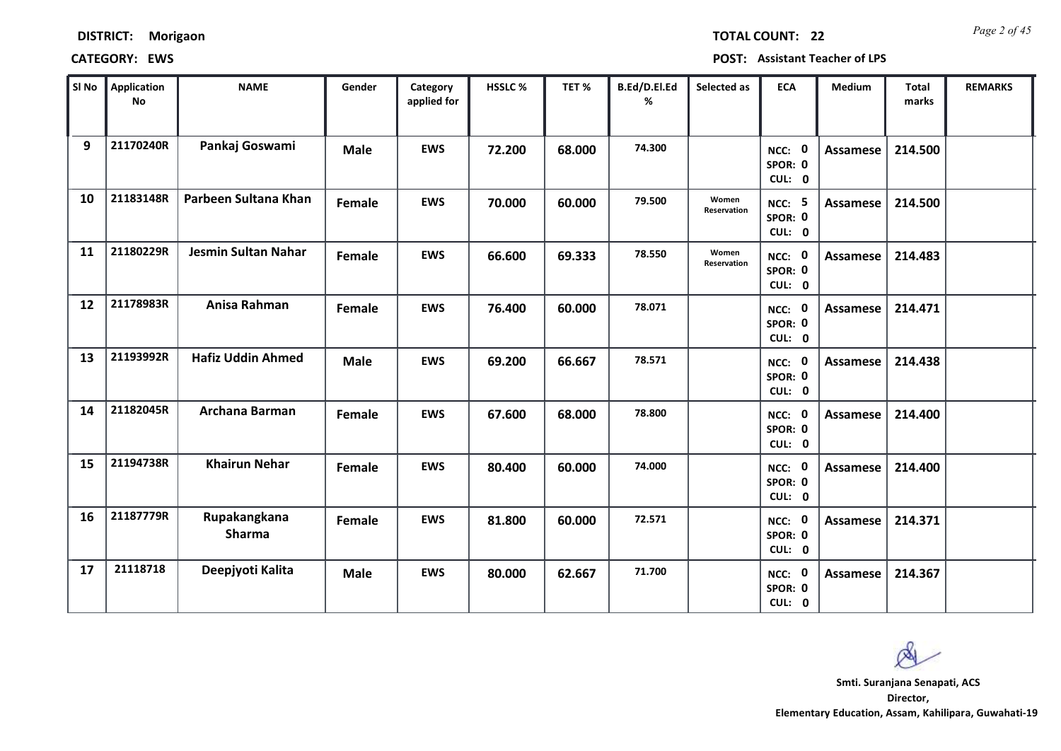**DISTRICT:** Morigaon  **TOTAL COUNT:** 22

**CATEGORY:** EWS  **POST:** Assistant Teacher of LPS

| Sl No | Application No | NAME | Gender | Category applied for | HSSLC % | TET % | B.Ed/D.El.Ed % | Selected as | ECA | Medium | Total marks | REMARKS |
|---|---|---|---|---|---|---|---|---|---|---|---|---|
| 9 | 21170240R | Pankaj Goswami | Male | EWS | 72.200 | 68.000 | 74.300 | | NCC: 0 SPOR: 0 CUL: 0 | Assamese | 214.500 | |
| 10 | 21183148R | Parbeen Sultana Khan | Female | EWS | 70.000 | 60.000 | 79.500 | Women Reservation | NCC: 5 SPOR: 0 CUL: 0 | Assamese | 214.500 | |
| 11 | 21180229R | Jesmin Sultan Nahar | Female | EWS | 66.600 | 69.333 | 78.550 | Women Reservation | NCC: 0 SPOR: 0 CUL: 0 | Assamese | 214.483 | |
| 12 | 21178983R | Anisa Rahman | Female | EWS | 76.400 | 60.000 | 78.071 | | NCC: 0 SPOR: 0 CUL: 0 | Assamese | 214.471 | |
| 13 | 21193992R | Hafiz Uddin Ahmed | Male | EWS | 69.200 | 66.667 | 78.571 | | NCC: 0 SPOR: 0 CUL: 0 | Assamese | 214.438 | |
| 14 | 21182045R | Archana Barman | Female | EWS | 67.600 | 68.000 | 78.800 | | NCC: 0 SPOR: 0 CUL: 0 | Assamese | 214.400 | |
| 15 | 21194738R | Khairun Nehar | Female | EWS | 80.400 | 60.000 | 74.000 | | NCC: 0 SPOR: 0 CUL: 0 | Assamese | 214.400 | |
| 16 | 21187779R | Rupakangkana Sharma | Female | EWS | 81.800 | 60.000 | 72.571 | | NCC: 0 SPOR: 0 CUL: 0 | Assamese | 214.371 | |
| 17 | 21118718 | Deepjyoti Kalita | Male | EWS | 80.000 | 62.667 | 71.700 | | NCC: 0 SPOR: 0 CUL: 0 | Assamese | 214.367 | |

**Smti. Suranjana Senapati, ACS**
**Director,**
**Elementary Education, Assam, Kahilipara, Guwahati-19**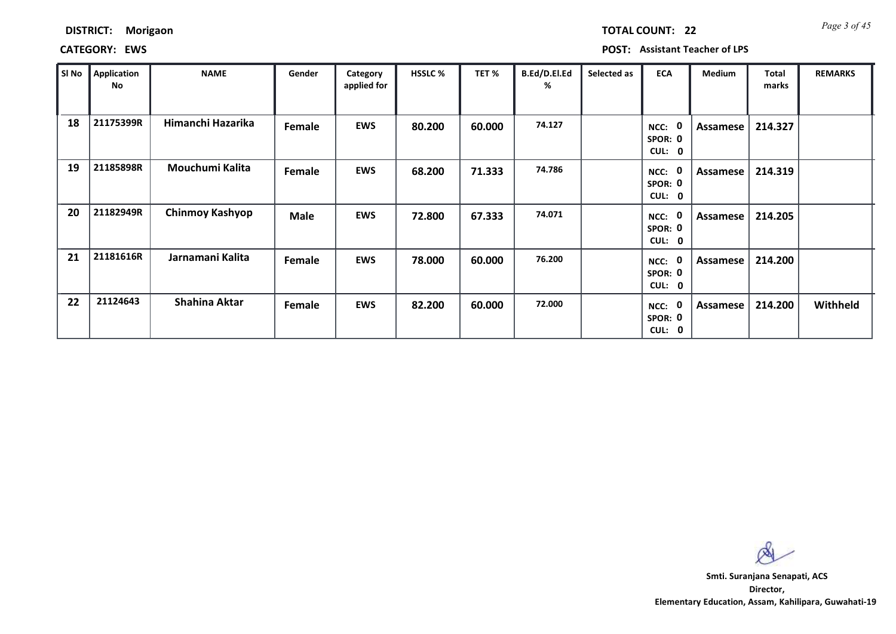**DISTRICT:** Morigaon

**TOTAL COUNT:** 22

**CATEGORY:** EWS

**POST:** Assistant Teacher of LPS

| Sl No | Application No | NAME | Gender | Category applied for | HSSLC % | TET % | B.Ed/D.El.Ed % | Selected as | ECA | Medium | Total marks | REMARKS |
|---|---|---|---|---|---|---|---|---|---|---|---|---|
| 18 | 21175399R | Himanchi Hazarika | Female | EWS | 80.200 | 60.000 | 74.127 | | NCC: 0 SPOR: 0 CUL: 0 | Assamese | 214.327 | |
| 19 | 21185898R | Mouchumi Kalita | Female | EWS | 68.200 | 71.333 | 74.786 | | NCC: 0 SPOR: 0 CUL: 0 | Assamese | 214.319 | |
| 20 | 21182949R | Chinmoy Kashyop | Male | EWS | 72.800 | 67.333 | 74.071 | | NCC: 0 SPOR: 0 CUL: 0 | Assamese | 214.205 | |
| 21 | 21181616R | Jarnamani Kalita | Female | EWS | 78.000 | 60.000 | 76.200 | | NCC: 0 SPOR: 0 CUL: 0 | Assamese | 214.200 | |
| 22 | 21124643 | Shahina Aktar | Female | EWS | 82.200 | 60.000 | 72.000 | | NCC: 0 SPOR: 0 CUL: 0 | Assamese | 214.200 | Withheld |

**Smti. Suranjana Senapati, ACS**
**Director,**
**Elementary Education, Assam, Kahilipara, Guwahati-19**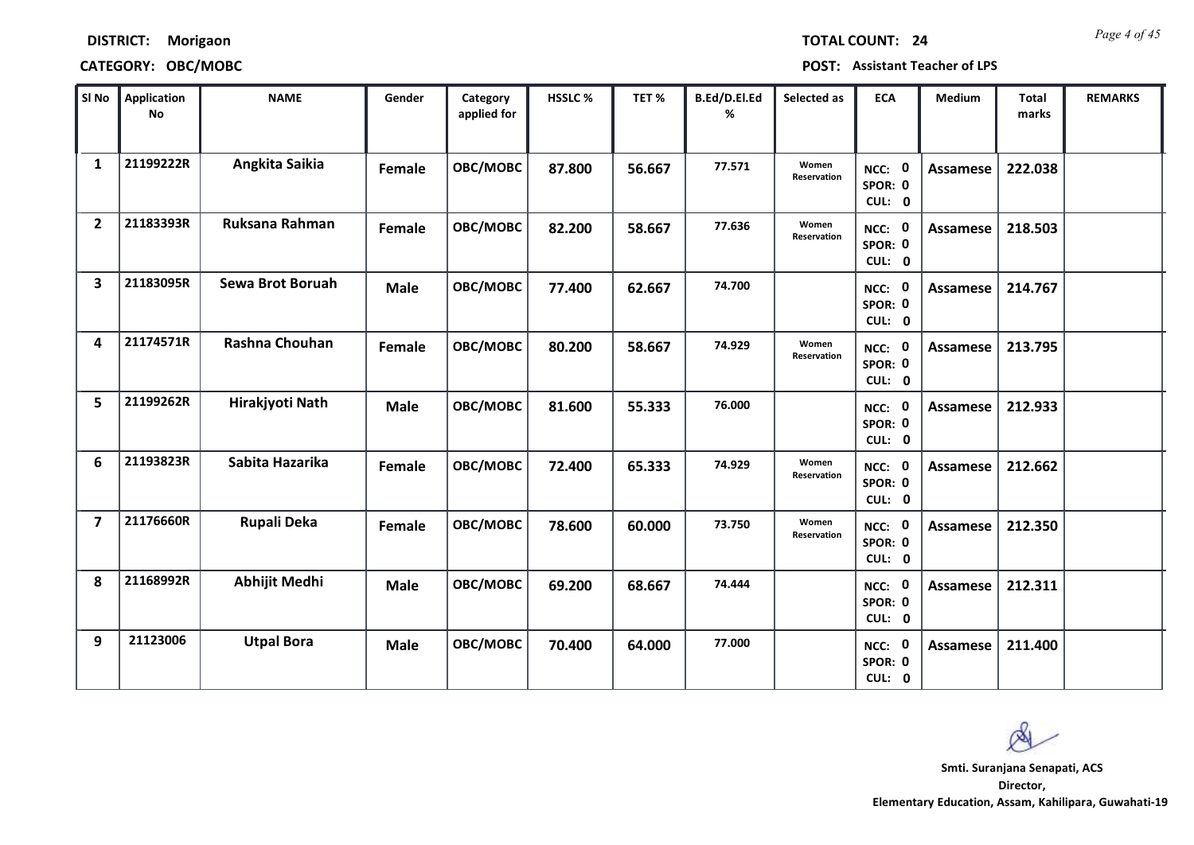**DISTRICT:** Morigaon

**TOTAL COUNT:** 24

**CATEGORY:** OBC/MOBC

**POST:** Assistant Teacher of LPS

| Sl No | Application No | NAME | Gender | Category applied for | HSSLC % | TET % | B.Ed/D.El.Ed % | Selected as | ECA | Medium | Total marks | REMARKS |
|---|---|---|---|---|---|---|---|---|---|---|---|---|
| 1 | 21199222R | Angkita Saikia | Female | OBC/MOBC | 87.800 | 56.667 | 77.571 | Women Reservation | NCC: 0 SPOR: 0 CUL: 0 | Assamese | 222.038 | |
| 2 | 21183393R | Ruksana Rahman | Female | OBC/MOBC | 82.200 | 58.667 | 77.636 | Women Reservation | NCC: 0 SPOR: 0 CUL: 0 | Assamese | 218.503 | |
| 3 | 21183095R | Sewa Brot Boruah | Male | OBC/MOBC | 77.400 | 62.667 | 74.700 | | NCC: 0 SPOR: 0 CUL: 0 | Assamese | 214.767 | |
| 4 | 21174571R | Rashna Chouhan | Female | OBC/MOBC | 80.200 | 58.667 | 74.929 | Women Reservation | NCC: 0 SPOR: 0 CUL: 0 | Assamese | 213.795 | |
| 5 | 21199262R | Hirakjyoti Nath | Male | OBC/MOBC | 81.600 | 55.333 | 76.000 | | NCC: 0 SPOR: 0 CUL: 0 | Assamese | 212.933 | |
| 6 | 21193823R | Sabita Hazarika | Female | OBC/MOBC | 72.400 | 65.333 | 74.929 | Women Reservation | NCC: 0 SPOR: 0 CUL: 0 | Assamese | 212.662 | |
| 7 | 21176660R | Rupali Deka | Female | OBC/MOBC | 78.600 | 60.000 | 73.750 | Women Reservation | NCC: 0 SPOR: 0 CUL: 0 | Assamese | 212.350 | |
| 8 | 21168992R | Abhijit Medhi | Male | OBC/MOBC | 69.200 | 68.667 | 74.444 | | NCC: 0 SPOR: 0 CUL: 0 | Assamese | 212.311 | |
| 9 | 21123006 | Utpal Bora | Male | OBC/MOBC | 70.400 | 64.000 | 77.000 | | NCC: 0 SPOR: 0 CUL: 0 | Assamese | 211.400 | |

**Smti. Suranjana Senapati, ACS**
**Director,**
**Elementary Education, Assam, Kahilipara, Guwahati-19**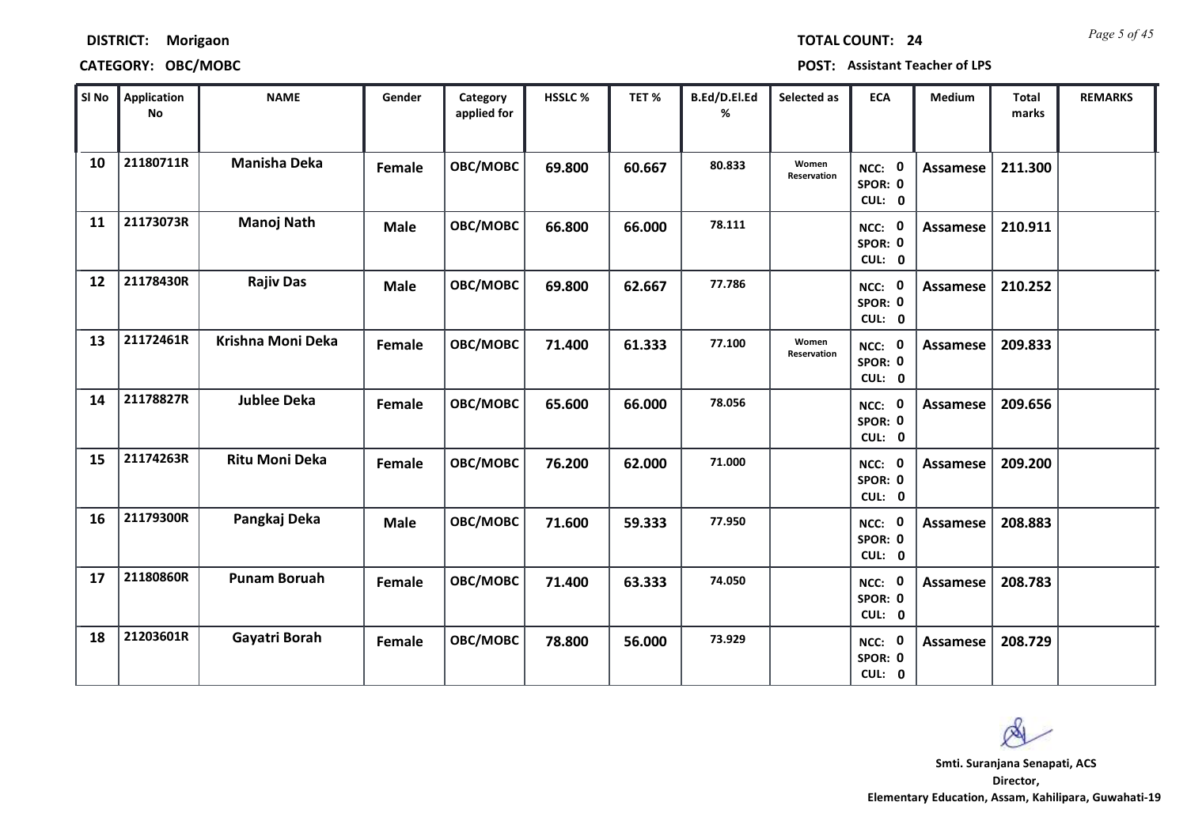**DISTRICT:** Morigaon **TOTAL COUNT:** 24

**CATEGORY:** OBC/MOBC **POST:** Assistant Teacher of LPS

| Sl No | Application No | NAME | Gender | Category applied for | HSSLC % | TET % | B.Ed/D.El.Ed % | Selected as | ECA | Medium | Total marks | REMARKS |
|---|---|---|---|---|---|---|---|---|---|---|---|---|
| 10 | 21180711R | Manisha Deka | Female | OBC/MOBC | 69.800 | 60.667 | 80.833 | Women Reservation | NCC: 0 SPOR: 0 CUL: 0 | Assamese | 211.300 | |
| 11 | 21173073R | Manoj Nath | Male | OBC/MOBC | 66.800 | 66.000 | 78.111 | | NCC: 0 SPOR: 0 CUL: 0 | Assamese | 210.911 | |
| 12 | 21178430R | Rajiv Das | Male | OBC/MOBC | 69.800 | 62.667 | 77.786 | | NCC: 0 SPOR: 0 CUL: 0 | Assamese | 210.252 | |
| 13 | 21172461R | Krishna Moni Deka | Female | OBC/MOBC | 71.400 | 61.333 | 77.100 | Women Reservation | NCC: 0 SPOR: 0 CUL: 0 | Assamese | 209.833 | |
| 14 | 21178827R | Jublee Deka | Female | OBC/MOBC | 65.600 | 66.000 | 78.056 | | NCC: 0 SPOR: 0 CUL: 0 | Assamese | 209.656 | |
| 15 | 21174263R | Ritu Moni Deka | Female | OBC/MOBC | 76.200 | 62.000 | 71.000 | | NCC: 0 SPOR: 0 CUL: 0 | Assamese | 209.200 | |
| 16 | 21179300R | Pangkaj Deka | Male | OBC/MOBC | 71.600 | 59.333 | 77.950 | | NCC: 0 SPOR: 0 CUL: 0 | Assamese | 208.883 | |
| 17 | 21180860R | Punam Boruah | Female | OBC/MOBC | 71.400 | 63.333 | 74.050 | | NCC: 0 SPOR: 0 CUL: 0 | Assamese | 208.783 | |
| 18 | 21203601R | Gayatri Borah | Female | OBC/MOBC | 78.800 | 56.000 | 73.929 | | NCC: 0 SPOR: 0 CUL: 0 | Assamese | 208.729 | |

**Smti. Suranjana Senapati, ACS**
**Director,**
**Elementary Education, Assam, Kahilipara, Guwahati-19**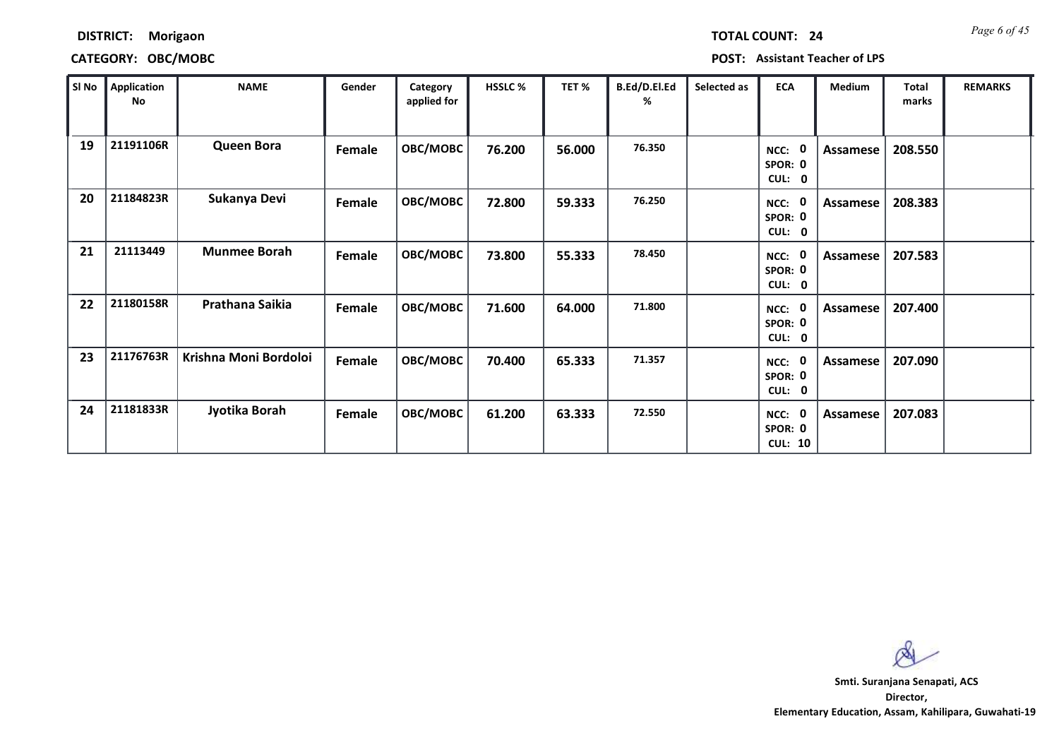**DISTRICT:** Morigaon  **TOTAL COUNT:** 24

**CATEGORY:** OBC/MOBC  **POST:** Assistant Teacher of LPS

| Sl No | Application No | NAME | Gender | Category applied for | HSSLC % | TET % | B.Ed/D.El.Ed % | Selected as | ECA | Medium | Total marks | REMARKS |
|---|---|---|---|---|---|---|---|---|---|---|---|---|
| 19 | 21191106R | Queen Bora | Female | OBC/MOBC | 76.200 | 56.000 | 76.350 | | NCC: 0 SPOR: 0 CUL: 0 | Assamese | 208.550 | |
| 20 | 21184823R | Sukanya Devi | Female | OBC/MOBC | 72.800 | 59.333 | 76.250 | | NCC: 0 SPOR: 0 CUL: 0 | Assamese | 208.383 | |
| 21 | 21113449 | Munmee Borah | Female | OBC/MOBC | 73.800 | 55.333 | 78.450 | | NCC: 0 SPOR: 0 CUL: 0 | Assamese | 207.583 | |
| 22 | 21180158R | Prathana Saikia | Female | OBC/MOBC | 71.600 | 64.000 | 71.800 | | NCC: 0 SPOR: 0 CUL: 0 | Assamese | 207.400 | |
| 23 | 21176763R | Krishna Moni Bordoloi | Female | OBC/MOBC | 70.400 | 65.333 | 71.357 | | NCC: 0 SPOR: 0 CUL: 0 | Assamese | 207.090 | |
| 24 | 21181833R | Jyotika Borah | Female | OBC/MOBC | 61.200 | 63.333 | 72.550 | | NCC: 0 SPOR: 0 CUL: 10 | Assamese | 207.083 | |

**Smti. Suranjana Senapati, ACS**
**Director,**
**Elementary Education, Assam, Kahilipara, Guwahati-19**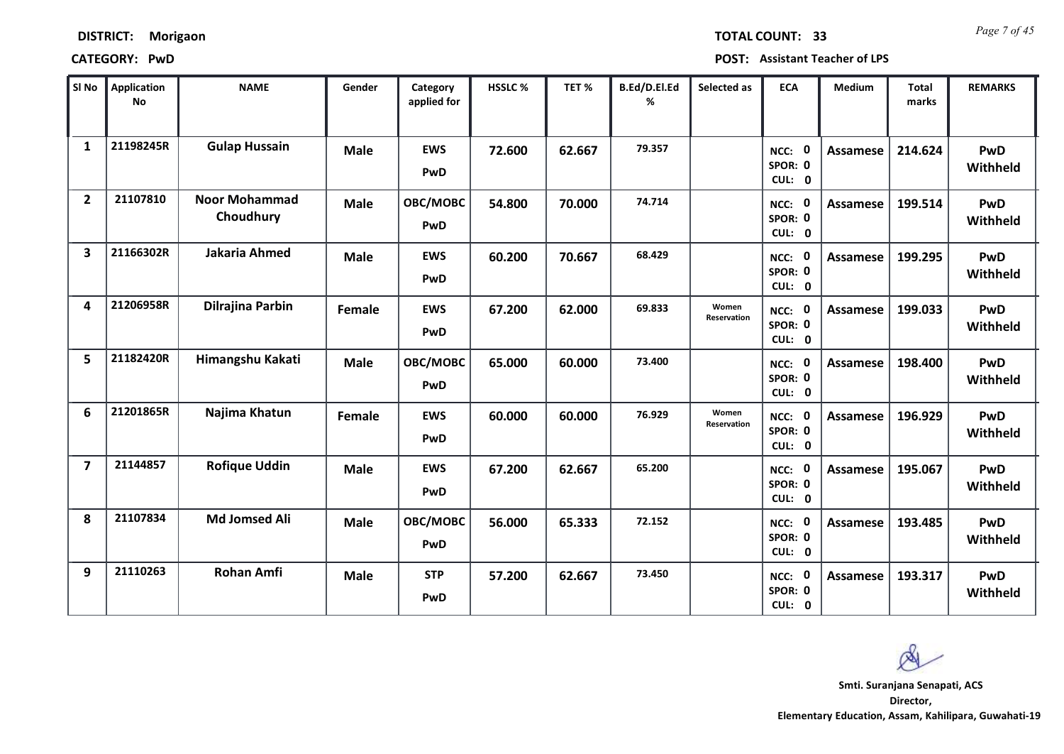**DISTRICT:** Morigaon

**TOTAL COUNT:** 33

**CATEGORY:** PwD

**POST:** Assistant Teacher of LPS

| Sl No | Application No | NAME | Gender | Category applied for | HSSLC % | TET % | B.Ed/D.El.Ed % | Selected as | ECA | Medium | Total marks | REMARKS |
|---|---|---|---|---|---|---|---|---|---|---|---|---|
| 1 | 21198245R | Gulap Hussain | Male | EWS PwD | 72.600 | 62.667 | 79.357 | | NCC: 0 SPOR: 0 CUL: 0 | Assamese | 214.624 | PwD Withheld |
| 2 | 21107810 | Noor Mohammad Choudhury | Male | OBC/MOBC PwD | 54.800 | 70.000 | 74.714 | | NCC: 0 SPOR: 0 CUL: 0 | Assamese | 199.514 | PwD Withheld |
| 3 | 21166302R | Jakaria Ahmed | Male | EWS PwD | 60.200 | 70.667 | 68.429 | | NCC: 0 SPOR: 0 CUL: 0 | Assamese | 199.295 | PwD Withheld |
| 4 | 21206958R | Dilrajina Parbin | Female | EWS PwD | 67.200 | 62.000 | 69.833 | Women Reservation | NCC: 0 SPOR: 0 CUL: 0 | Assamese | 199.033 | PwD Withheld |
| 5 | 21182420R | Himangshu Kakati | Male | OBC/MOBC PwD | 65.000 | 60.000 | 73.400 | | NCC: 0 SPOR: 0 CUL: 0 | Assamese | 198.400 | PwD Withheld |
| 6 | 21201865R | Najima Khatun | Female | EWS PwD | 60.000 | 60.000 | 76.929 | Women Reservation | NCC: 0 SPOR: 0 CUL: 0 | Assamese | 196.929 | PwD Withheld |
| 7 | 21144857 | Rofique Uddin | Male | EWS PwD | 67.200 | 62.667 | 65.200 | | NCC: 0 SPOR: 0 CUL: 0 | Assamese | 195.067 | PwD Withheld |
| 8 | 21107834 | Md Jomsed Ali | Male | OBC/MOBC PwD | 56.000 | 65.333 | 72.152 | | NCC: 0 SPOR: 0 CUL: 0 | Assamese | 193.485 | PwD Withheld |
| 9 | 21110263 | Rohan Amfi | Male | STP PwD | 57.200 | 62.667 | 73.450 | | NCC: 0 SPOR: 0 CUL: 0 | Assamese | 193.317 | PwD Withheld |

**Smti. Suranjana Senapati, ACS**
**Director,**
**Elementary Education, Assam, Kahilipara, Guwahati-19**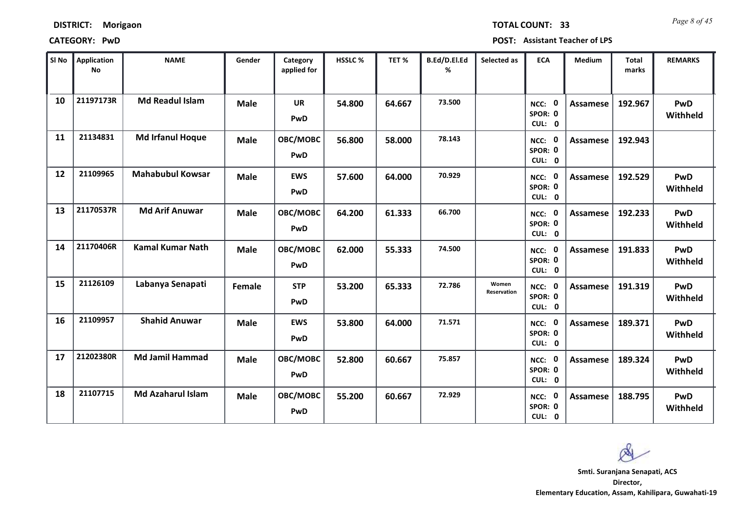**DISTRICT:** Morigaon **TOTAL COUNT:** 33

**CATEGORY:** PwD **POST:** Assistant Teacher of LPS

| Sl No | Application No | NAME | Gender | Category applied for | HSSLC % | TET % | B.Ed/D.El.Ed % | Selected as | ECA | Medium | Total marks | REMARKS |
|---|---|---|---|---|---|---|---|---|---|---|---|---|
| 10 | 21197173R | Md Readul Islam | Male | UR PwD | 54.800 | 64.667 | 73.500 | | NCC: 0 SPOR: 0 CUL: 0 | Assamese | 192.967 | PwD Withheld |
| 11 | 21134831 | Md Irfanul Hoque | Male | OBC/MOBC PwD | 56.800 | 58.000 | 78.143 | | NCC: 0 SPOR: 0 CUL: 0 | Assamese | 192.943 | |
| 12 | 21109965 | Mahabubul Kowsar | Male | EWS PwD | 57.600 | 64.000 | 70.929 | | NCC: 0 SPOR: 0 CUL: 0 | Assamese | 192.529 | PwD Withheld |
| 13 | 21170537R | Md Arif Anuwar | Male | OBC/MOBC PwD | 64.200 | 61.333 | 66.700 | | NCC: 0 SPOR: 0 CUL: 0 | Assamese | 192.233 | PwD Withheld |
| 14 | 21170406R | Kamal Kumar Nath | Male | OBC/MOBC PwD | 62.000 | 55.333 | 74.500 | | NCC: 0 SPOR: 0 CUL: 0 | Assamese | 191.833 | PwD Withheld |
| 15 | 21126109 | Labanya Senapati | Female | STP PwD | 53.200 | 65.333 | 72.786 | Women Reservation | NCC: 0 SPOR: 0 CUL: 0 | Assamese | 191.319 | PwD Withheld |
| 16 | 21109957 | Shahid Anuwar | Male | EWS PwD | 53.800 | 64.000 | 71.571 | | NCC: 0 SPOR: 0 CUL: 0 | Assamese | 189.371 | PwD Withheld |
| 17 | 21202380R | Md Jamil Hammad | Male | OBC/MOBC PwD | 52.800 | 60.667 | 75.857 | | NCC: 0 SPOR: 0 CUL: 0 | Assamese | 189.324 | PwD Withheld |
| 18 | 21107715 | Md Azaharul Islam | Male | OBC/MOBC PwD | 55.200 | 60.667 | 72.929 | | NCC: 0 SPOR: 0 CUL: 0 | Assamese | 188.795 | PwD Withheld |

**Smti. Suranjana Senapati, ACS**
**Director,**
**Elementary Education, Assam, Kahilipara, Guwahati-19**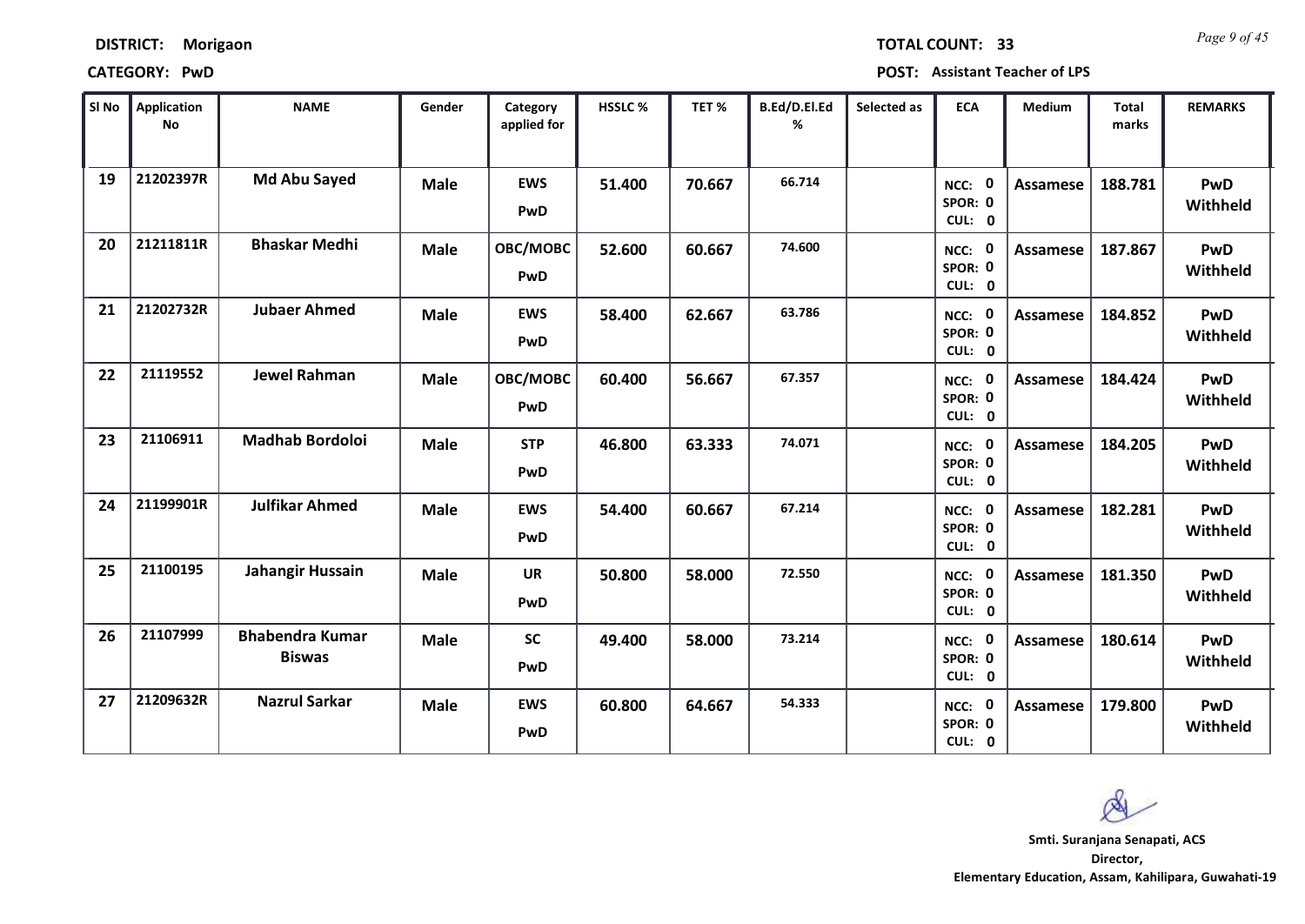**DISTRICT:** Morigaon **TOTAL COUNT:** 33

**CATEGORY:** PwD **POST:** Assistant Teacher of LPS

| Sl No | Application No | NAME | Gender | Category applied for | HSSLC % | TET % | B.Ed/D.El.Ed % | Selected as | ECA | Medium | Total marks | REMARKS |
|---|---|---|---|---|---|---|---|---|---|---|---|---|
| 19 | 21202397R | Md Abu Sayed | Male | EWS PwD | 51.400 | 70.667 | 66.714 | | NCC: 0 SPOR: 0 CUL: 0 | Assamese | 188.781 | PwD Withheld |
| 20 | 21211811R | Bhaskar Medhi | Male | OBC/MOBC PwD | 52.600 | 60.667 | 74.600 | | NCC: 0 SPOR: 0 CUL: 0 | Assamese | 187.867 | PwD Withheld |
| 21 | 21202732R | Jubaer Ahmed | Male | EWS PwD | 58.400 | 62.667 | 63.786 | | NCC: 0 SPOR: 0 CUL: 0 | Assamese | 184.852 | PwD Withheld |
| 22 | 21119552 | Jewel Rahman | Male | OBC/MOBC PwD | 60.400 | 56.667 | 67.357 | | NCC: 0 SPOR: 0 CUL: 0 | Assamese | 184.424 | PwD Withheld |
| 23 | 21106911 | Madhab Bordoloi | Male | STP PwD | 46.800 | 63.333 | 74.071 | | NCC: 0 SPOR: 0 CUL: 0 | Assamese | 184.205 | PwD Withheld |
| 24 | 21199901R | Julfikar Ahmed | Male | EWS PwD | 54.400 | 60.667 | 67.214 | | NCC: 0 SPOR: 0 CUL: 0 | Assamese | 182.281 | PwD Withheld |
| 25 | 21100195 | Jahangir Hussain | Male | UR PwD | 50.800 | 58.000 | 72.550 | | NCC: 0 SPOR: 0 CUL: 0 | Assamese | 181.350 | PwD Withheld |
| 26 | 21107999 | Bhabendra Kumar Biswas | Male | SC PwD | 49.400 | 58.000 | 73.214 | | NCC: 0 SPOR: 0 CUL: 0 | Assamese | 180.614 | PwD Withheld |
| 27 | 21209632R | Nazrul Sarkar | Male | EWS PwD | 60.800 | 64.667 | 54.333 | | NCC: 0 SPOR: 0 CUL: 0 | Assamese | 179.800 | PwD Withheld |

**Smti. Suranjana Senapati, ACS**
**Director,**
**Elementary Education, Assam, Kahilipara, Guwahati-19**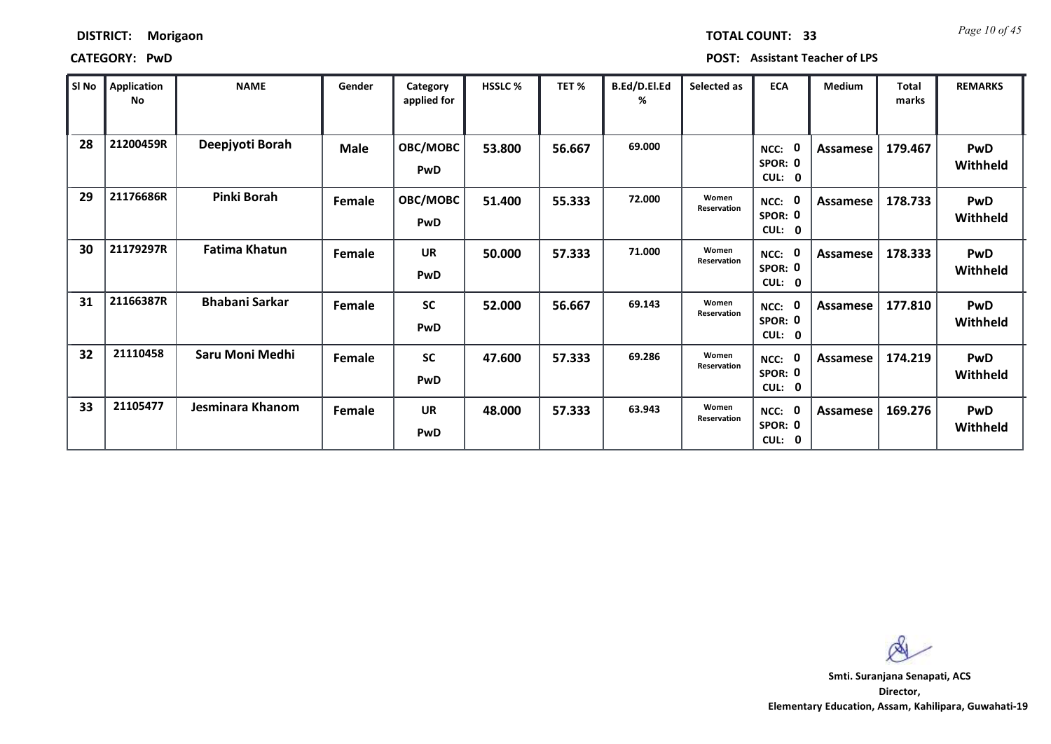**DISTRICT:** Morigaon

**TOTAL COUNT:** 33

**CATEGORY:** PwD

**POST:** Assistant Teacher of LPS

| Sl No | Application No | NAME | Gender | Category applied for | HSSLC % | TET % | B.Ed/D.El.Ed % | Selected as | ECA | Medium | Total marks | REMARKS |
|---|---|---|---|---|---|---|---|---|---|---|---|---|
| 28 | 21200459R | Deepjyoti Borah | Male | OBC/MOBC PwD | 53.800 | 56.667 | 69.000 | | NCC: 0 SPOR: 0 CUL: 0 | Assamese | 179.467 | PwD Withheld |
| 29 | 21176686R | Pinki Borah | Female | OBC/MOBC PwD | 51.400 | 55.333 | 72.000 | Women Reservation | NCC: 0 SPOR: 0 CUL: 0 | Assamese | 178.733 | PwD Withheld |
| 30 | 21179297R | Fatima Khatun | Female | UR PwD | 50.000 | 57.333 | 71.000 | Women Reservation | NCC: 0 SPOR: 0 CUL: 0 | Assamese | 178.333 | PwD Withheld |
| 31 | 21166387R | Bhabani Sarkar | Female | SC PwD | 52.000 | 56.667 | 69.143 | Women Reservation | NCC: 0 SPOR: 0 CUL: 0 | Assamese | 177.810 | PwD Withheld |
| 32 | 21110458 | Saru Moni Medhi | Female | SC PwD | 47.600 | 57.333 | 69.286 | Women Reservation | NCC: 0 SPOR: 0 CUL: 0 | Assamese | 174.219 | PwD Withheld |
| 33 | 21105477 | Jesminara Khanom | Female | UR PwD | 48.000 | 57.333 | 63.943 | Women Reservation | NCC: 0 SPOR: 0 CUL: 0 | Assamese | 169.276 | PwD Withheld |

**Smti. Suranjana Senapati, ACS**
**Director,**
**Elementary Education, Assam, Kahilipara, Guwahati-19**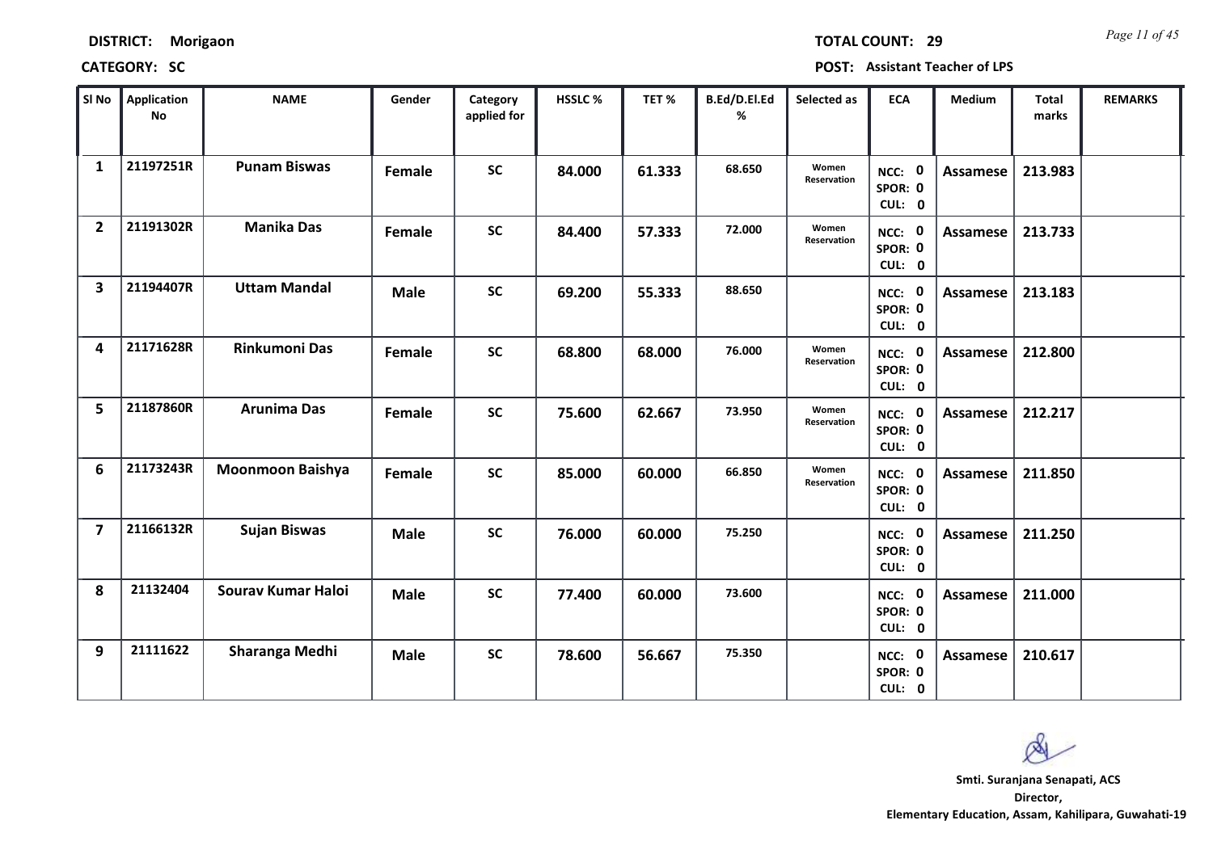**DISTRICT:** Morigaon **TOTAL COUNT:** 29

**CATEGORY:** SC **POST:** Assistant Teacher of LPS

| Sl No | Application No | NAME | Gender | Category applied for | HSSLC % | TET % | B.Ed/D.El.Ed % | Selected as | ECA | Medium | Total marks | REMARKS |
|---|---|---|---|---|---|---|---|---|---|---|---|---|
| 1 | 21197251R | Punam Biswas | Female | SC | 84.000 | 61.333 | 68.650 | Women Reservation | NCC: 0 SPOR: 0 CUL: 0 | Assamese | 213.983 | |
| 2 | 21191302R | Manika Das | Female | SC | 84.400 | 57.333 | 72.000 | Women Reservation | NCC: 0 SPOR: 0 CUL: 0 | Assamese | 213.733 | |
| 3 | 21194407R | Uttam Mandal | Male | SC | 69.200 | 55.333 | 88.650 | | NCC: 0 SPOR: 0 CUL: 0 | Assamese | 213.183 | |
| 4 | 21171628R | Rinkumoni Das | Female | SC | 68.800 | 68.000 | 76.000 | Women Reservation | NCC: 0 SPOR: 0 CUL: 0 | Assamese | 212.800 | |
| 5 | 21187860R | Arunima Das | Female | SC | 75.600 | 62.667 | 73.950 | Women Reservation | NCC: 0 SPOR: 0 CUL: 0 | Assamese | 212.217 | |
| 6 | 21173243R | Moonmoon Baishya | Female | SC | 85.000 | 60.000 | 66.850 | Women Reservation | NCC: 0 SPOR: 0 CUL: 0 | Assamese | 211.850 | |
| 7 | 21166132R | Sujan Biswas | Male | SC | 76.000 | 60.000 | 75.250 | | NCC: 0 SPOR: 0 CUL: 0 | Assamese | 211.250 | |
| 8 | 21132404 | Sourav Kumar Haloi | Male | SC | 77.400 | 60.000 | 73.600 | | NCC: 0 SPOR: 0 CUL: 0 | Assamese | 211.000 | |
| 9 | 21111622 | Sharanga Medhi | Male | SC | 78.600 | 56.667 | 75.350 | | NCC: 0 SPOR: 0 CUL: 0 | Assamese | 210.617 | |

**Smti. Suranjana Senapati, ACS**
**Director,**
**Elementary Education, Assam, Kahilipara, Guwahati-19**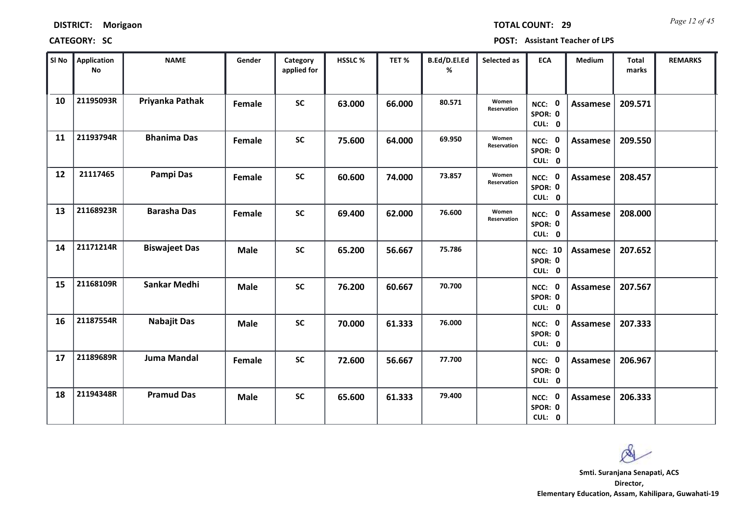**DISTRICT:** Morigaon **TOTAL COUNT:** 29

**CATEGORY:** SC **POST:** Assistant Teacher of LPS

| Sl No | Application No | NAME | Gender | Category applied for | HSSLC % | TET % | B.Ed/D.El.Ed % | Selected as | ECA | Medium | Total marks | REMARKS |
|---|---|---|---|---|---|---|---|---|---|---|---|---|
| 10 | 21195093R | Priyanka Pathak | Female | SC | 63.000 | 66.000 | 80.571 | Women Reservation | NCC: 0 SPOR: 0 CUL: 0 | Assamese | 209.571 | |
| 11 | 21193794R | Bhanima Das | Female | SC | 75.600 | 64.000 | 69.950 | Women Reservation | NCC: 0 SPOR: 0 CUL: 0 | Assamese | 209.550 | |
| 12 | 21117465 | Pampi Das | Female | SC | 60.600 | 74.000 | 73.857 | Women Reservation | NCC: 0 SPOR: 0 CUL: 0 | Assamese | 208.457 | |
| 13 | 21168923R | Barasha Das | Female | SC | 69.400 | 62.000 | 76.600 | Women Reservation | NCC: 0 SPOR: 0 CUL: 0 | Assamese | 208.000 | |
| 14 | 21171214R | Biswajeet Das | Male | SC | 65.200 | 56.667 | 75.786 | | NCC: 10 SPOR: 0 CUL: 0 | Assamese | 207.652 | |
| 15 | 21168109R | Sankar Medhi | Male | SC | 76.200 | 60.667 | 70.700 | | NCC: 0 SPOR: 0 CUL: 0 | Assamese | 207.567 | |
| 16 | 21187554R | Nabajit Das | Male | SC | 70.000 | 61.333 | 76.000 | | NCC: 0 SPOR: 0 CUL: 0 | Assamese | 207.333 | |
| 17 | 21189689R | Juma Mandal | Female | SC | 72.600 | 56.667 | 77.700 | | NCC: 0 SPOR: 0 CUL: 0 | Assamese | 206.967 | |
| 18 | 21194348R | Pramud Das | Male | SC | 65.600 | 61.333 | 79.400 | | NCC: 0 SPOR: 0 CUL: 0 | Assamese | 206.333 | |

**Smti. Suranjana Senapati, ACS**
**Director,**
**Elementary Education, Assam, Kahilipara, Guwahati-19**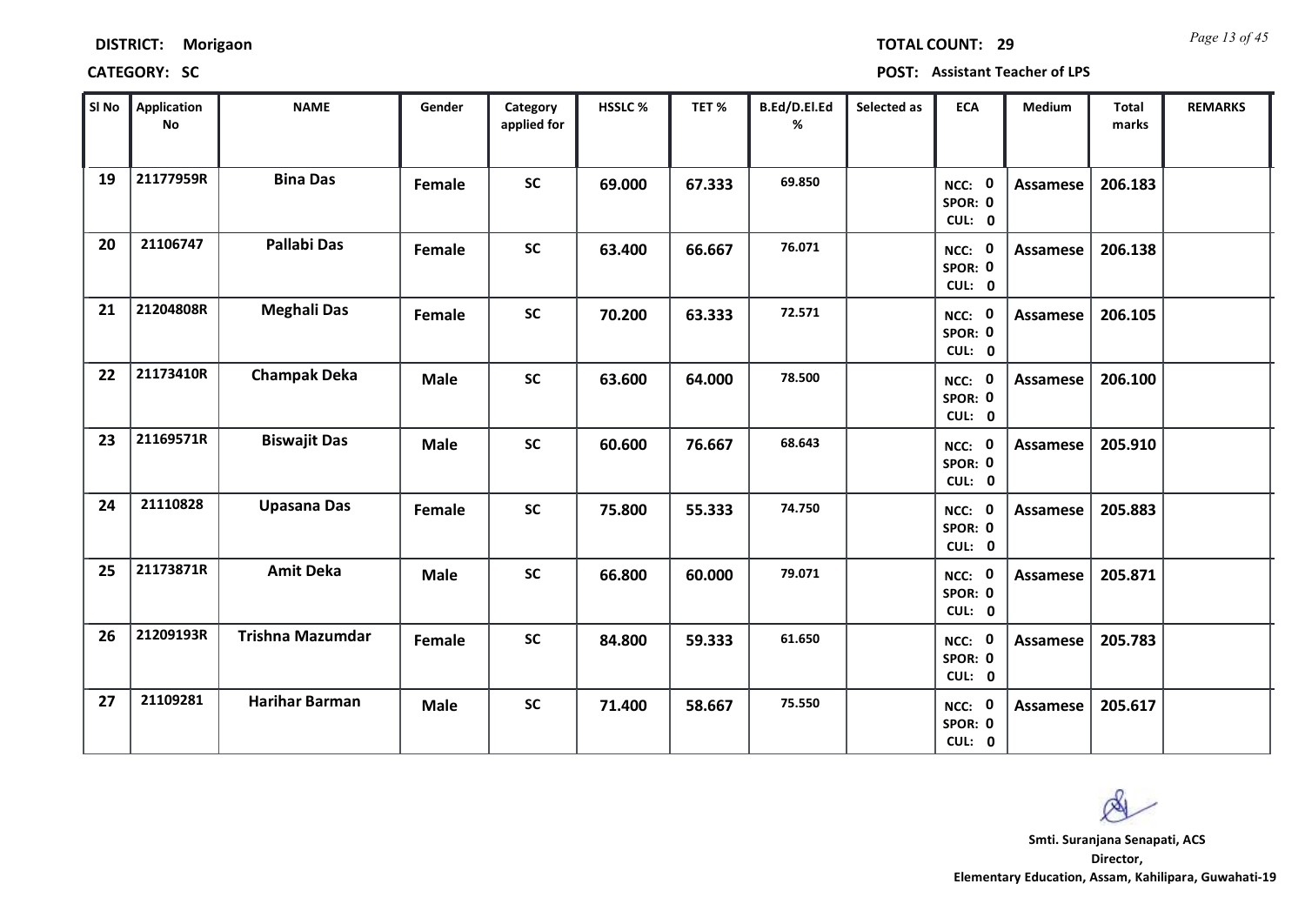**DISTRICT: Morigaon** **TOTAL COUNT: 29**

**CATEGORY: SC** **POST: Assistant Teacher of LPS**

| Sl No | Application No | NAME | Gender | Category applied for | HSSLC % | TET % | B.Ed/D.El.Ed % | Selected as | ECA | Medium | Total marks | REMARKS |
|---|---|---|---|---|---|---|---|---|---|---|---|---|
| 19 | 21177959R | Bina Das | Female | SC | 69.000 | 67.333 | 69.850 | | NCC: 0 SPOR: 0 CUL: 0 | Assamese | 206.183 | |
| 20 | 21106747 | Pallabi Das | Female | SC | 63.400 | 66.667 | 76.071 | | NCC: 0 SPOR: 0 CUL: 0 | Assamese | 206.138 | |
| 21 | 21204808R | Meghali Das | Female | SC | 70.200 | 63.333 | 72.571 | | NCC: 0 SPOR: 0 CUL: 0 | Assamese | 206.105 | |
| 22 | 21173410R | Champak Deka | Male | SC | 63.600 | 64.000 | 78.500 | | NCC: 0 SPOR: 0 CUL: 0 | Assamese | 206.100 | |
| 23 | 21169571R | Biswajit Das | Male | SC | 60.600 | 76.667 | 68.643 | | NCC: 0 SPOR: 0 CUL: 0 | Assamese | 205.910 | |
| 24 | 21110828 | Upasana Das | Female | SC | 75.800 | 55.333 | 74.750 | | NCC: 0 SPOR: 0 CUL: 0 | Assamese | 205.883 | |
| 25 | 21173871R | Amit Deka | Male | SC | 66.800 | 60.000 | 79.071 | | NCC: 0 SPOR: 0 CUL: 0 | Assamese | 205.871 | |
| 26 | 21209193R | Trishna Mazumdar | Female | SC | 84.800 | 59.333 | 61.650 | | NCC: 0 SPOR: 0 CUL: 0 | Assamese | 205.783 | |
| 27 | 21109281 | Harihar Barman | Male | SC | 71.400 | 58.667 | 75.550 | | NCC: 0 SPOR: 0 CUL: 0 | Assamese | 205.617 | |

**Smti. Suranjana Senapati, ACS**
**Director,**
**Elementary Education, Assam, Kahilipara, Guwahati-19**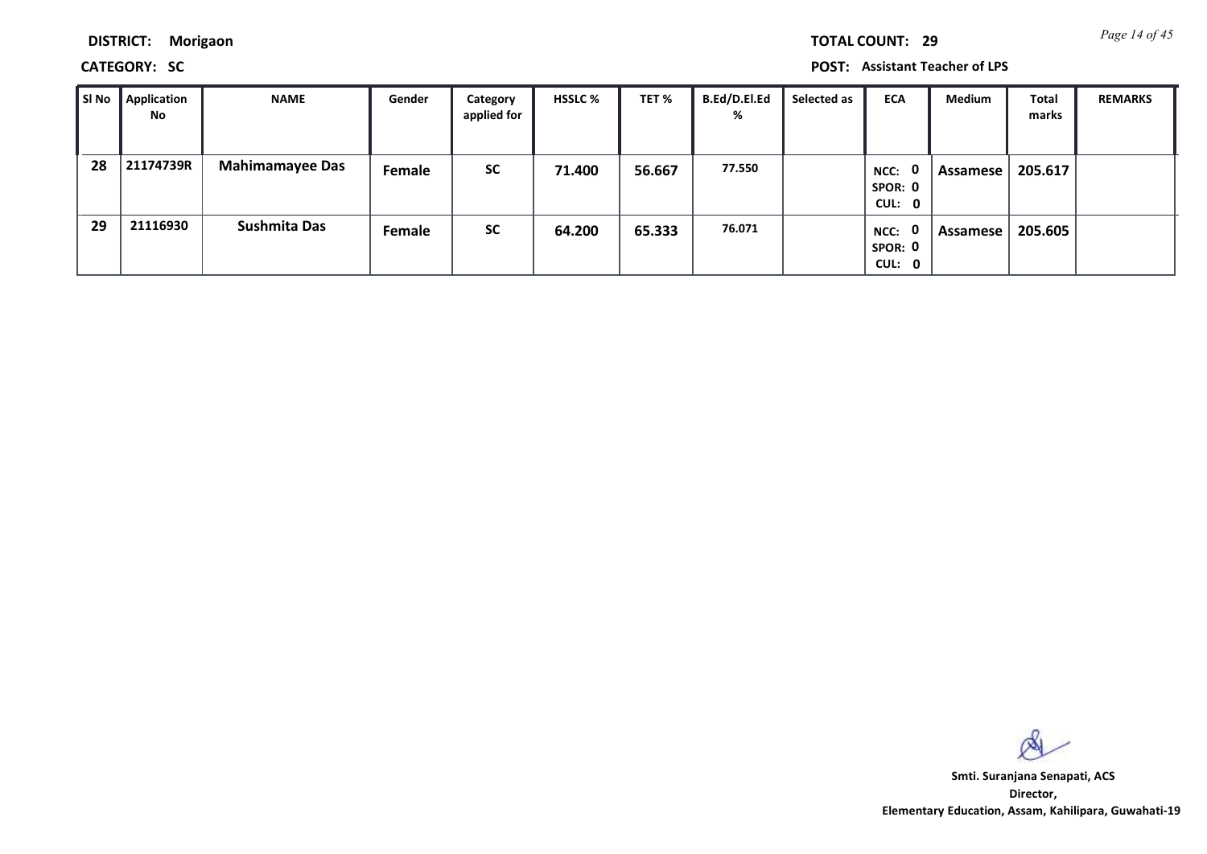**DISTRICT:** Morigaon

**CATEGORY:** SC

**TOTAL COUNT:** 29

**POST:** Assistant Teacher of LPS

| Sl No | Application No | NAME | Gender | Category applied for | HSSLC % | TET % | B.Ed/D.El.Ed % | Selected as | ECA | Medium | Total marks | REMARKS |
|---|---|---|---|---|---|---|---|---|---|---|---|---|
| 28 | 21174739R | Mahimamayee Das | Female | SC | 71.400 | 56.667 | 77.550 | | NCC: 0 SPOR: 0 CUL: 0 | Assamese | 205.617 | |
| 29 | 21116930 | Sushmita Das | Female | SC | 64.200 | 65.333 | 76.071 | | NCC: 0 SPOR: 0 CUL: 0 | Assamese | 205.605 | |

**Smti. Suranjana Senapati, ACS**
**Director,**
**Elementary Education, Assam, Kahilipara, Guwahati-19**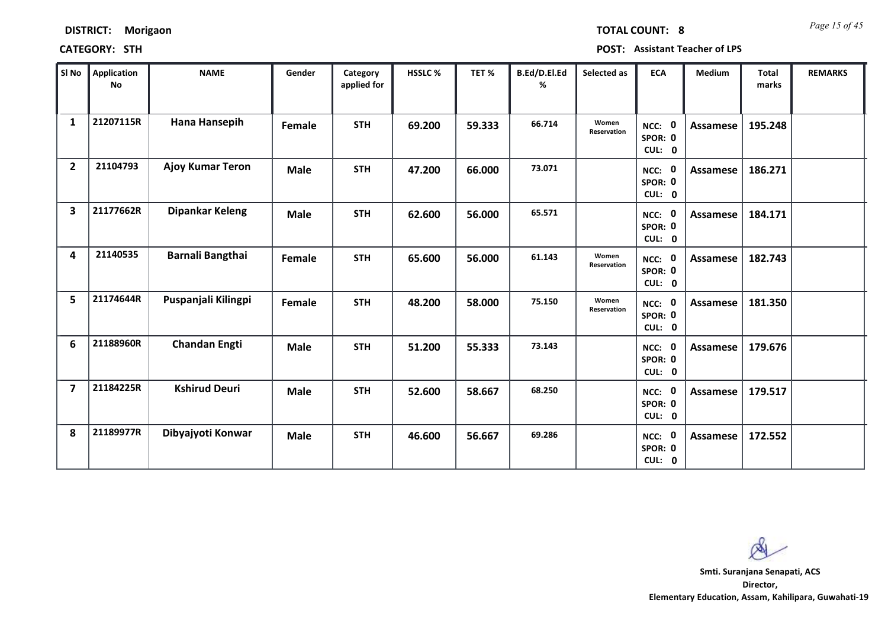**DISTRICT:** Morigaon

**TOTAL COUNT:** 8

**CATEGORY:** STH

**POST:** Assistant Teacher of LPS

| Sl No | Application No | NAME | Gender | Category applied for | HSSLC % | TET % | B.Ed/D.El.Ed % | Selected as | ECA | Medium | Total marks | REMARKS |
|---|---|---|---|---|---|---|---|---|---|---|---|---|
| 1 | 21207115R | Hana Hansepih | Female | STH | 69.200 | 59.333 | 66.714 | Women Reservation | NCC: 0 SPOR: 0 CUL: 0 | Assamese | 195.248 | |
| 2 | 21104793 | Ajoy Kumar Teron | Male | STH | 47.200 | 66.000 | 73.071 | | NCC: 0 SPOR: 0 CUL: 0 | Assamese | 186.271 | |
| 3 | 21177662R | Dipankar Keleng | Male | STH | 62.600 | 56.000 | 65.571 | | NCC: 0 SPOR: 0 CUL: 0 | Assamese | 184.171 | |
| 4 | 21140535 | Barnali Bangthai | Female | STH | 65.600 | 56.000 | 61.143 | Women Reservation | NCC: 0 SPOR: 0 CUL: 0 | Assamese | 182.743 | |
| 5 | 21174644R | Puspanjali Kilingpi | Female | STH | 48.200 | 58.000 | 75.150 | Women Reservation | NCC: 0 SPOR: 0 CUL: 0 | Assamese | 181.350 | |
| 6 | 21188960R | Chandan Engti | Male | STH | 51.200 | 55.333 | 73.143 | | NCC: 0 SPOR: 0 CUL: 0 | Assamese | 179.676 | |
| 7 | 21184225R | Kshirud Deuri | Male | STH | 52.600 | 58.667 | 68.250 | | NCC: 0 SPOR: 0 CUL: 0 | Assamese | 179.517 | |
| 8 | 21189977R | Dibyajyoti Konwar | Male | STH | 46.600 | 56.667 | 69.286 | | NCC: 0 SPOR: 0 CUL: 0 | Assamese | 172.552 | |

**Smti. Suranjana Senapati, ACS**
**Director,**
**Elementary Education, Assam, Kahilipara, Guwahati-19**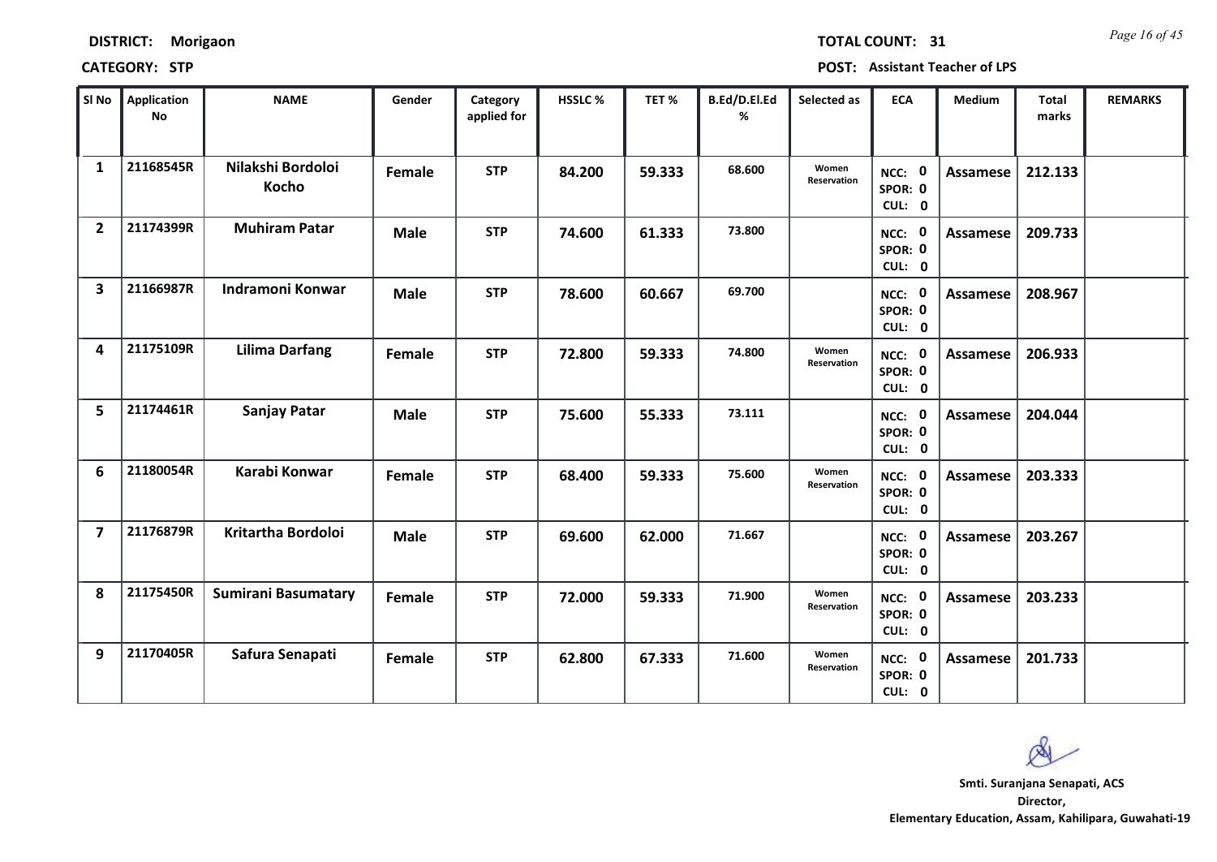**DISTRICT:** Morigaon

**TOTAL COUNT:** 31

**CATEGORY:** STP

**POST:** Assistant Teacher of LPS

| Sl No | Application No | NAME | Gender | Category applied for | HSSLC % | TET % | B.Ed/D.El.Ed % | Selected as | ECA | Medium | Total marks | REMARKS |
|---|---|---|---|---|---|---|---|---|---|---|---|---|
| 1 | 21168545R | Nilakshi Bordoloi Kocho | Female | STP | 84.200 | 59.333 | 68.600 | Women Reservation | NCC: 0 SPOR: 0 CUL: 0 | Assamese | 212.133 | |
| 2 | 21174399R | Muhiram Patar | Male | STP | 74.600 | 61.333 | 73.800 | | NCC: 0 SPOR: 0 CUL: 0 | Assamese | 209.733 | |
| 3 | 21166987R | Indramoni Konwar | Male | STP | 78.600 | 60.667 | 69.700 | | NCC: 0 SPOR: 0 CUL: 0 | Assamese | 208.967 | |
| 4 | 21175109R | Lilima Darfang | Female | STP | 72.800 | 59.333 | 74.800 | Women Reservation | NCC: 0 SPOR: 0 CUL: 0 | Assamese | 206.933 | |
| 5 | 21174461R | Sanjay Patar | Male | STP | 75.600 | 55.333 | 73.111 | | NCC: 0 SPOR: 0 CUL: 0 | Assamese | 204.044 | |
| 6 | 21180054R | Karabi Konwar | Female | STP | 68.400 | 59.333 | 75.600 | Women Reservation | NCC: 0 SPOR: 0 CUL: 0 | Assamese | 203.333 | |
| 7 | 21176879R | Kritartha Bordoloi | Male | STP | 69.600 | 62.000 | 71.667 | | NCC: 0 SPOR: 0 CUL: 0 | Assamese | 203.267 | |
| 8 | 21175450R | Sumirani Basumatary | Female | STP | 72.000 | 59.333 | 71.900 | Women Reservation | NCC: 0 SPOR: 0 CUL: 0 | Assamese | 203.233 | |
| 9 | 21170405R | Safura Senapati | Female | STP | 62.800 | 67.333 | 71.600 | Women Reservation | NCC: 0 SPOR: 0 CUL: 0 | Assamese | 201.733 | |

**Smti. Suranjana Senapati, ACS**
**Director,**
**Elementary Education, Assam, Kahilipara, Guwahati-19**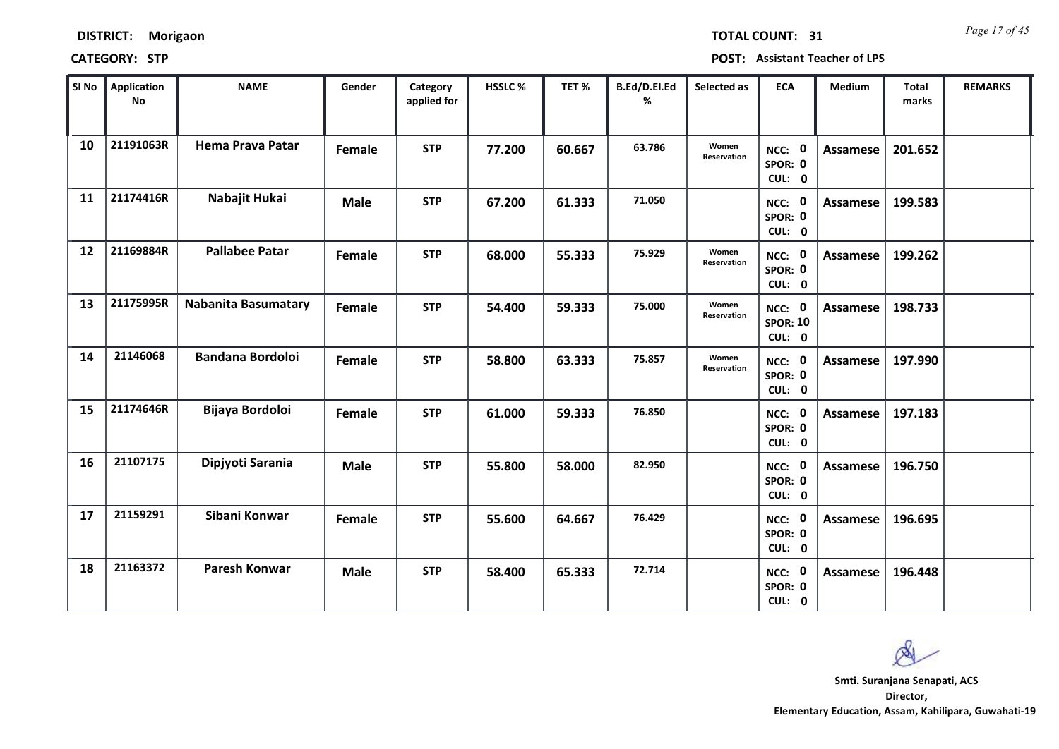**DISTRICT:** Morigaon

**CATEGORY:** STP

**TOTAL COUNT:** 31

**POST:** Assistant Teacher of LPS

| Sl No | Application No | NAME | Gender | Category applied for | HSSLC % | TET % | B.Ed/D.El.Ed % | Selected as | ECA | Medium | Total marks | REMARKS |
|---|---|---|---|---|---|---|---|---|---|---|---|---|
| 10 | 21191063R | Hema Prava Patar | Female | STP | 77.200 | 60.667 | 63.786 | Women Reservation | NCC: 0 SPOR: 0 CUL: 0 | Assamese | 201.652 | |
| 11 | 21174416R | Nabajit Hukai | Male | STP | 67.200 | 61.333 | 71.050 | | NCC: 0 SPOR: 0 CUL: 0 | Assamese | 199.583 | |
| 12 | 21169884R | Pallabee Patar | Female | STP | 68.000 | 55.333 | 75.929 | Women Reservation | NCC: 0 SPOR: 0 CUL: 0 | Assamese | 199.262 | |
| 13 | 21175995R | Nabanita Basumatary | Female | STP | 54.400 | 59.333 | 75.000 | Women Reservation | NCC: 0 SPOR: 10 CUL: 0 | Assamese | 198.733 | |
| 14 | 21146068 | Bandana Bordoloi | Female | STP | 58.800 | 63.333 | 75.857 | Women Reservation | NCC: 0 SPOR: 0 CUL: 0 | Assamese | 197.990 | |
| 15 | 21174646R | Bijaya Bordoloi | Female | STP | 61.000 | 59.333 | 76.850 | | NCC: 0 SPOR: 0 CUL: 0 | Assamese | 197.183 | |
| 16 | 21107175 | Dipjyoti Sarania | Male | STP | 55.800 | 58.000 | 82.950 | | NCC: 0 SPOR: 0 CUL: 0 | Assamese | 196.750 | |
| 17 | 21159291 | Sibani Konwar | Female | STP | 55.600 | 64.667 | 76.429 | | NCC: 0 SPOR: 0 CUL: 0 | Assamese | 196.695 | |
| 18 | 21163372 | Paresh Konwar | Male | STP | 58.400 | 65.333 | 72.714 | | NCC: 0 SPOR: 0 CUL: 0 | Assamese | 196.448 | |

**Smti. Suranjana Senapati, ACS**
**Director,**
**Elementary Education, Assam, Kahilipara, Guwahati-19**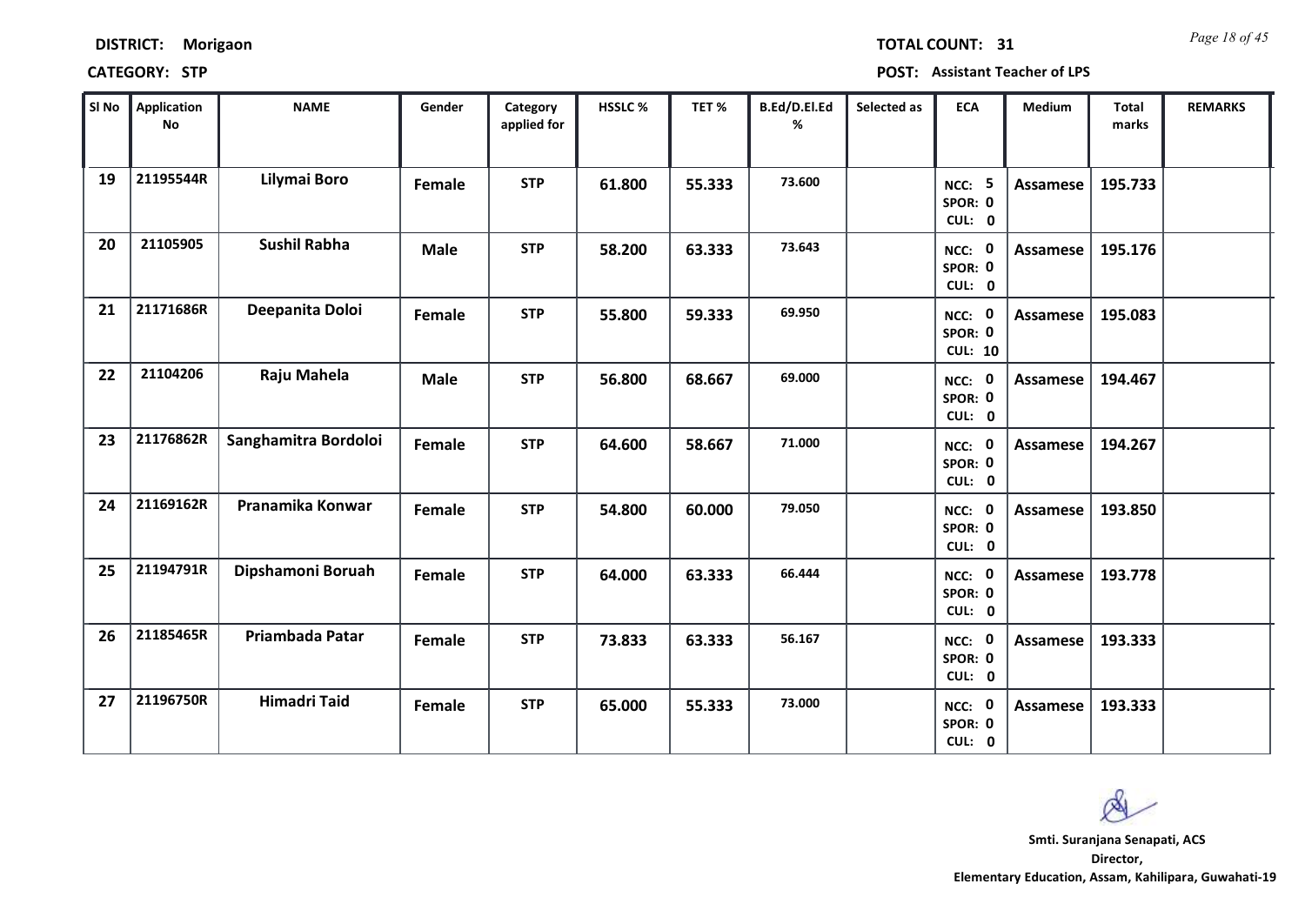**DISTRICT:** Morigaon **TOTAL COUNT:** 31

**CATEGORY:** STP **POST:** Assistant Teacher of LPS

| Sl No | Application No | NAME | Gender | Category applied for | HSSLC % | TET % | B.Ed/D.El.Ed % | Selected as | ECA | Medium | Total marks | REMARKS |
|---|---|---|---|---|---|---|---|---|---|---|---|---|
| 19 | 21195544R | Lilymai Boro | Female | STP | 61.800 | 55.333 | 73.600 | | NCC: 5 SPOR: 0 CUL: 0 | Assamese | 195.733 | |
| 20 | 21105905 | Sushil Rabha | Male | STP | 58.200 | 63.333 | 73.643 | | NCC: 0 SPOR: 0 CUL: 0 | Assamese | 195.176 | |
| 21 | 21171686R | Deepanita Doloi | Female | STP | 55.800 | 59.333 | 69.950 | | NCC: 0 SPOR: 0 CUL: 10 | Assamese | 195.083 | |
| 22 | 21104206 | Raju Mahela | Male | STP | 56.800 | 68.667 | 69.000 | | NCC: 0 SPOR: 0 CUL: 0 | Assamese | 194.467 | |
| 23 | 21176862R | Sanghamitra Bordoloi | Female | STP | 64.600 | 58.667 | 71.000 | | NCC: 0 SPOR: 0 CUL: 0 | Assamese | 194.267 | |
| 24 | 21169162R | Pranamika Konwar | Female | STP | 54.800 | 60.000 | 79.050 | | NCC: 0 SPOR: 0 CUL: 0 | Assamese | 193.850 | |
| 25 | 21194791R | Dipshamoni Boruah | Female | STP | 64.000 | 63.333 | 66.444 | | NCC: 0 SPOR: 0 CUL: 0 | Assamese | 193.778 | |
| 26 | 21185465R | Priambada Patar | Female | STP | 73.833 | 63.333 | 56.167 | | NCC: 0 SPOR: 0 CUL: 0 | Assamese | 193.333 | |
| 27 | 21196750R | Himadri Taid | Female | STP | 65.000 | 55.333 | 73.000 | | NCC: 0 SPOR: 0 CUL: 0 | Assamese | 193.333 | |

**Smti. Suranjana Senapati, ACS**
**Director,**
**Elementary Education, Assam, Kahilipara, Guwahati-19**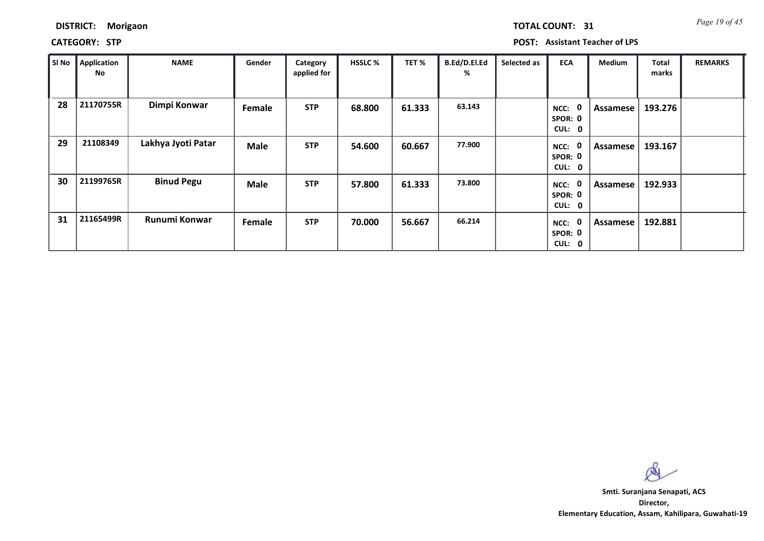**DISTRICT:** Morigaon

**TOTAL COUNT:** 31

**CATEGORY:** STP

**POST:** Assistant Teacher of LPS

| Sl No | Application No | NAME | Gender | Category applied for | HSSLC % | TET % | B.Ed/D.El.Ed % | Selected as | ECA | Medium | Total marks | REMARKS |
|---|---|---|---|---|---|---|---|---|---|---|---|---|
| 28 | 21170755R | Dimpi Konwar | Female | STP | 68.800 | 61.333 | 63.143 | | NCC: 0 SPOR: 0 CUL: 0 | Assamese | 193.276 | |
| 29 | 21108349 | Lakhya Jyoti Patar | Male | STP | 54.600 | 60.667 | 77.900 | | NCC: 0 SPOR: 0 CUL: 0 | Assamese | 193.167 | |
| 30 | 21199765R | Binud Pegu | Male | STP | 57.800 | 61.333 | 73.800 | | NCC: 0 SPOR: 0 CUL: 0 | Assamese | 192.933 | |
| 31 | 21165499R | Runumi Konwar | Female | STP | 70.000 | 56.667 | 66.214 | | NCC: 0 SPOR: 0 CUL: 0 | Assamese | 192.881 | |

**Smti. Suranjana Senapati, ACS**
**Director,**
**Elementary Education, Assam, Kahilipara, Guwahati-19**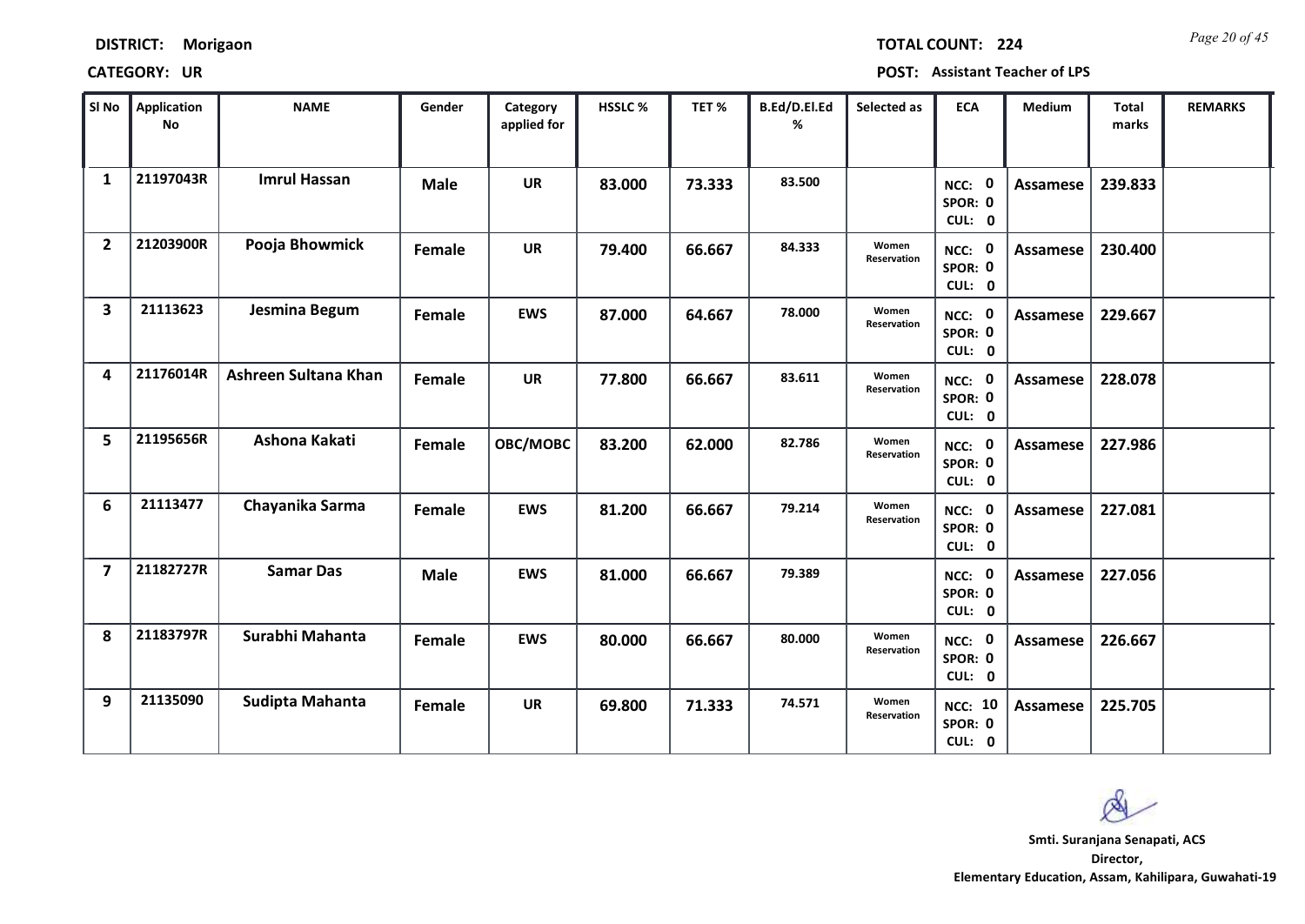**DISTRICT:** Morigaon **TOTAL COUNT:** 224

**CATEGORY:** UR **POST:** Assistant Teacher of LPS

| Sl No | Application No | NAME | Gender | Category applied for | HSSLC % | TET % | B.Ed/D.El.Ed % | Selected as | ECA | Medium | Total marks | REMARKS |
|---|---|---|---|---|---|---|---|---|---|---|---|---|
| 1 | 21197043R | Imrul Hassan | Male | UR | 83.000 | 73.333 | 83.500 | | NCC: 0 SPOR: 0 CUL: 0 | Assamese | 239.833 | |
| 2 | 21203900R | Pooja Bhowmick | Female | UR | 79.400 | 66.667 | 84.333 | Women Reservation | NCC: 0 SPOR: 0 CUL: 0 | Assamese | 230.400 | |
| 3 | 21113623 | Jesmina Begum | Female | EWS | 87.000 | 64.667 | 78.000 | Women Reservation | NCC: 0 SPOR: 0 CUL: 0 | Assamese | 229.667 | |
| 4 | 21176014R | Ashreen Sultana Khan | Female | UR | 77.800 | 66.667 | 83.611 | Women Reservation | NCC: 0 SPOR: 0 CUL: 0 | Assamese | 228.078 | |
| 5 | 21195656R | Ashona Kakati | Female | OBC/MOBC | 83.200 | 62.000 | 82.786 | Women Reservation | NCC: 0 SPOR: 0 CUL: 0 | Assamese | 227.986 | |
| 6 | 21113477 | Chayanika Sarma | Female | EWS | 81.200 | 66.667 | 79.214 | Women Reservation | NCC: 0 SPOR: 0 CUL: 0 | Assamese | 227.081 | |
| 7 | 21182727R | Samar Das | Male | EWS | 81.000 | 66.667 | 79.389 | | NCC: 0 SPOR: 0 CUL: 0 | Assamese | 227.056 | |
| 8 | 21183797R | Surabhi Mahanta | Female | EWS | 80.000 | 66.667 | 80.000 | Women Reservation | NCC: 0 SPOR: 0 CUL: 0 | Assamese | 226.667 | |
| 9 | 21135090 | Sudipta Mahanta | Female | UR | 69.800 | 71.333 | 74.571 | Women Reservation | NCC: 10 SPOR: 0 CUL: 0 | Assamese | 225.705 | |

**Smti. Suranjana Senapati, ACS**
**Director,**
**Elementary Education, Assam, Kahilipara, Guwahati-19**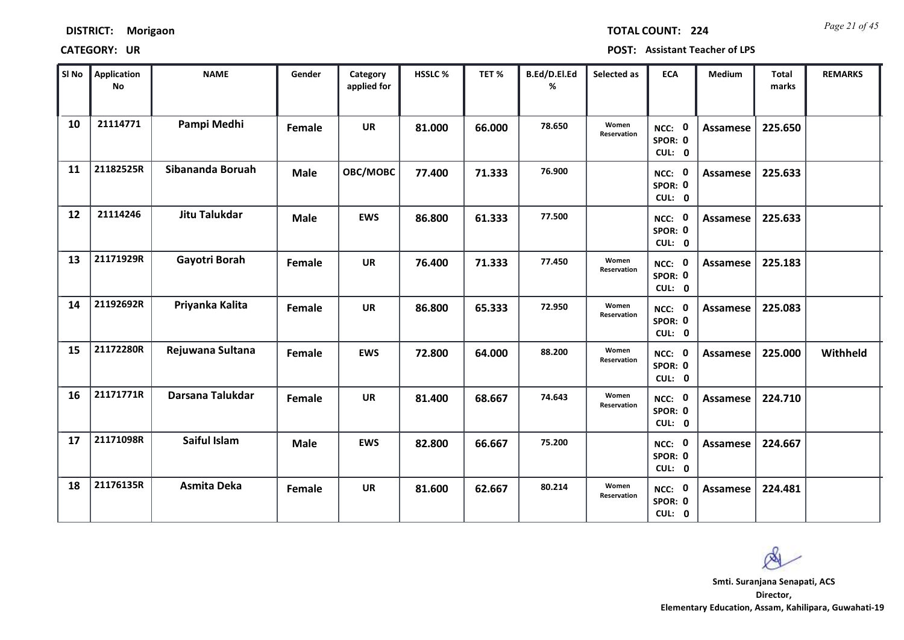**DISTRICT:** Morigaon

**TOTAL COUNT:** 224

**CATEGORY:** UR

**POST:** Assistant Teacher of LPS

| Sl No | Application No | NAME | Gender | Category applied for | HSSLC % | TET % | B.Ed/D.El.Ed % | Selected as | ECA | Medium | Total marks | REMARKS |
|---|---|---|---|---|---|---|---|---|---|---|---|---|
| 10 | 21114771 | Pampi Medhi | Female | UR | 81.000 | 66.000 | 78.650 | Women Reservation | NCC: 0 SPOR: 0 CUL: 0 | Assamese | 225.650 | |
| 11 | 21182525R | Sibananda Boruah | Male | OBC/MOBC | 77.400 | 71.333 | 76.900 | | NCC: 0 SPOR: 0 CUL: 0 | Assamese | 225.633 | |
| 12 | 21114246 | Jitu Talukdar | Male | EWS | 86.800 | 61.333 | 77.500 | | NCC: 0 SPOR: 0 CUL: 0 | Assamese | 225.633 | |
| 13 | 21171929R | Gayotri Borah | Female | UR | 76.400 | 71.333 | 77.450 | Women Reservation | NCC: 0 SPOR: 0 CUL: 0 | Assamese | 225.183 | |
| 14 | 21192692R | Priyanka Kalita | Female | UR | 86.800 | 65.333 | 72.950 | Women Reservation | NCC: 0 SPOR: 0 CUL: 0 | Assamese | 225.083 | |
| 15 | 21172280R | Rejuwana Sultana | Female | EWS | 72.800 | 64.000 | 88.200 | Women Reservation | NCC: 0 SPOR: 0 CUL: 0 | Assamese | 225.000 | Withheld |
| 16 | 21171771R | Darsana Talukdar | Female | UR | 81.400 | 68.667 | 74.643 | Women Reservation | NCC: 0 SPOR: 0 CUL: 0 | Assamese | 224.710 | |
| 17 | 21171098R | Saiful Islam | Male | EWS | 82.800 | 66.667 | 75.200 | | NCC: 0 SPOR: 0 CUL: 0 | Assamese | 224.667 | |
| 18 | 21176135R | Asmita Deka | Female | UR | 81.600 | 62.667 | 80.214 | Women Reservation | NCC: 0 SPOR: 0 CUL: 0 | Assamese | 224.481 | |

**Smti. Suranjana Senapati, ACS**
**Director,**
**Elementary Education, Assam, Kahilipara, Guwahati-19**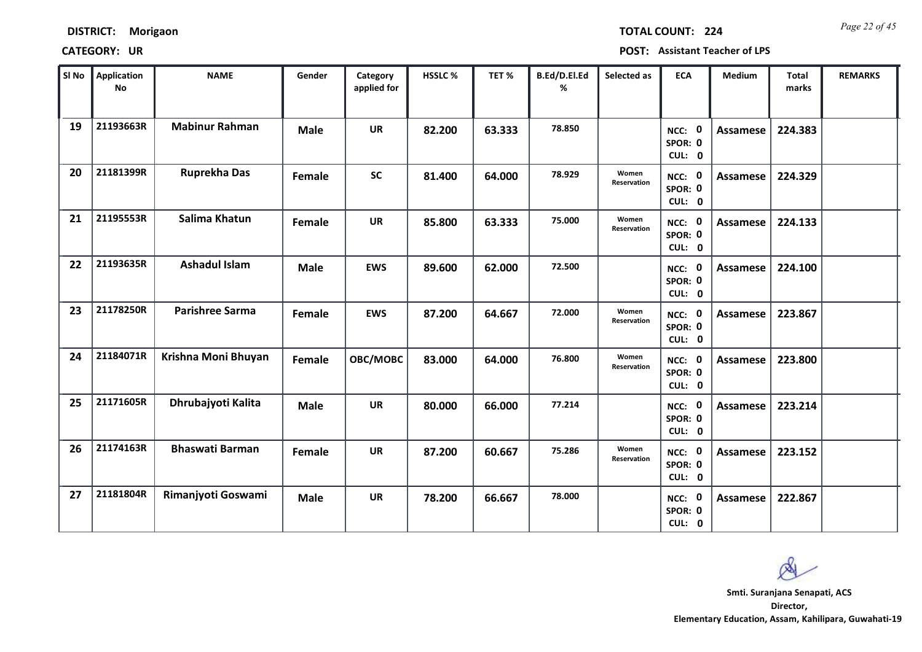**DISTRICT:** Morigaon **TOTAL COUNT:** 224

**CATEGORY:** UR **POST:** Assistant Teacher of LPS

| Sl No | Application No | NAME | Gender | Category applied for | HSSLC % | TET % | B.Ed/D.El.Ed % | Selected as | ECA | Medium | Total marks | REMARKS |
|---|---|---|---|---|---|---|---|---|---|---|---|---|
| 19 | 21193663R | Mabinur Rahman | Male | UR | 82.200 | 63.333 | 78.850 | | NCC: 0 SPOR: 0 CUL: 0 | Assamese | 224.383 | |
| 20 | 21181399R | Ruprekha Das | Female | SC | 81.400 | 64.000 | 78.929 | Women Reservation | NCC: 0 SPOR: 0 CUL: 0 | Assamese | 224.329 | |
| 21 | 21195553R | Salima Khatun | Female | UR | 85.800 | 63.333 | 75.000 | Women Reservation | NCC: 0 SPOR: 0 CUL: 0 | Assamese | 224.133 | |
| 22 | 21193635R | Ashadul Islam | Male | EWS | 89.600 | 62.000 | 72.500 | | NCC: 0 SPOR: 0 CUL: 0 | Assamese | 224.100 | |
| 23 | 21178250R | Parishree Sarma | Female | EWS | 87.200 | 64.667 | 72.000 | Women Reservation | NCC: 0 SPOR: 0 CUL: 0 | Assamese | 223.867 | |
| 24 | 21184071R | Krishna Moni Bhuyan | Female | OBC/MOBC | 83.000 | 64.000 | 76.800 | Women Reservation | NCC: 0 SPOR: 0 CUL: 0 | Assamese | 223.800 | |
| 25 | 21171605R | Dhrubajyoti Kalita | Male | UR | 80.000 | 66.000 | 77.214 | | NCC: 0 SPOR: 0 CUL: 0 | Assamese | 223.214 | |
| 26 | 21174163R | Bhaswati Barman | Female | UR | 87.200 | 60.667 | 75.286 | Women Reservation | NCC: 0 SPOR: 0 CUL: 0 | Assamese | 223.152 | |
| 27 | 21181804R | Rimanjyoti Goswami | Male | UR | 78.200 | 66.667 | 78.000 | | NCC: 0 SPOR: 0 CUL: 0 | Assamese | 222.867 | |

**Smti. Suranjana Senapati, ACS**
**Director,**
**Elementary Education, Assam, Kahilipara, Guwahati-19**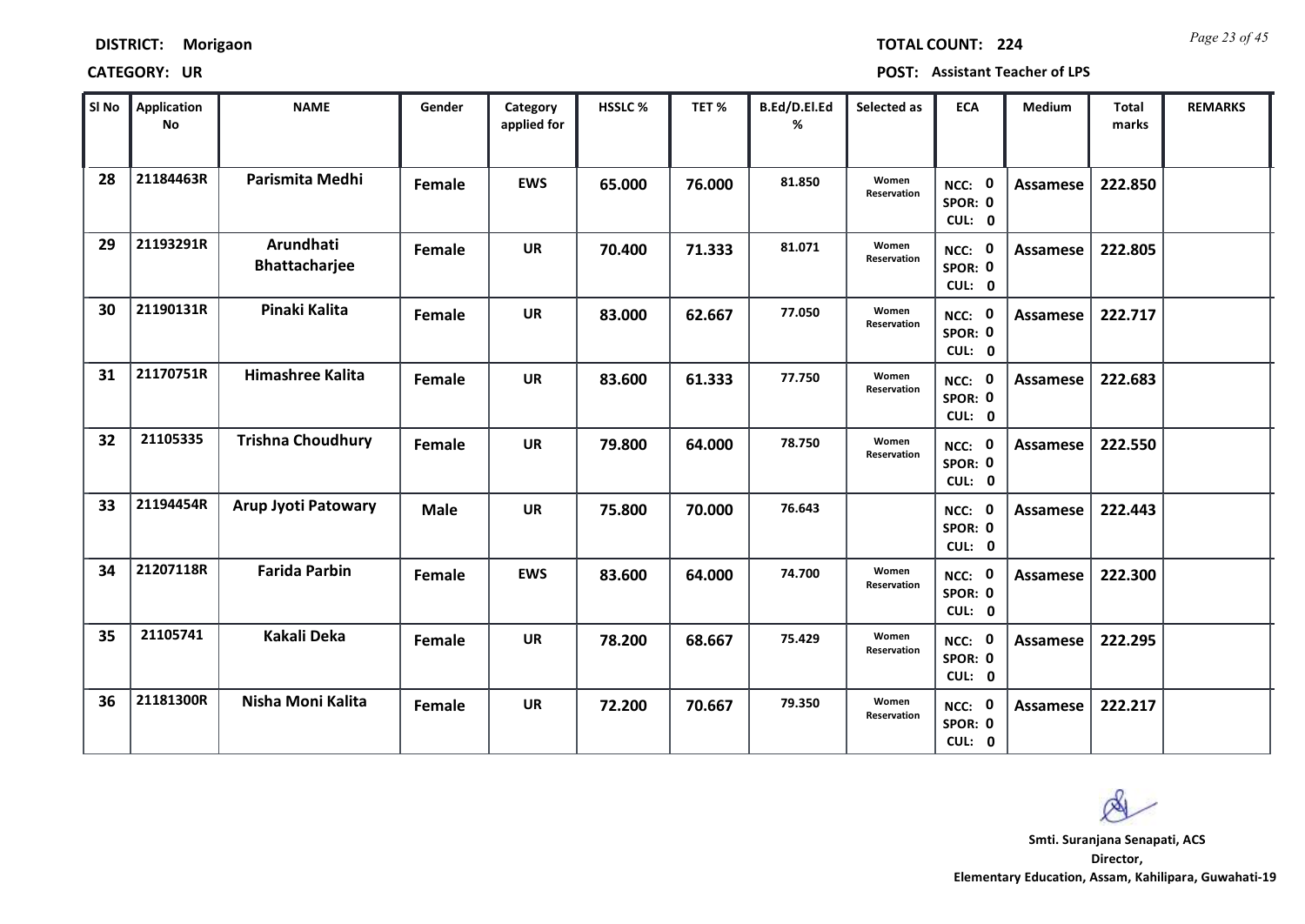**DISTRICT:** Morigaon **TOTAL COUNT:** 224

**CATEGORY:** UR **POST:** Assistant Teacher of LPS

| Sl No | Application No | NAME | Gender | Category applied for | HSSLC % | TET % | B.Ed/D.El.Ed % | Selected as | ECA | Medium | Total marks | REMARKS |
|---|---|---|---|---|---|---|---|---|---|---|---|---|
| 28 | 21184463R | Parismita Medhi | Female | EWS | 65.000 | 76.000 | 81.850 | Women Reservation | NCC: 0 SPOR: 0 CUL: 0 | Assamese | 222.850 | |
| 29 | 21193291R | Arundhati Bhattacharjee | Female | UR | 70.400 | 71.333 | 81.071 | Women Reservation | NCC: 0 SPOR: 0 CUL: 0 | Assamese | 222.805 | |
| 30 | 21190131R | Pinaki Kalita | Female | UR | 83.000 | 62.667 | 77.050 | Women Reservation | NCC: 0 SPOR: 0 CUL: 0 | Assamese | 222.717 | |
| 31 | 21170751R | Himashree Kalita | Female | UR | 83.600 | 61.333 | 77.750 | Women Reservation | NCC: 0 SPOR: 0 CUL: 0 | Assamese | 222.683 | |
| 32 | 21105335 | Trishna Choudhury | Female | UR | 79.800 | 64.000 | 78.750 | Women Reservation | NCC: 0 SPOR: 0 CUL: 0 | Assamese | 222.550 | |
| 33 | 21194454R | Arup Jyoti Patowary | Male | UR | 75.800 | 70.000 | 76.643 | | NCC: 0 SPOR: 0 CUL: 0 | Assamese | 222.443 | |
| 34 | 21207118R | Farida Parbin | Female | EWS | 83.600 | 64.000 | 74.700 | Women Reservation | NCC: 0 SPOR: 0 CUL: 0 | Assamese | 222.300 | |
| 35 | 21105741 | Kakali Deka | Female | UR | 78.200 | 68.667 | 75.429 | Women Reservation | NCC: 0 SPOR: 0 CUL: 0 | Assamese | 222.295 | |
| 36 | 21181300R | Nisha Moni Kalita | Female | UR | 72.200 | 70.667 | 79.350 | Women Reservation | NCC: 0 SPOR: 0 CUL: 0 | Assamese | 222.217 | |

**Smti. Suranjana Senapati, ACS**
**Director,**
**Elementary Education, Assam, Kahilipara, Guwahati-19**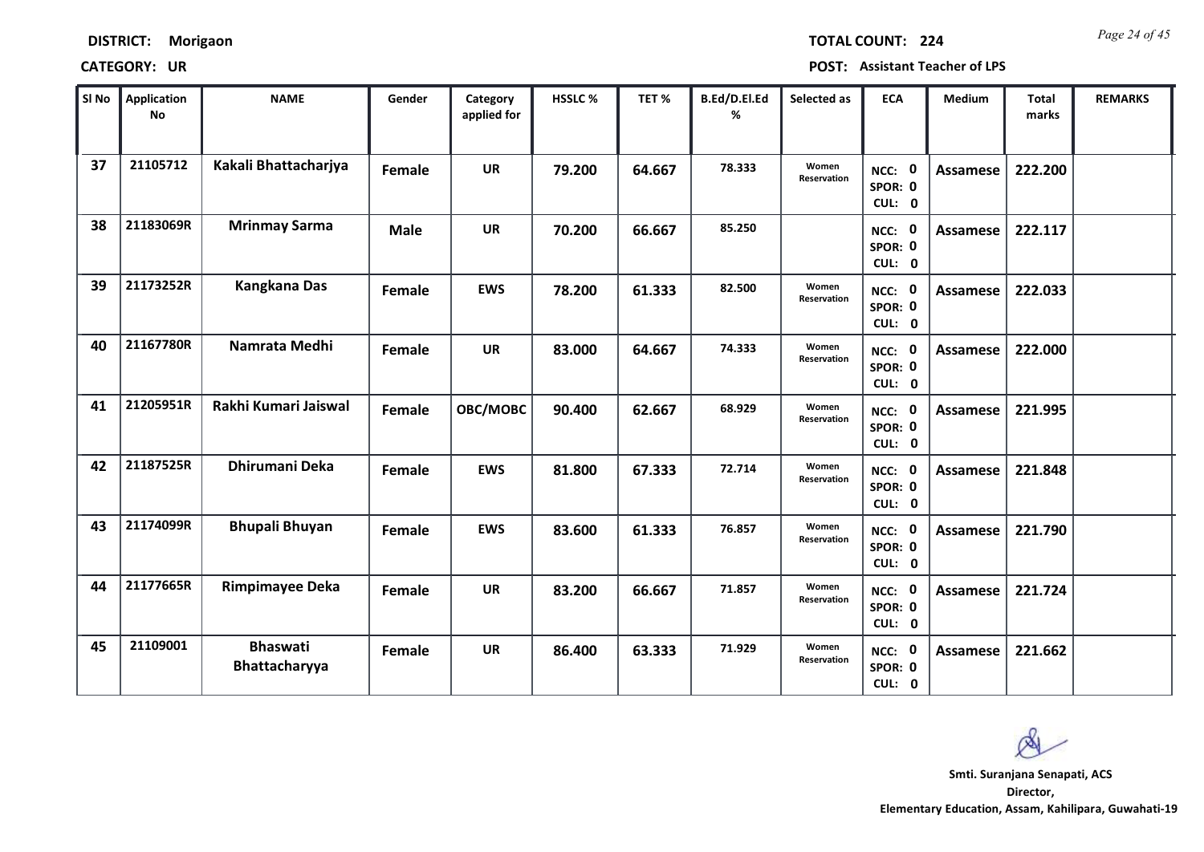**DISTRICT:** Morigaon **TOTAL COUNT:** 224

**CATEGORY:** UR **POST:** Assistant Teacher of LPS

| Sl No | Application No | NAME | Gender | Category applied for | HSSLC % | TET % | B.Ed/D.El.Ed % | Selected as | ECA | Medium | Total marks | REMARKS |
|---|---|---|---|---|---|---|---|---|---|---|---|---|
| 37 | 21105712 | Kakali Bhattacharjya | Female | UR | 79.200 | 64.667 | 78.333 | Women Reservation | NCC: 0 SPOR: 0 CUL: 0 | Assamese | 222.200 | |
| 38 | 21183069R | Mrinmay Sarma | Male | UR | 70.200 | 66.667 | 85.250 | | NCC: 0 SPOR: 0 CUL: 0 | Assamese | 222.117 | |
| 39 | 21173252R | Kangkana Das | Female | EWS | 78.200 | 61.333 | 82.500 | Women Reservation | NCC: 0 SPOR: 0 CUL: 0 | Assamese | 222.033 | |
| 40 | 21167780R | Namrata Medhi | Female | UR | 83.000 | 64.667 | 74.333 | Women Reservation | NCC: 0 SPOR: 0 CUL: 0 | Assamese | 222.000 | |
| 41 | 21205951R | Rakhi Kumari Jaiswal | Female | OBC/MOBC | 90.400 | 62.667 | 68.929 | Women Reservation | NCC: 0 SPOR: 0 CUL: 0 | Assamese | 221.995 | |
| 42 | 21187525R | Dhirumani Deka | Female | EWS | 81.800 | 67.333 | 72.714 | Women Reservation | NCC: 0 SPOR: 0 CUL: 0 | Assamese | 221.848 | |
| 43 | 21174099R | Bhupali Bhuyan | Female | EWS | 83.600 | 61.333 | 76.857 | Women Reservation | NCC: 0 SPOR: 0 CUL: 0 | Assamese | 221.790 | |
| 44 | 21177665R | Rimpimayee Deka | Female | UR | 83.200 | 66.667 | 71.857 | Women Reservation | NCC: 0 SPOR: 0 CUL: 0 | Assamese | 221.724 | |
| 45 | 21109001 | Bhaswati Bhattacharyya | Female | UR | 86.400 | 63.333 | 71.929 | Women Reservation | NCC: 0 SPOR: 0 CUL: 0 | Assamese | 221.662 | |

**Smti. Suranjana Senapati, ACS**
**Director,**
**Elementary Education, Assam, Kahilipara, Guwahati-19**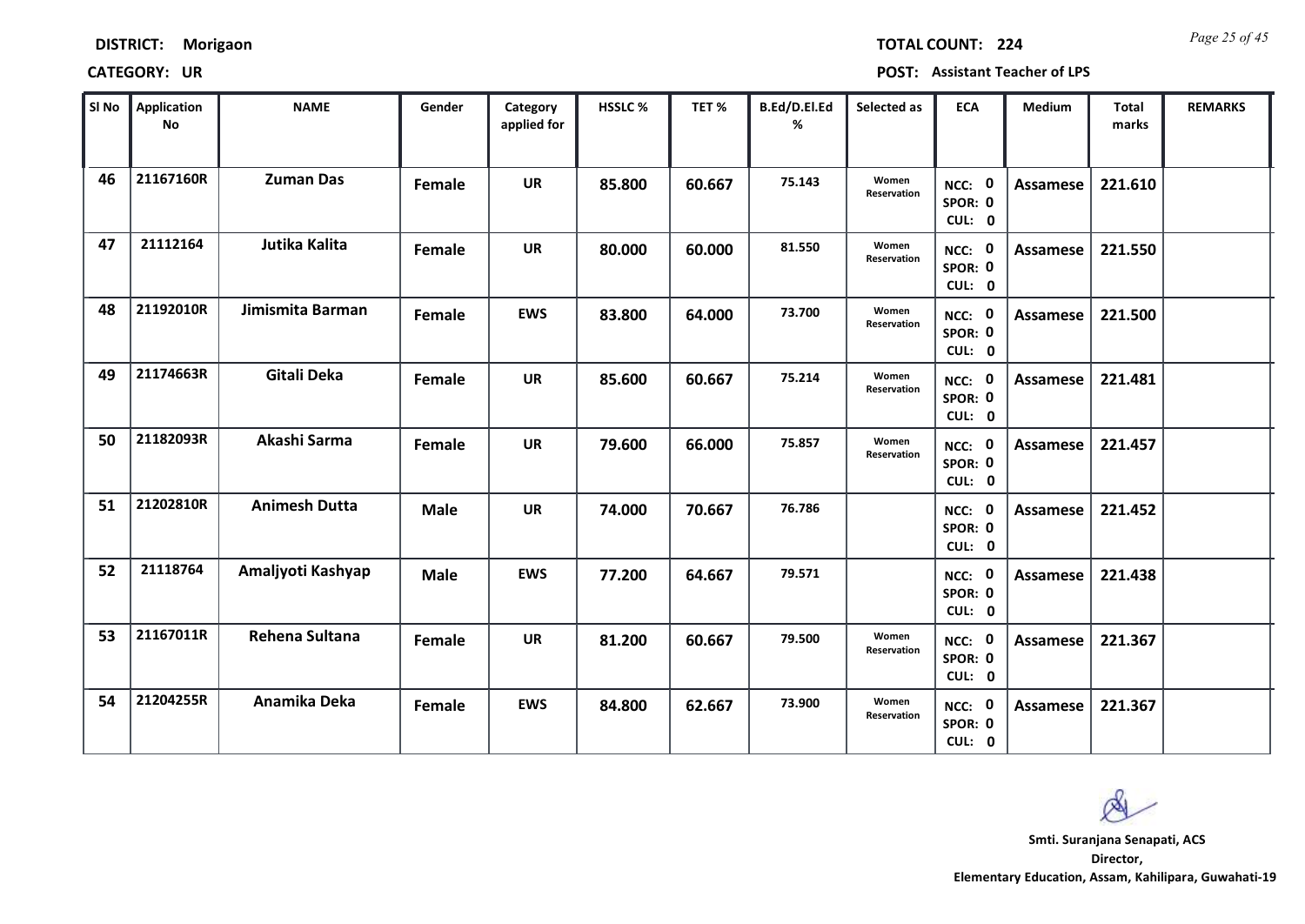**DISTRICT:** Morigaon

**TOTAL COUNT:** 224

**CATEGORY:** UR

**POST:** Assistant Teacher of LPS

| Sl No | Application No | NAME | Gender | Category applied for | HSSLC % | TET % | B.Ed/D.El.Ed % | Selected as | ECA | Medium | Total marks | REMARKS |
|---|---|---|---|---|---|---|---|---|---|---|---|---|
| 46 | 21167160R | Zuman Das | Female | UR | 85.800 | 60.667 | 75.143 | Women Reservation | NCC: 0 SPOR: 0 CUL: 0 | Assamese | 221.610 | |
| 47 | 21112164 | Jutika Kalita | Female | UR | 80.000 | 60.000 | 81.550 | Women Reservation | NCC: 0 SPOR: 0 CUL: 0 | Assamese | 221.550 | |
| 48 | 21192010R | Jimismita Barman | Female | EWS | 83.800 | 64.000 | 73.700 | Women Reservation | NCC: 0 SPOR: 0 CUL: 0 | Assamese | 221.500 | |
| 49 | 21174663R | Gitali Deka | Female | UR | 85.600 | 60.667 | 75.214 | Women Reservation | NCC: 0 SPOR: 0 CUL: 0 | Assamese | 221.481 | |
| 50 | 21182093R | Akashi Sarma | Female | UR | 79.600 | 66.000 | 75.857 | Women Reservation | NCC: 0 SPOR: 0 CUL: 0 | Assamese | 221.457 | |
| 51 | 21202810R | Animesh Dutta | Male | UR | 74.000 | 70.667 | 76.786 | | NCC: 0 SPOR: 0 CUL: 0 | Assamese | 221.452 | |
| 52 | 21118764 | Amaljyoti Kashyap | Male | EWS | 77.200 | 64.667 | 79.571 | | NCC: 0 SPOR: 0 CUL: 0 | Assamese | 221.438 | |
| 53 | 21167011R | Rehena Sultana | Female | UR | 81.200 | 60.667 | 79.500 | Women Reservation | NCC: 0 SPOR: 0 CUL: 0 | Assamese | 221.367 | |
| 54 | 21204255R | Anamika Deka | Female | EWS | 84.800 | 62.667 | 73.900 | Women Reservation | NCC: 0 SPOR: 0 CUL: 0 | Assamese | 221.367 | |

**Smti. Suranjana Senapati, ACS**
**Director,**
**Elementary Education, Assam, Kahilipara, Guwahati-19**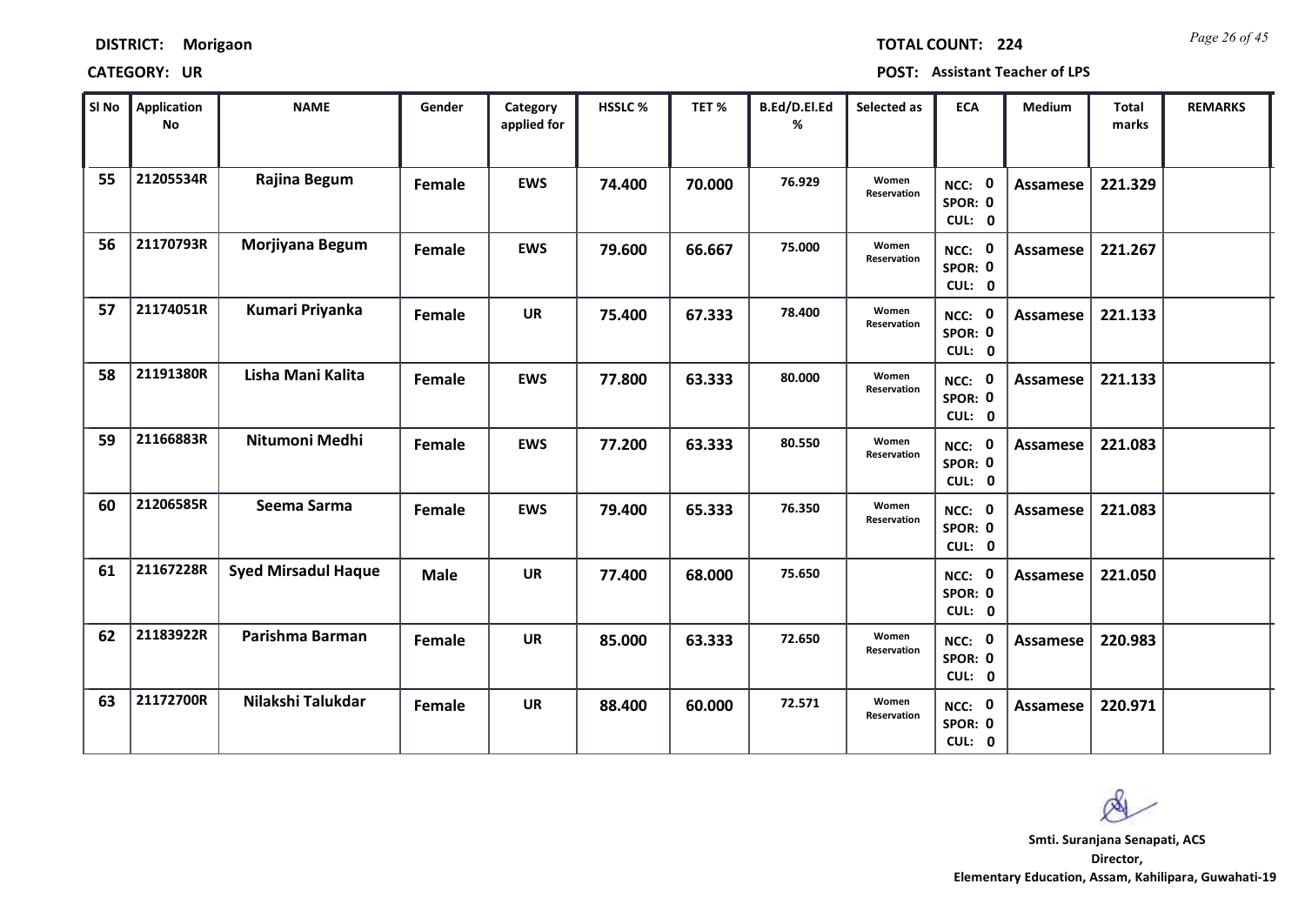**DISTRICT:** Morigaon **TOTAL COUNT:** 224

**CATEGORY:** UR **POST:** Assistant Teacher of LPS

| Sl No | Application No | NAME | Gender | Category applied for | HSSLC % | TET % | B.Ed/D.El.Ed % | Selected as | ECA | Medium | Total marks | REMARKS |
|---|---|---|---|---|---|---|---|---|---|---|---|---|
| 55 | 21205534R | Rajina Begum | Female | EWS | 74.400 | 70.000 | 76.929 | Women Reservation | NCC: 0 SPOR: 0 CUL: 0 | Assamese | 221.329 | |
| 56 | 21170793R | Morjiyana Begum | Female | EWS | 79.600 | 66.667 | 75.000 | Women Reservation | NCC: 0 SPOR: 0 CUL: 0 | Assamese | 221.267 | |
| 57 | 21174051R | Kumari Priyanka | Female | UR | 75.400 | 67.333 | 78.400 | Women Reservation | NCC: 0 SPOR: 0 CUL: 0 | Assamese | 221.133 | |
| 58 | 21191380R | Lisha Mani Kalita | Female | EWS | 77.800 | 63.333 | 80.000 | Women Reservation | NCC: 0 SPOR: 0 CUL: 0 | Assamese | 221.133 | |
| 59 | 21166883R | Nitumoni Medhi | Female | EWS | 77.200 | 63.333 | 80.550 | Women Reservation | NCC: 0 SPOR: 0 CUL: 0 | Assamese | 221.083 | |
| 60 | 21206585R | Seema Sarma | Female | EWS | 79.400 | 65.333 | 76.350 | Women Reservation | NCC: 0 SPOR: 0 CUL: 0 | Assamese | 221.083 | |
| 61 | 21167228R | Syed Mirsadul Haque | Male | UR | 77.400 | 68.000 | 75.650 | | NCC: 0 SPOR: 0 CUL: 0 | Assamese | 221.050 | |
| 62 | 21183922R | Parishma Barman | Female | UR | 85.000 | 63.333 | 72.650 | Women Reservation | NCC: 0 SPOR: 0 CUL: 0 | Assamese | 220.983 | |
| 63 | 21172700R | Nilakshi Talukdar | Female | UR | 88.400 | 60.000 | 72.571 | Women Reservation | NCC: 0 SPOR: 0 CUL: 0 | Assamese | 220.971 | |

**Smti. Suranjana Senapati, ACS**
**Director,**
**Elementary Education, Assam, Kahilipara, Guwahati-19**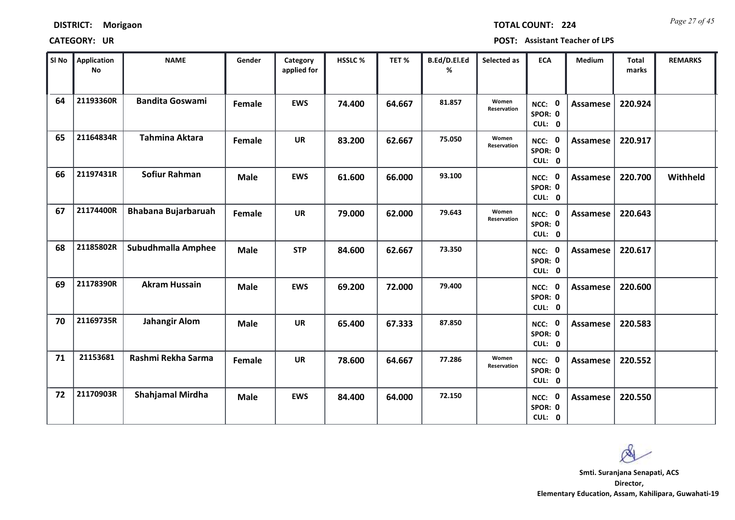**DISTRICT:** Morigaon

**TOTAL COUNT:** 224

**CATEGORY:** UR

**POST:** Assistant Teacher of LPS

| Sl No | Application No | NAME | Gender | Category applied for | HSSLC % | TET % | B.Ed/D.El.Ed % | Selected as | ECA | Medium | Total marks | REMARKS |
|---|---|---|---|---|---|---|---|---|---|---|---|---|
| 64 | 21193360R | Bandita Goswami | Female | EWS | 74.400 | 64.667 | 81.857 | Women Reservation | NCC: 0 SPOR: 0 CUL: 0 | Assamese | 220.924 | |
| 65 | 21164834R | Tahmina Aktara | Female | UR | 83.200 | 62.667 | 75.050 | Women Reservation | NCC: 0 SPOR: 0 CUL: 0 | Assamese | 220.917 | |
| 66 | 21197431R | Sofiur Rahman | Male | EWS | 61.600 | 66.000 | 93.100 | | NCC: 0 SPOR: 0 CUL: 0 | Assamese | 220.700 | Withheld |
| 67 | 21174400R | Bhabana Bujarbaruah | Female | UR | 79.000 | 62.000 | 79.643 | Women Reservation | NCC: 0 SPOR: 0 CUL: 0 | Assamese | 220.643 | |
| 68 | 21185802R | Subudhmalla Amphee | Male | STP | 84.600 | 62.667 | 73.350 | | NCC: 0 SPOR: 0 CUL: 0 | Assamese | 220.617 | |
| 69 | 21178390R | Akram Hussain | Male | EWS | 69.200 | 72.000 | 79.400 | | NCC: 0 SPOR: 0 CUL: 0 | Assamese | 220.600 | |
| 70 | 21169735R | Jahangir Alom | Male | UR | 65.400 | 67.333 | 87.850 | | NCC: 0 SPOR: 0 CUL: 0 | Assamese | 220.583 | |
| 71 | 21153681 | Rashmi Rekha Sarma | Female | UR | 78.600 | 64.667 | 77.286 | Women Reservation | NCC: 0 SPOR: 0 CUL: 0 | Assamese | 220.552 | |
| 72 | 21170903R | Shahjamal Mirdha | Male | EWS | 84.400 | 64.000 | 72.150 | | NCC: 0 SPOR: 0 CUL: 0 | Assamese | 220.550 | |

**Smti. Suranjana Senapati, ACS**

**Director,**

**Elementary Education, Assam, Kahilipara, Guwahati-19**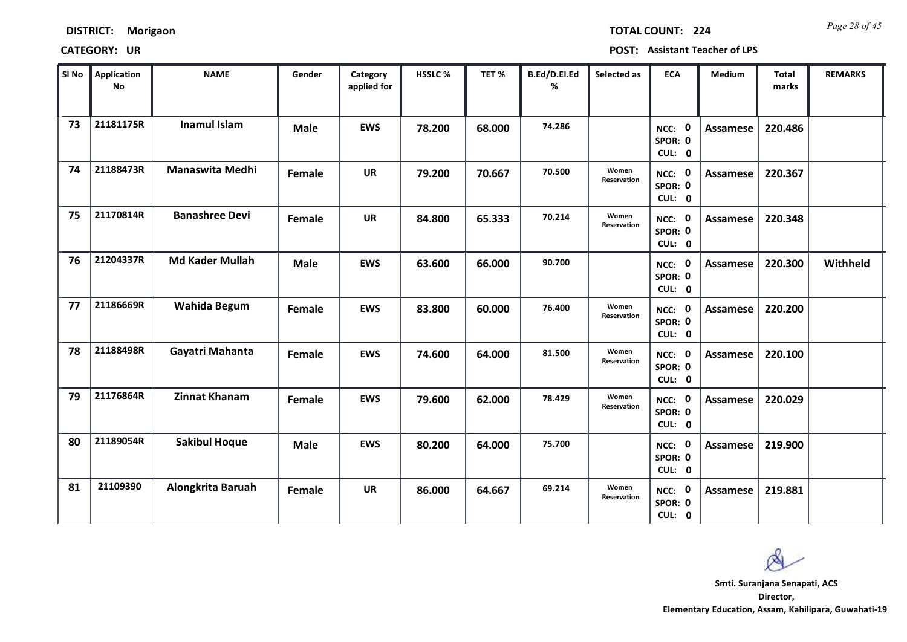**DISTRICT: Morigaon** **TOTAL COUNT: 224**

**CATEGORY: UR** **POST: Assistant Teacher of LPS**

| Sl No | Application No | NAME | Gender | Category applied for | HSSLC % | TET % | B.Ed/D.El.Ed % | Selected as | ECA | Medium | Total marks | REMARKS |
|---|---|---|---|---|---|---|---|---|---|---|---|---|
| 73 | 21181175R | Inamul Islam | Male | EWS | 78.200 | 68.000 | 74.286 | | NCC: 0 SPOR: 0 CUL: 0 | Assamese | 220.486 | |
| 74 | 21188473R | Manaswita Medhi | Female | UR | 79.200 | 70.667 | 70.500 | Women Reservation | NCC: 0 SPOR: 0 CUL: 0 | Assamese | 220.367 | |
| 75 | 21170814R | Banashree Devi | Female | UR | 84.800 | 65.333 | 70.214 | Women Reservation | NCC: 0 SPOR: 0 CUL: 0 | Assamese | 220.348 | |
| 76 | 21204337R | Md Kader Mullah | Male | EWS | 63.600 | 66.000 | 90.700 | | NCC: 0 SPOR: 0 CUL: 0 | Assamese | 220.300 | Withheld |
| 77 | 21186669R | Wahida Begum | Female | EWS | 83.800 | 60.000 | 76.400 | Women Reservation | NCC: 0 SPOR: 0 CUL: 0 | Assamese | 220.200 | |
| 78 | 21188498R | Gayatri Mahanta | Female | EWS | 74.600 | 64.000 | 81.500 | Women Reservation | NCC: 0 SPOR: 0 CUL: 0 | Assamese | 220.100 | |
| 79 | 21176864R | Zinnat Khanam | Female | EWS | 79.600 | 62.000 | 78.429 | Women Reservation | NCC: 0 SPOR: 0 CUL: 0 | Assamese | 220.029 | |
| 80 | 21189054R | Sakibul Hoque | Male | EWS | 80.200 | 64.000 | 75.700 | | NCC: 0 SPOR: 0 CUL: 0 | Assamese | 219.900 | |
| 81 | 21109390 | Alongkrita Baruah | Female | UR | 86.000 | 64.667 | 69.214 | Women Reservation | NCC: 0 SPOR: 0 CUL: 0 | Assamese | 219.881 | |

**Smti. Suranjana Senapati, ACS**
**Director,**
**Elementary Education, Assam, Kahilipara, Guwahati-19**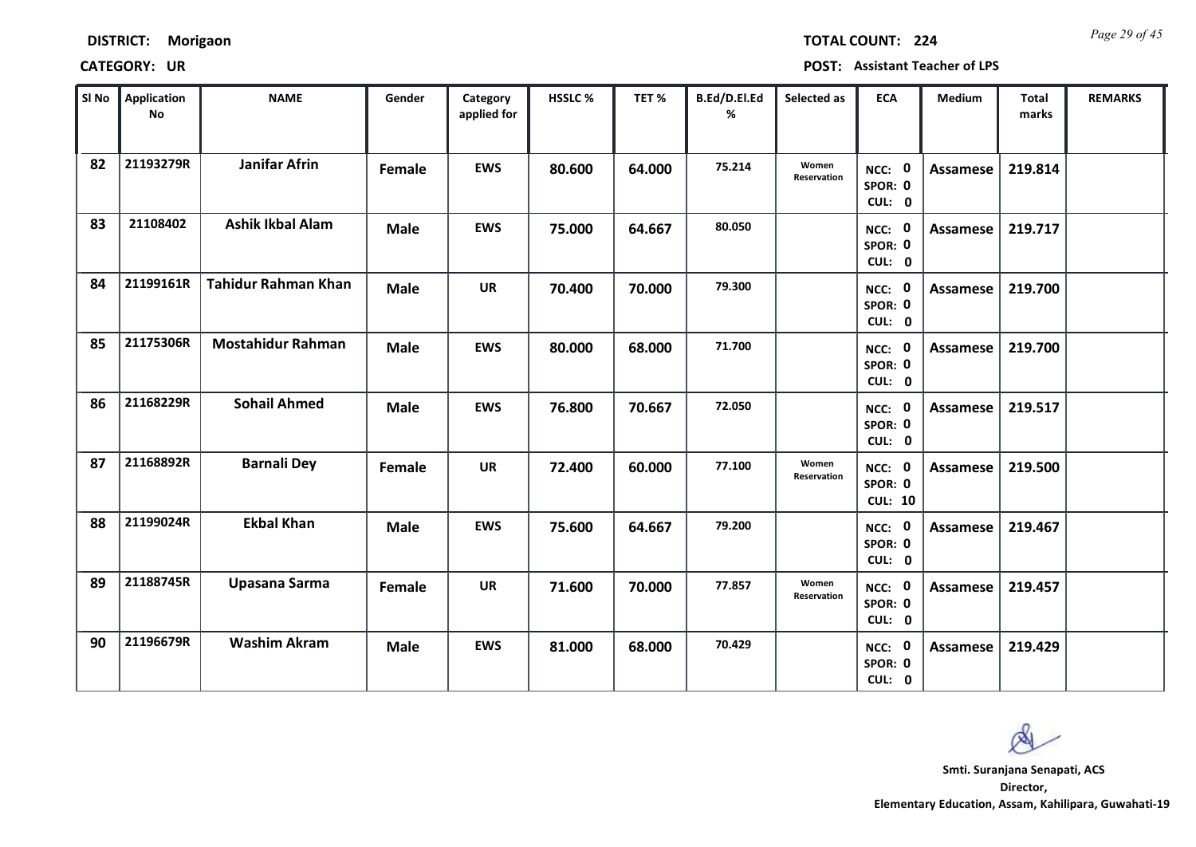**DISTRICT:** Morigaon **TOTAL COUNT:** 224

**CATEGORY:** UR **POST:** Assistant Teacher of LPS

| Sl No | Application No | NAME | Gender | Category applied for | HSSLC % | TET % | B.Ed/D.El.Ed % | Selected as | ECA | Medium | Total marks | REMARKS |
|---|---|---|---|---|---|---|---|---|---|---|---|---|
| 82 | 21193279R | Janifar Afrin | Female | EWS | 80.600 | 64.000 | 75.214 | Women Reservation | NCC: 0 SPOR: 0 CUL: 0 | Assamese | 219.814 | |
| 83 | 21108402 | Ashik Ikbal Alam | Male | EWS | 75.000 | 64.667 | 80.050 | | NCC: 0 SPOR: 0 CUL: 0 | Assamese | 219.717 | |
| 84 | 21199161R | Tahidur Rahman Khan | Male | UR | 70.400 | 70.000 | 79.300 | | NCC: 0 SPOR: 0 CUL: 0 | Assamese | 219.700 | |
| 85 | 21175306R | Mostahidur Rahman | Male | EWS | 80.000 | 68.000 | 71.700 | | NCC: 0 SPOR: 0 CUL: 0 | Assamese | 219.700 | |
| 86 | 21168229R | Sohail Ahmed | Male | EWS | 76.800 | 70.667 | 72.050 | | NCC: 0 SPOR: 0 CUL: 0 | Assamese | 219.517 | |
| 87 | 21168892R | Barnali Dey | Female | UR | 72.400 | 60.000 | 77.100 | Women Reservation | NCC: 0 SPOR: 0 CUL: 10 | Assamese | 219.500 | |
| 88 | 21199024R | Ekbal Khan | Male | EWS | 75.600 | 64.667 | 79.200 | | NCC: 0 SPOR: 0 CUL: 0 | Assamese | 219.467 | |
| 89 | 21188745R | Upasana Sarma | Female | UR | 71.600 | 70.000 | 77.857 | Women Reservation | NCC: 0 SPOR: 0 CUL: 0 | Assamese | 219.457 | |
| 90 | 21196679R | Washim Akram | Male | EWS | 81.000 | 68.000 | 70.429 | | NCC: 0 SPOR: 0 CUL: 0 | Assamese | 219.429 | |

**Smti. Suranjana Senapati, ACS**
**Director,**
**Elementary Education, Assam, Kahilipara, Guwahati-19**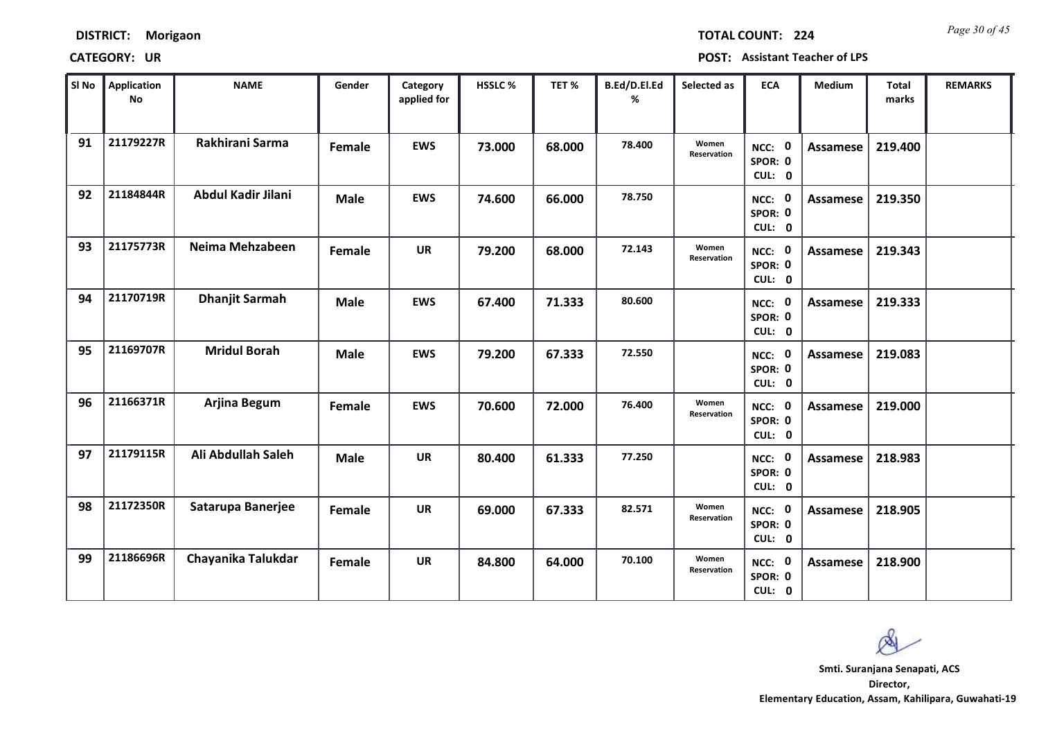**DISTRICT:** Morigaon **TOTAL COUNT:** 224

**CATEGORY:** UR **POST:** Assistant Teacher of LPS

| Sl No | Application No | NAME | Gender | Category applied for | HSSLC % | TET % | B.Ed/D.El.Ed % | Selected as | ECA | Medium | Total marks | REMARKS |
|---|---|---|---|---|---|---|---|---|---|---|---|---|
| 91 | 21179227R | Rakhirani Sarma | Female | EWS | 73.000 | 68.000 | 78.400 | Women Reservation | NCC: 0 SPOR: 0 CUL: 0 | Assamese | 219.400 | |
| 92 | 21184844R | Abdul Kadir Jilani | Male | EWS | 74.600 | 66.000 | 78.750 | | NCC: 0 SPOR: 0 CUL: 0 | Assamese | 219.350 | |
| 93 | 21175773R | Neima Mehzabeen | Female | UR | 79.200 | 68.000 | 72.143 | Women Reservation | NCC: 0 SPOR: 0 CUL: 0 | Assamese | 219.343 | |
| 94 | 21170719R | Dhanjit Sarmah | Male | EWS | 67.400 | 71.333 | 80.600 | | NCC: 0 SPOR: 0 CUL: 0 | Assamese | 219.333 | |
| 95 | 21169707R | Mridul Borah | Male | EWS | 79.200 | 67.333 | 72.550 | | NCC: 0 SPOR: 0 CUL: 0 | Assamese | 219.083 | |
| 96 | 21166371R | Arjina Begum | Female | EWS | 70.600 | 72.000 | 76.400 | Women Reservation | NCC: 0 SPOR: 0 CUL: 0 | Assamese | 219.000 | |
| 97 | 21179115R | Ali Abdullah Saleh | Male | UR | 80.400 | 61.333 | 77.250 | | NCC: 0 SPOR: 0 CUL: 0 | Assamese | 218.983 | |
| 98 | 21172350R | Satarupa Banerjee | Female | UR | 69.000 | 67.333 | 82.571 | Women Reservation | NCC: 0 SPOR: 0 CUL: 0 | Assamese | 218.905 | |
| 99 | 21186696R | Chayanika Talukdar | Female | UR | 84.800 | 64.000 | 70.100 | Women Reservation | NCC: 0 SPOR: 0 CUL: 0 | Assamese | 218.900 | |

**Smti. Suranjana Senapati, ACS**
**Director,**
**Elementary Education, Assam, Kahilipara, Guwahati-19**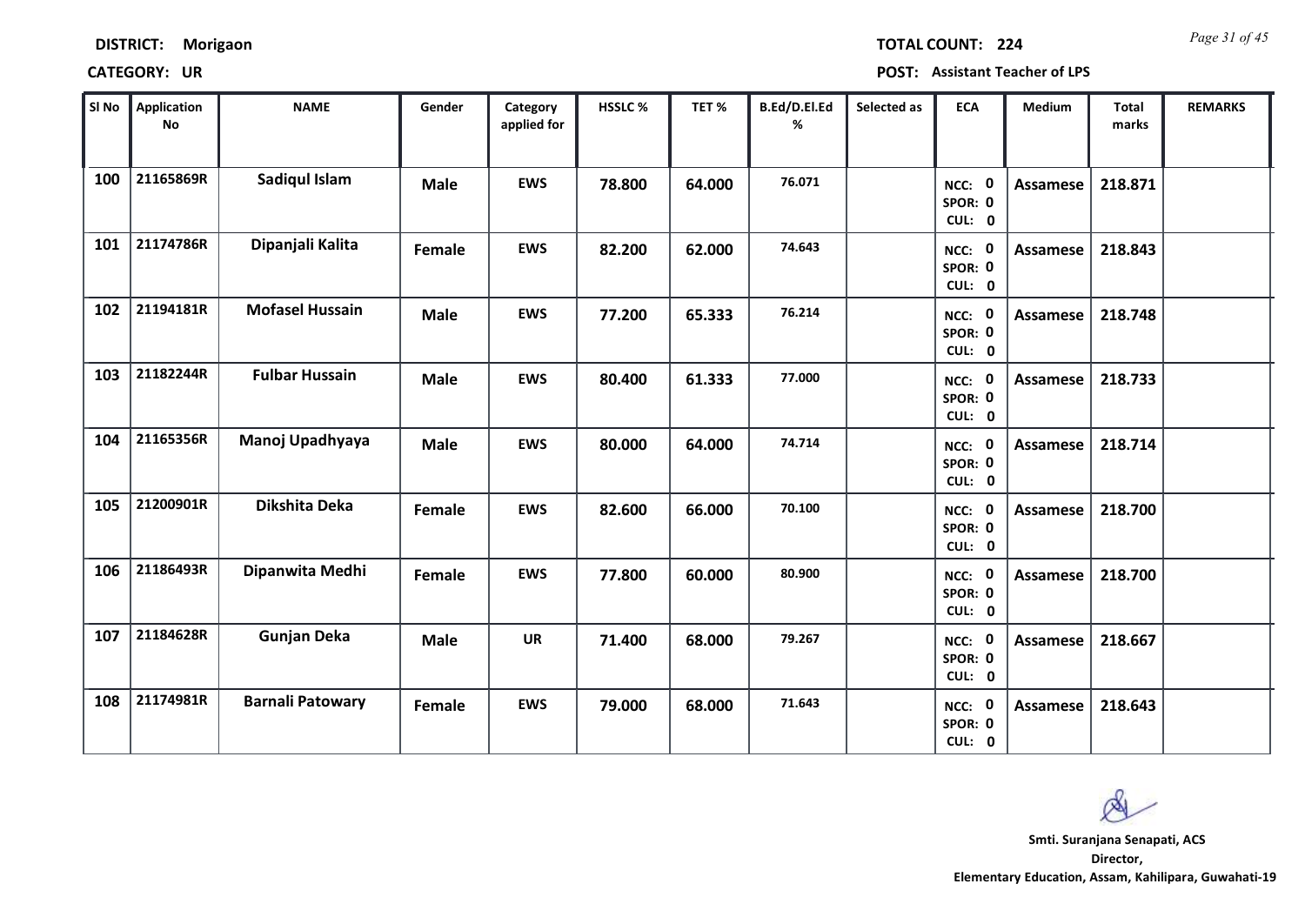**DISTRICT:** Morigaon **TOTAL COUNT:** 224

**CATEGORY:** UR **POST:** Assistant Teacher of LPS

| Sl No | Application No | NAME | Gender | Category applied for | HSSLC % | TET % | B.Ed/D.El.Ed % | Selected as | ECA | Medium | Total marks | REMARKS |
|---|---|---|---|---|---|---|---|---|---|---|---|---|
| 100 | 21165869R | Sadiqul Islam | Male | EWS | 78.800 | 64.000 | 76.071 | | NCC: 0 SPOR: 0 CUL: 0 | Assamese | 218.871 | |
| 101 | 21174786R | Dipanjali Kalita | Female | EWS | 82.200 | 62.000 | 74.643 | | NCC: 0 SPOR: 0 CUL: 0 | Assamese | 218.843 | |
| 102 | 21194181R | Mofasel Hussain | Male | EWS | 77.200 | 65.333 | 76.214 | | NCC: 0 SPOR: 0 CUL: 0 | Assamese | 218.748 | |
| 103 | 21182244R | Fulbar Hussain | Male | EWS | 80.400 | 61.333 | 77.000 | | NCC: 0 SPOR: 0 CUL: 0 | Assamese | 218.733 | |
| 104 | 21165356R | Manoj Upadhyaya | Male | EWS | 80.000 | 64.000 | 74.714 | | NCC: 0 SPOR: 0 CUL: 0 | Assamese | 218.714 | |
| 105 | 21200901R | Dikshita Deka | Female | EWS | 82.600 | 66.000 | 70.100 | | NCC: 0 SPOR: 0 CUL: 0 | Assamese | 218.700 | |
| 106 | 21186493R | Dipanwita Medhi | Female | EWS | 77.800 | 60.000 | 80.900 | | NCC: 0 SPOR: 0 CUL: 0 | Assamese | 218.700 | |
| 107 | 21184628R | Gunjan Deka | Male | UR | 71.400 | 68.000 | 79.267 | | NCC: 0 SPOR: 0 CUL: 0 | Assamese | 218.667 | |
| 108 | 21174981R | Barnali Patowary | Female | EWS | 79.000 | 68.000 | 71.643 | | NCC: 0 SPOR: 0 CUL: 0 | Assamese | 218.643 | |

**Smti. Suranjana Senapati, ACS**
**Director,**
**Elementary Education, Assam, Kahilipara, Guwahati-19**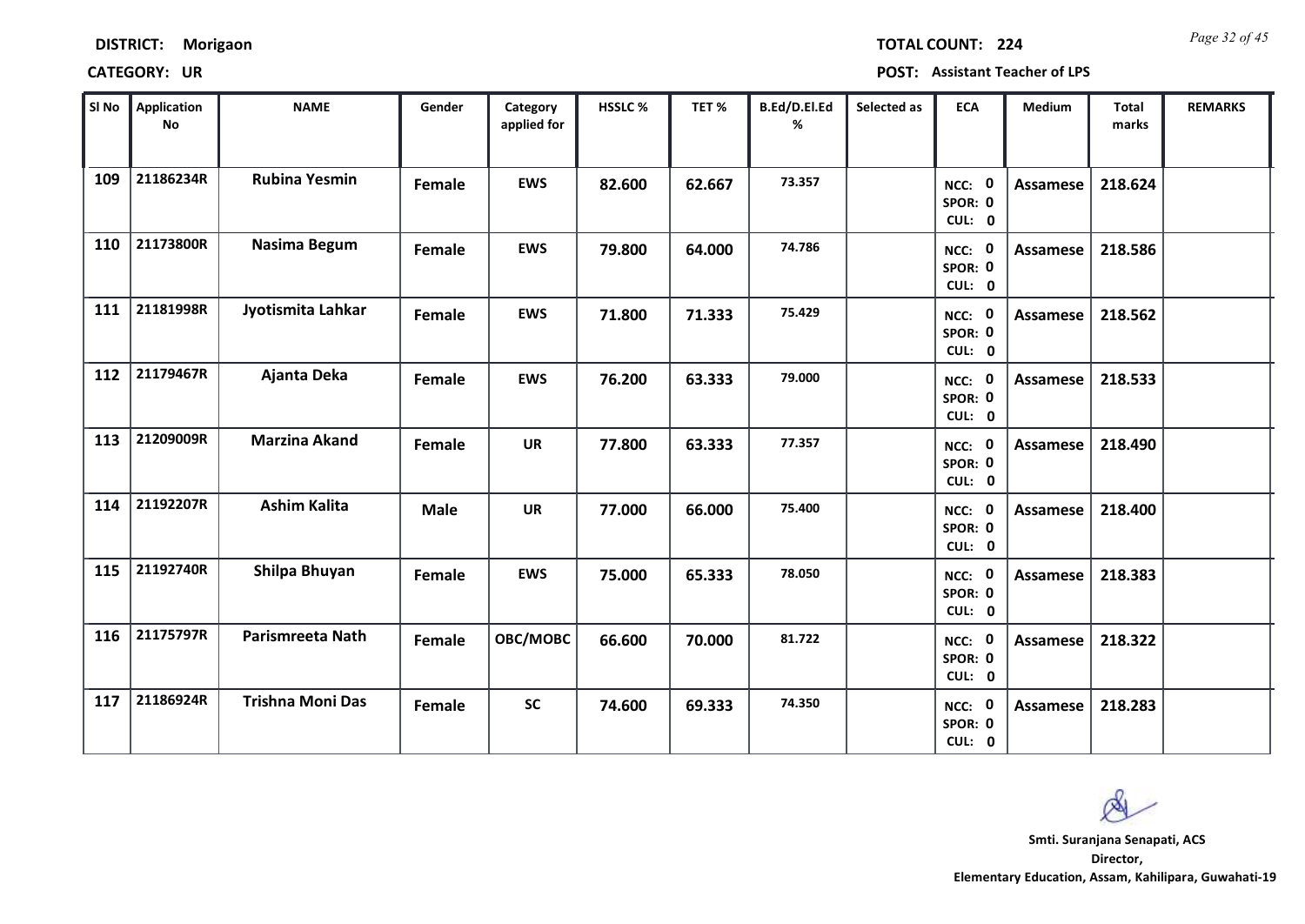**DISTRICT:** Morigaon

**TOTAL COUNT:** 224

**CATEGORY:** UR

**POST:** Assistant Teacher of LPS

| Sl No | Application No | NAME | Gender | Category applied for | HSSLC % | TET % | B.Ed/D.El.Ed % | Selected as | ECA | Medium | Total marks | REMARKS |
|---|---|---|---|---|---|---|---|---|---|---|---|---|
| 109 | 21186234R | Rubina Yesmin | Female | EWS | 82.600 | 62.667 | 73.357 | | NCC: 0 SPOR: 0 CUL: 0 | Assamese | 218.624 | |
| 110 | 21173800R | Nasima Begum | Female | EWS | 79.800 | 64.000 | 74.786 | | NCC: 0 SPOR: 0 CUL: 0 | Assamese | 218.586 | |
| 111 | 21181998R | Jyotismita Lahkar | Female | EWS | 71.800 | 71.333 | 75.429 | | NCC: 0 SPOR: 0 CUL: 0 | Assamese | 218.562 | |
| 112 | 21179467R | Ajanta Deka | Female | EWS | 76.200 | 63.333 | 79.000 | | NCC: 0 SPOR: 0 CUL: 0 | Assamese | 218.533 | |
| 113 | 21209009R | Marzina Akand | Female | UR | 77.800 | 63.333 | 77.357 | | NCC: 0 SPOR: 0 CUL: 0 | Assamese | 218.490 | |
| 114 | 21192207R | Ashim Kalita | Male | UR | 77.000 | 66.000 | 75.400 | | NCC: 0 SPOR: 0 CUL: 0 | Assamese | 218.400 | |
| 115 | 21192740R | Shilpa Bhuyan | Female | EWS | 75.000 | 65.333 | 78.050 | | NCC: 0 SPOR: 0 CUL: 0 | Assamese | 218.383 | |
| 116 | 21175797R | Parismreeta Nath | Female | OBC/MOBC | 66.600 | 70.000 | 81.722 | | NCC: 0 SPOR: 0 CUL: 0 | Assamese | 218.322 | |
| 117 | 21186924R | Trishna Moni Das | Female | SC | 74.600 | 69.333 | 74.350 | | NCC: 0 SPOR: 0 CUL: 0 | Assamese | 218.283 | |

**Smti. Suranjana Senapati, ACS**
**Director,**
**Elementary Education, Assam, Kahilipara, Guwahati-19**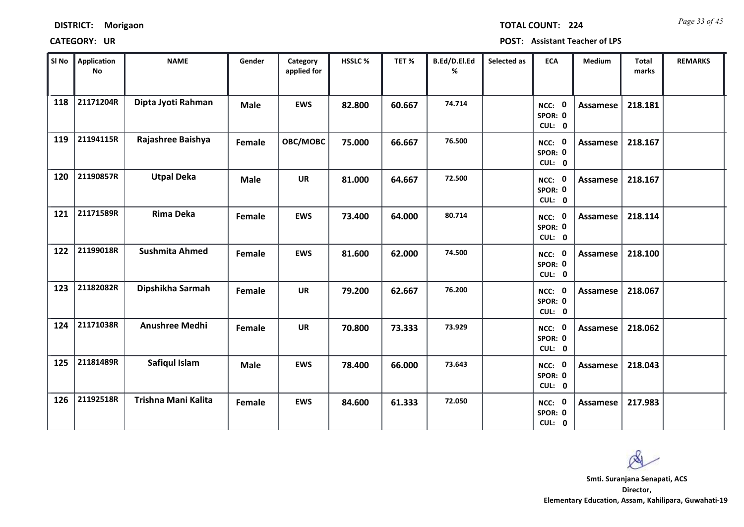**DISTRICT:** Morigaon **TOTAL COUNT:** 224

**CATEGORY:** UR **POST:** Assistant Teacher of LPS

| Sl No | Application No | NAME | Gender | Category applied for | HSSLC % | TET % | B.Ed/D.El.Ed % | Selected as | ECA | Medium | Total marks | REMARKS |
|---|---|---|---|---|---|---|---|---|---|---|---|---|
| 118 | 21171204R | Dipta Jyoti Rahman | Male | EWS | 82.800 | 60.667 | 74.714 | | NCC: 0 SPOR: 0 CUL: 0 | Assamese | 218.181 | |
| 119 | 21194115R | Rajashree Baishya | Female | OBC/MOBC | 75.000 | 66.667 | 76.500 | | NCC: 0 SPOR: 0 CUL: 0 | Assamese | 218.167 | |
| 120 | 21190857R | Utpal Deka | Male | UR | 81.000 | 64.667 | 72.500 | | NCC: 0 SPOR: 0 CUL: 0 | Assamese | 218.167 | |
| 121 | 21171589R | Rima Deka | Female | EWS | 73.400 | 64.000 | 80.714 | | NCC: 0 SPOR: 0 CUL: 0 | Assamese | 218.114 | |
| 122 | 21199018R | Sushmita Ahmed | Female | EWS | 81.600 | 62.000 | 74.500 | | NCC: 0 SPOR: 0 CUL: 0 | Assamese | 218.100 | |
| 123 | 21182082R | Dipshikha Sarmah | Female | UR | 79.200 | 62.667 | 76.200 | | NCC: 0 SPOR: 0 CUL: 0 | Assamese | 218.067 | |
| 124 | 21171038R | Anushree Medhi | Female | UR | 70.800 | 73.333 | 73.929 | | NCC: 0 SPOR: 0 CUL: 0 | Assamese | 218.062 | |
| 125 | 21181489R | Safiqul Islam | Male | EWS | 78.400 | 66.000 | 73.643 | | NCC: 0 SPOR: 0 CUL: 0 | Assamese | 218.043 | |
| 126 | 21192518R | Trishna Mani Kalita | Female | EWS | 84.600 | 61.333 | 72.050 | | NCC: 0 SPOR: 0 CUL: 0 | Assamese | 217.983 | |

**Smti. Suranjana Senapati, ACS**
**Director,**
**Elementary Education, Assam, Kahilipara, Guwahati-19**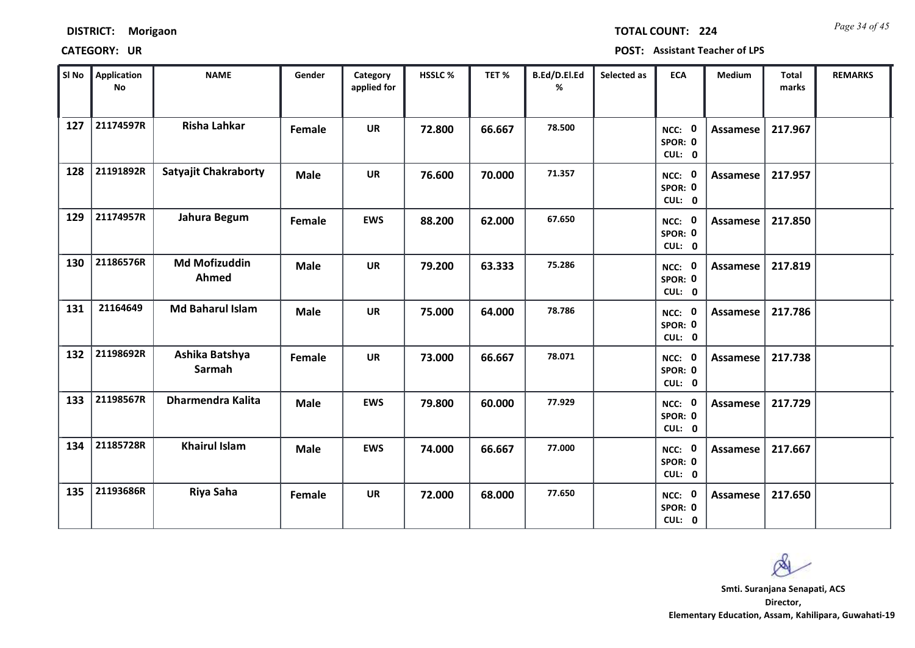**DISTRICT:** Morigaon **TOTAL COUNT:** 224

**CATEGORY:** UR **POST:** Assistant Teacher of LPS

| Sl No | Application No | NAME | Gender | Category applied for | HSSLC % | TET % | B.Ed/D.El.Ed % | Selected as | ECA | Medium | Total marks | REMARKS |
|---|---|---|---|---|---|---|---|---|---|---|---|---|
| 127 | 21174597R | Risha Lahkar | Female | UR | 72.800 | 66.667 | 78.500 | | NCC: 0 SPOR: 0 CUL: 0 | Assamese | 217.967 | |
| 128 | 21191892R | Satyajit Chakraborty | Male | UR | 76.600 | 70.000 | 71.357 | | NCC: 0 SPOR: 0 CUL: 0 | Assamese | 217.957 | |
| 129 | 21174957R | Jahura Begum | Female | EWS | 88.200 | 62.000 | 67.650 | | NCC: 0 SPOR: 0 CUL: 0 | Assamese | 217.850 | |
| 130 | 21186576R | Md Mofizuddin Ahmed | Male | UR | 79.200 | 63.333 | 75.286 | | NCC: 0 SPOR: 0 CUL: 0 | Assamese | 217.819 | |
| 131 | 21164649 | Md Baharul Islam | Male | UR | 75.000 | 64.000 | 78.786 | | NCC: 0 SPOR: 0 CUL: 0 | Assamese | 217.786 | |
| 132 | 21198692R | Ashika Batshya Sarmah | Female | UR | 73.000 | 66.667 | 78.071 | | NCC: 0 SPOR: 0 CUL: 0 | Assamese | 217.738 | |
| 133 | 21198567R | Dharmendra Kalita | Male | EWS | 79.800 | 60.000 | 77.929 | | NCC: 0 SPOR: 0 CUL: 0 | Assamese | 217.729 | |
| 134 | 21185728R | Khairul Islam | Male | EWS | 74.000 | 66.667 | 77.000 | | NCC: 0 SPOR: 0 CUL: 0 | Assamese | 217.667 | |
| 135 | 21193686R | Riya Saha | Female | UR | 72.000 | 68.000 | 77.650 | | NCC: 0 SPOR: 0 CUL: 0 | Assamese | 217.650 | |

**Smti. Suranjana Senapati, ACS**
**Director,**
**Elementary Education, Assam, Kahilipara, Guwahati-19**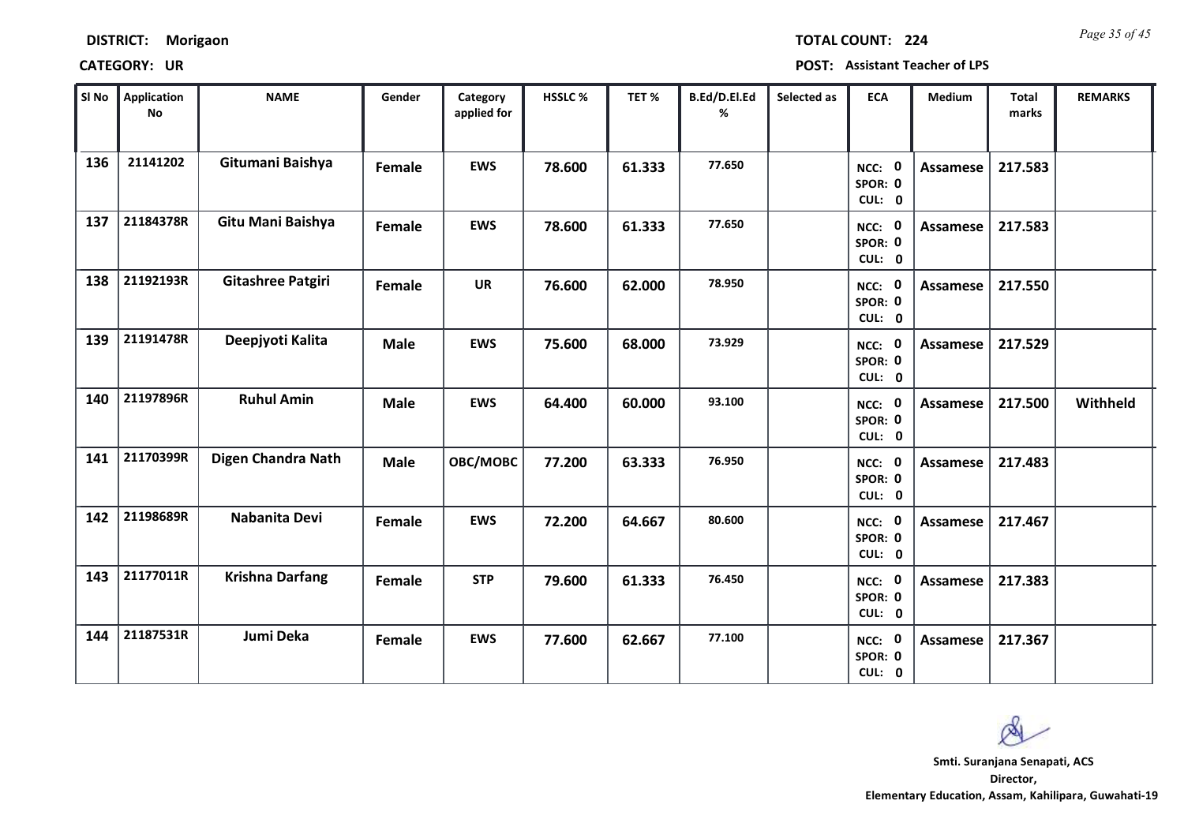**DISTRICT:** Morigaon **TOTAL COUNT:** 224

**CATEGORY:** UR **POST:** Assistant Teacher of LPS

| Sl No | Application No | NAME | Gender | Category applied for | HSSLC % | TET % | B.Ed/D.El.Ed % | Selected as | ECA | Medium | Total marks | REMARKS |
|---|---|---|---|---|---|---|---|---|---|---|---|---|
| 136 | 21141202 | Gitumani Baishya | Female | EWS | 78.600 | 61.333 | 77.650 | | NCC: 0 SPOR: 0 CUL: 0 | Assamese | 217.583 | |
| 137 | 21184378R | Gitu Mani Baishya | Female | EWS | 78.600 | 61.333 | 77.650 | | NCC: 0 SPOR: 0 CUL: 0 | Assamese | 217.583 | |
| 138 | 21192193R | Gitashree Patgiri | Female | UR | 76.600 | 62.000 | 78.950 | | NCC: 0 SPOR: 0 CUL: 0 | Assamese | 217.550 | |
| 139 | 21191478R | Deepjyoti Kalita | Male | EWS | 75.600 | 68.000 | 73.929 | | NCC: 0 SPOR: 0 CUL: 0 | Assamese | 217.529 | |
| 140 | 21197896R | Ruhul Amin | Male | EWS | 64.400 | 60.000 | 93.100 | | NCC: 0 SPOR: 0 CUL: 0 | Assamese | 217.500 | Withheld |
| 141 | 21170399R | Digen Chandra Nath | Male | OBC/MOBC | 77.200 | 63.333 | 76.950 | | NCC: 0 SPOR: 0 CUL: 0 | Assamese | 217.483 | |
| 142 | 21198689R | Nabanita Devi | Female | EWS | 72.200 | 64.667 | 80.600 | | NCC: 0 SPOR: 0 CUL: 0 | Assamese | 217.467 | |
| 143 | 21177011R | Krishna Darfang | Female | STP | 79.600 | 61.333 | 76.450 | | NCC: 0 SPOR: 0 CUL: 0 | Assamese | 217.383 | |
| 144 | 21187531R | Jumi Deka | Female | EWS | 77.600 | 62.667 | 77.100 | | NCC: 0 SPOR: 0 CUL: 0 | Assamese | 217.367 | |

**Smti. Suranjana Senapati, ACS**
**Director,**
**Elementary Education, Assam, Kahilipara, Guwahati-19**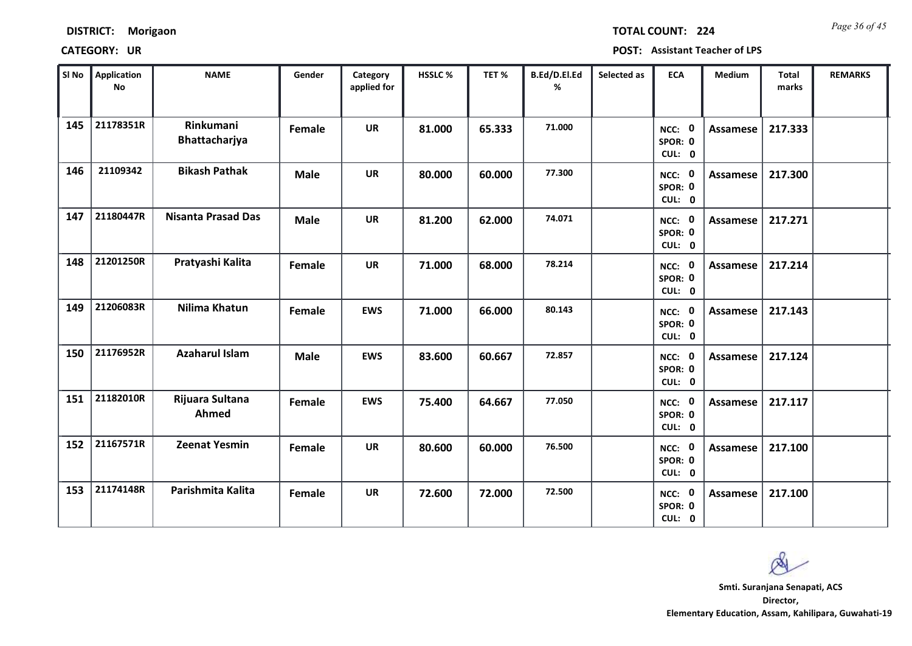**DISTRICT:** Morigaon

**TOTAL COUNT:** 224

**CATEGORY:** UR

**POST:** Assistant Teacher of LPS

| Sl No | Application No | NAME | Gender | Category applied for | HSSLC % | TET % | B.Ed/D.El.Ed % | Selected as | ECA | Medium | Total marks | REMARKS |
|---|---|---|---|---|---|---|---|---|---|---|---|---|
| 145 | 21178351R | Rinkumani Bhattacharjya | Female | UR | 81.000 | 65.333 | 71.000 | | NCC: 0 SPOR: 0 CUL: 0 | Assamese | 217.333 | |
| 146 | 21109342 | Bikash Pathak | Male | UR | 80.000 | 60.000 | 77.300 | | NCC: 0 SPOR: 0 CUL: 0 | Assamese | 217.300 | |
| 147 | 21180447R | Nisanta Prasad Das | Male | UR | 81.200 | 62.000 | 74.071 | | NCC: 0 SPOR: 0 CUL: 0 | Assamese | 217.271 | |
| 148 | 21201250R | Pratyashi Kalita | Female | UR | 71.000 | 68.000 | 78.214 | | NCC: 0 SPOR: 0 CUL: 0 | Assamese | 217.214 | |
| 149 | 21206083R | Nilima Khatun | Female | EWS | 71.000 | 66.000 | 80.143 | | NCC: 0 SPOR: 0 CUL: 0 | Assamese | 217.143 | |
| 150 | 21176952R | Azaharul Islam | Male | EWS | 83.600 | 60.667 | 72.857 | | NCC: 0 SPOR: 0 CUL: 0 | Assamese | 217.124 | |
| 151 | 21182010R | Rijuara Sultana Ahmed | Female | EWS | 75.400 | 64.667 | 77.050 | | NCC: 0 SPOR: 0 CUL: 0 | Assamese | 217.117 | |
| 152 | 21167571R | Zeenat Yesmin | Female | UR | 80.600 | 60.000 | 76.500 | | NCC: 0 SPOR: 0 CUL: 0 | Assamese | 217.100 | |
| 153 | 21174148R | Parishmita Kalita | Female | UR | 72.600 | 72.000 | 72.500 | | NCC: 0 SPOR: 0 CUL: 0 | Assamese | 217.100 | |

**Smti. Suranjana Senapati, ACS**
**Director,**
**Elementary Education, Assam, Kahilipara, Guwahati-19**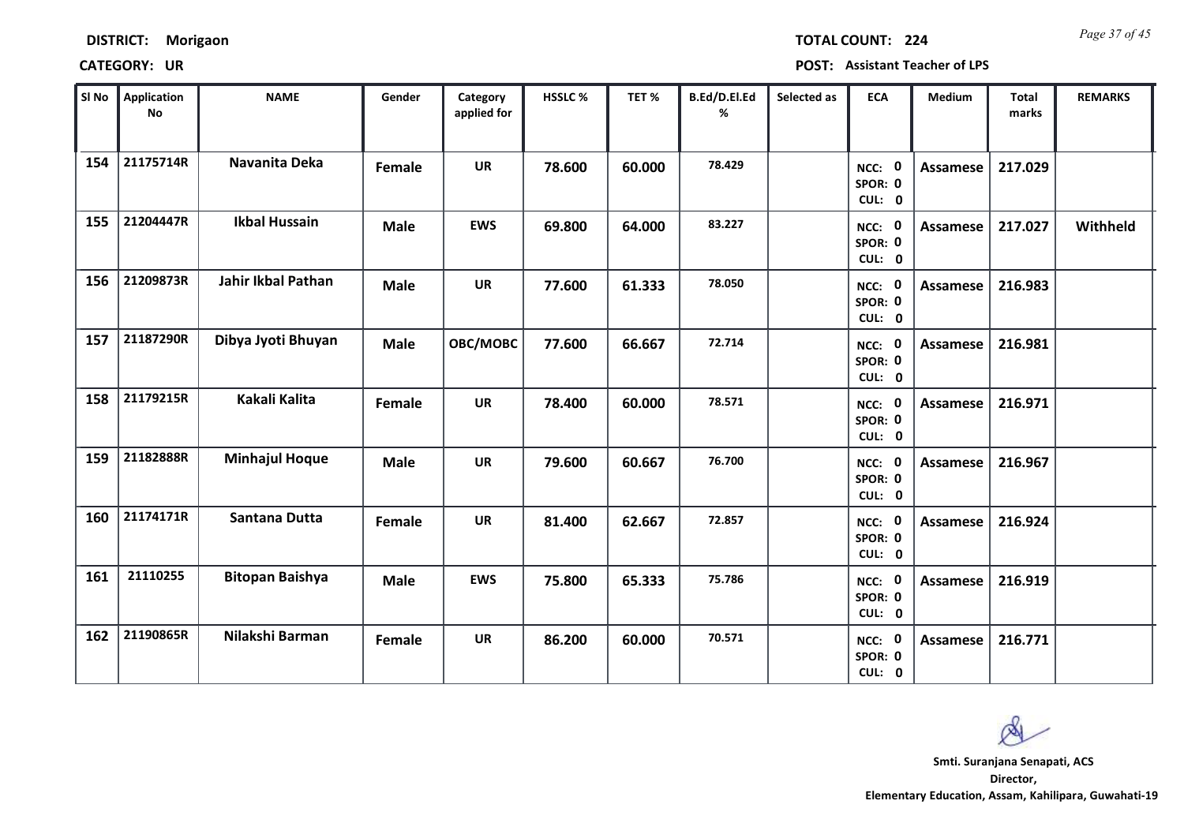**DISTRICT:** Morigaon **TOTAL COUNT:** 224

**CATEGORY:** UR **POST:** Assistant Teacher of LPS

| Sl No | Application No | NAME | Gender | Category applied for | HSSLC % | TET % | B.Ed/D.El.Ed % | Selected as | ECA | Medium | Total marks | REMARKS |
|---|---|---|---|---|---|---|---|---|---|---|---|---|
| 154 | 21175714R | Navanita Deka | Female | UR | 78.600 | 60.000 | 78.429 | | NCC: 0 SPOR: 0 CUL: 0 | Assamese | 217.029 | |
| 155 | 21204447R | Ikbal Hussain | Male | EWS | 69.800 | 64.000 | 83.227 | | NCC: 0 SPOR: 0 CUL: 0 | Assamese | 217.027 | Withheld |
| 156 | 21209873R | Jahir Ikbal Pathan | Male | UR | 77.600 | 61.333 | 78.050 | | NCC: 0 SPOR: 0 CUL: 0 | Assamese | 216.983 | |
| 157 | 21187290R | Dibya Jyoti Bhuyan | Male | OBC/MOBC | 77.600 | 66.667 | 72.714 | | NCC: 0 SPOR: 0 CUL: 0 | Assamese | 216.981 | |
| 158 | 21179215R | Kakali Kalita | Female | UR | 78.400 | 60.000 | 78.571 | | NCC: 0 SPOR: 0 CUL: 0 | Assamese | 216.971 | |
| 159 | 21182888R | Minhajul Hoque | Male | UR | 79.600 | 60.667 | 76.700 | | NCC: 0 SPOR: 0 CUL: 0 | Assamese | 216.967 | |
| 160 | 21174171R | Santana Dutta | Female | UR | 81.400 | 62.667 | 72.857 | | NCC: 0 SPOR: 0 CUL: 0 | Assamese | 216.924 | |
| 161 | 21110255 | Bitopan Baishya | Male | EWS | 75.800 | 65.333 | 75.786 | | NCC: 0 SPOR: 0 CUL: 0 | Assamese | 216.919 | |
| 162 | 21190865R | Nilakshi Barman | Female | UR | 86.200 | 60.000 | 70.571 | | NCC: 0 SPOR: 0 CUL: 0 | Assamese | 216.771 | |

**Smti. Suranjana Senapati, ACS**
**Director,**
**Elementary Education, Assam, Kahilipara, Guwahati-19**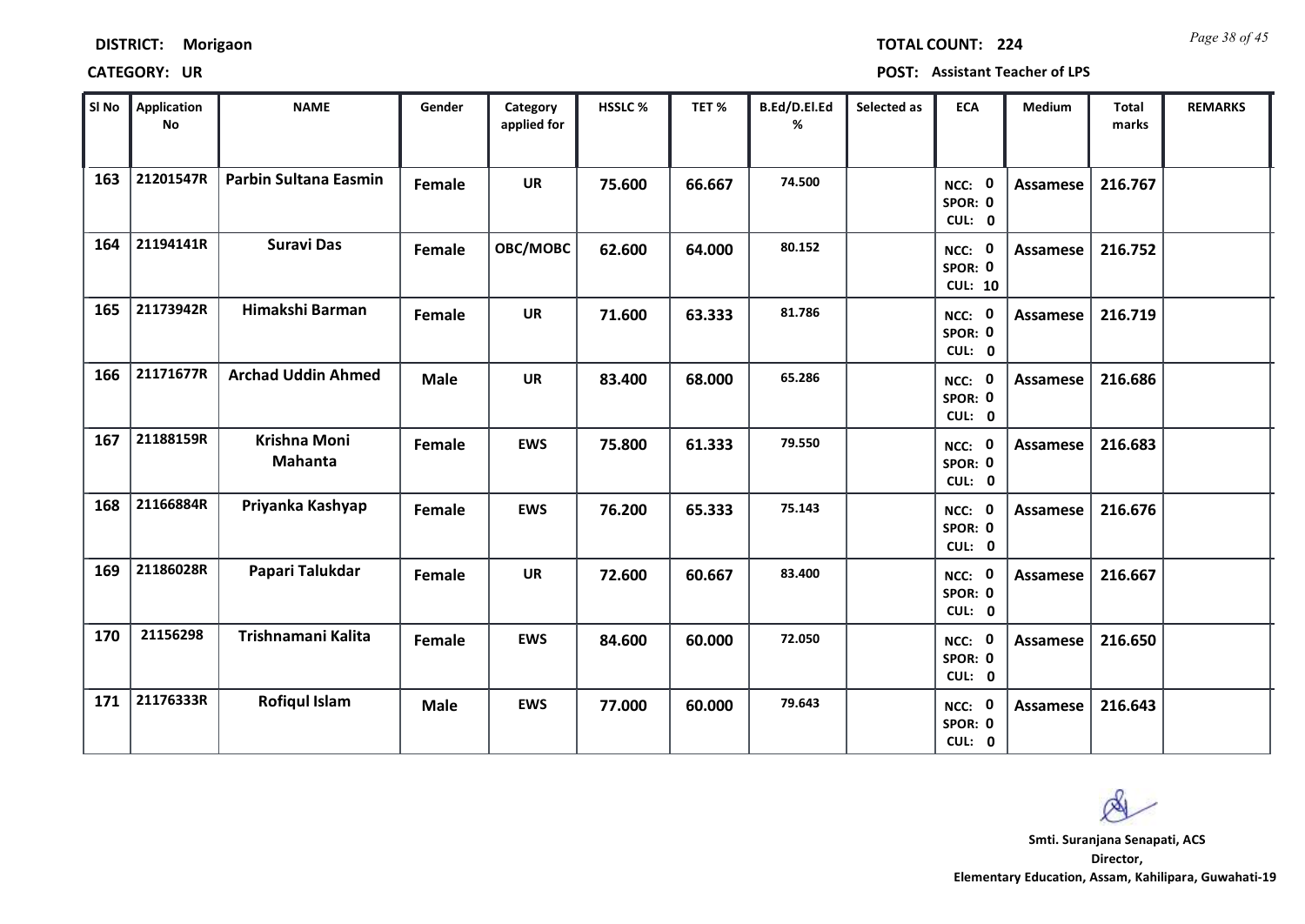**DISTRICT:** Morigaon **TOTAL COUNT:** 224

**CATEGORY:** UR **POST:** Assistant Teacher of LPS

| Sl No | Application No | NAME | Gender | Category applied for | HSSLC % | TET % | B.Ed/D.El.Ed % | Selected as | ECA | Medium | Total marks | REMARKS |
|---|---|---|---|---|---|---|---|---|---|---|---|---|
| 163 | 21201547R | Parbin Sultana Easmin | Female | UR | 75.600 | 66.667 | 74.500 | | NCC: 0 SPOR: 0 CUL: 0 | Assamese | 216.767 | |
| 164 | 21194141R | Suravi Das | Female | OBC/MOBC | 62.600 | 64.000 | 80.152 | | NCC: 0 SPOR: 0 CUL: 10 | Assamese | 216.752 | |
| 165 | 21173942R | Himakshi Barman | Female | UR | 71.600 | 63.333 | 81.786 | | NCC: 0 SPOR: 0 CUL: 0 | Assamese | 216.719 | |
| 166 | 21171677R | Archad Uddin Ahmed | Male | UR | 83.400 | 68.000 | 65.286 | | NCC: 0 SPOR: 0 CUL: 0 | Assamese | 216.686 | |
| 167 | 21188159R | Krishna Moni Mahanta | Female | EWS | 75.800 | 61.333 | 79.550 | | NCC: 0 SPOR: 0 CUL: 0 | Assamese | 216.683 | |
| 168 | 21166884R | Priyanka Kashyap | Female | EWS | 76.200 | 65.333 | 75.143 | | NCC: 0 SPOR: 0 CUL: 0 | Assamese | 216.676 | |
| 169 | 21186028R | Papari Talukdar | Female | UR | 72.600 | 60.667 | 83.400 | | NCC: 0 SPOR: 0 CUL: 0 | Assamese | 216.667 | |
| 170 | 21156298 | Trishnamani Kalita | Female | EWS | 84.600 | 60.000 | 72.050 | | NCC: 0 SPOR: 0 CUL: 0 | Assamese | 216.650 | |
| 171 | 21176333R | Rofiqul Islam | Male | EWS | 77.000 | 60.000 | 79.643 | | NCC: 0 SPOR: 0 CUL: 0 | Assamese | 216.643 | |

**Smti. Suranjana Senapati, ACS**
**Director,**
**Elementary Education, Assam, Kahilipara, Guwahati-19**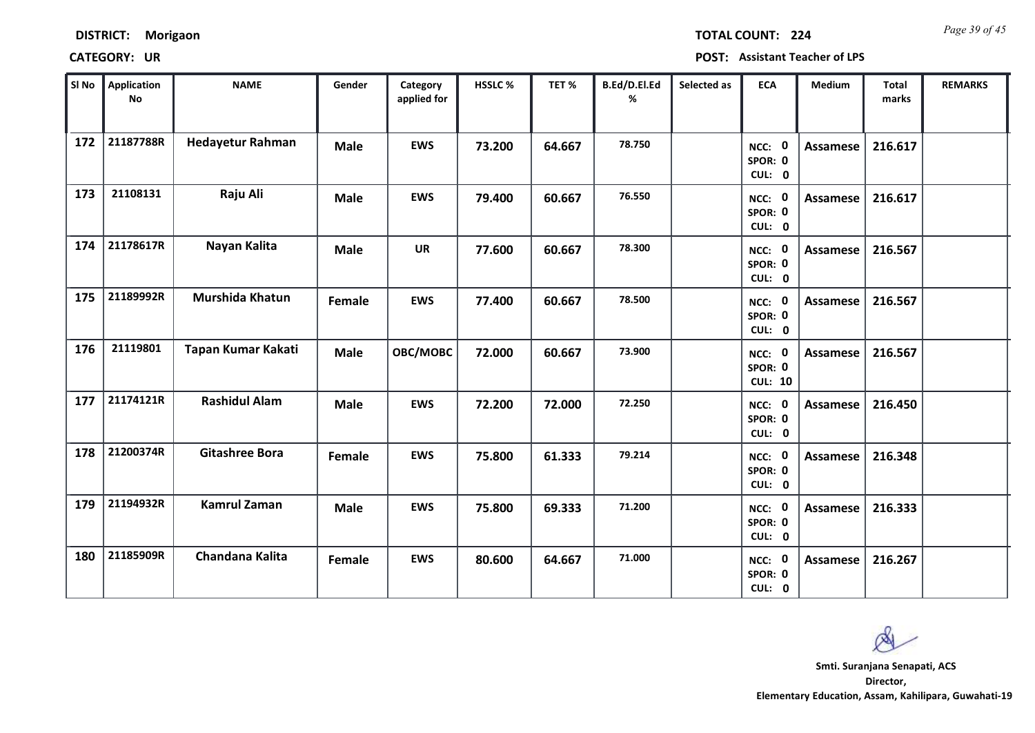**DISTRICT: Morigaon**

**TOTAL COUNT: 224**

**CATEGORY: UR**

**POST: Assistant Teacher of LPS**

| Sl No | Application No | NAME | Gender | Category applied for | HSSLC % | TET % | B.Ed/D.El.Ed % | Selected as | ECA | Medium | Total marks | REMARKS |
|---|---|---|---|---|---|---|---|---|---|---|---|---|
| 172 | 21187788R | Hedayetur Rahman | Male | EWS | 73.200 | 64.667 | 78.750 | | NCC: 0 SPOR: 0 CUL: 0 | Assamese | 216.617 | |
| 173 | 21108131 | Raju Ali | Male | EWS | 79.400 | 60.667 | 76.550 | | NCC: 0 SPOR: 0 CUL: 0 | Assamese | 216.617 | |
| 174 | 21178617R | Nayan Kalita | Male | UR | 77.600 | 60.667 | 78.300 | | NCC: 0 SPOR: 0 CUL: 0 | Assamese | 216.567 | |
| 175 | 21189992R | Murshida Khatun | Female | EWS | 77.400 | 60.667 | 78.500 | | NCC: 0 SPOR: 0 CUL: 0 | Assamese | 216.567 | |
| 176 | 21119801 | Tapan Kumar Kakati | Male | OBC/MOBC | 72.000 | 60.667 | 73.900 | | NCC: 0 SPOR: 0 CUL: 10 | Assamese | 216.567 | |
| 177 | 21174121R | Rashidul Alam | Male | EWS | 72.200 | 72.000 | 72.250 | | NCC: 0 SPOR: 0 CUL: 0 | Assamese | 216.450 | |
| 178 | 21200374R | Gitashree Bora | Female | EWS | 75.800 | 61.333 | 79.214 | | NCC: 0 SPOR: 0 CUL: 0 | Assamese | 216.348 | |
| 179 | 21194932R | Kamrul Zaman | Male | EWS | 75.800 | 69.333 | 71.200 | | NCC: 0 SPOR: 0 CUL: 0 | Assamese | 216.333 | |
| 180 | 21185909R | Chandana Kalita | Female | EWS | 80.600 | 64.667 | 71.000 | | NCC: 0 SPOR: 0 CUL: 0 | Assamese | 216.267 | |

**Smti. Suranjana Senapati, ACS**
**Director,**
**Elementary Education, Assam, Kahilipara, Guwahati-19**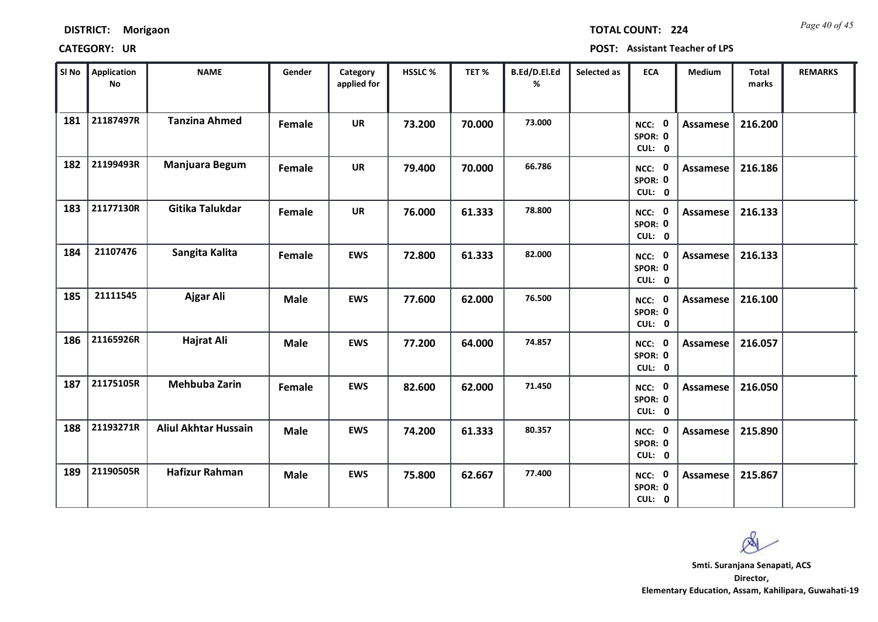**DISTRICT:** Morigaon **TOTAL COUNT:** 224

**CATEGORY:** UR **POST:** Assistant Teacher of LPS

| Sl No | Application No | NAME | Gender | Category applied for | HSSLC % | TET % | B.Ed/D.El.Ed % | Selected as | ECA | Medium | Total marks | REMARKS |
|---|---|---|---|---|---|---|---|---|---|---|---|---|
| 181 | 21187497R | Tanzina Ahmed | Female | UR | 73.200 | 70.000 | 73.000 | | NCC: 0 SPOR: 0 CUL: 0 | Assamese | 216.200 | |
| 182 | 21199493R | Manjuara Begum | Female | UR | 79.400 | 70.000 | 66.786 | | NCC: 0 SPOR: 0 CUL: 0 | Assamese | 216.186 | |
| 183 | 21177130R | Gitika Talukdar | Female | UR | 76.000 | 61.333 | 78.800 | | NCC: 0 SPOR: 0 CUL: 0 | Assamese | 216.133 | |
| 184 | 21107476 | Sangita Kalita | Female | EWS | 72.800 | 61.333 | 82.000 | | NCC: 0 SPOR: 0 CUL: 0 | Assamese | 216.133 | |
| 185 | 21111545 | Ajgar Ali | Male | EWS | 77.600 | 62.000 | 76.500 | | NCC: 0 SPOR: 0 CUL: 0 | Assamese | 216.100 | |
| 186 | 21165926R | Hajrat Ali | Male | EWS | 77.200 | 64.000 | 74.857 | | NCC: 0 SPOR: 0 CUL: 0 | Assamese | 216.057 | |
| 187 | 21175105R | Mehbuba Zarin | Female | EWS | 82.600 | 62.000 | 71.450 | | NCC: 0 SPOR: 0 CUL: 0 | Assamese | 216.050 | |
| 188 | 21193271R | Aliul Akhtar Hussain | Male | EWS | 74.200 | 61.333 | 80.357 | | NCC: 0 SPOR: 0 CUL: 0 | Assamese | 215.890 | |
| 189 | 21190505R | Hafizur Rahman | Male | EWS | 75.800 | 62.667 | 77.400 | | NCC: 0 SPOR: 0 CUL: 0 | Assamese | 215.867 | |

Smti. Suranjana Senapati, ACS
Director,
Elementary Education, Assam, Kahilipara, Guwahati-19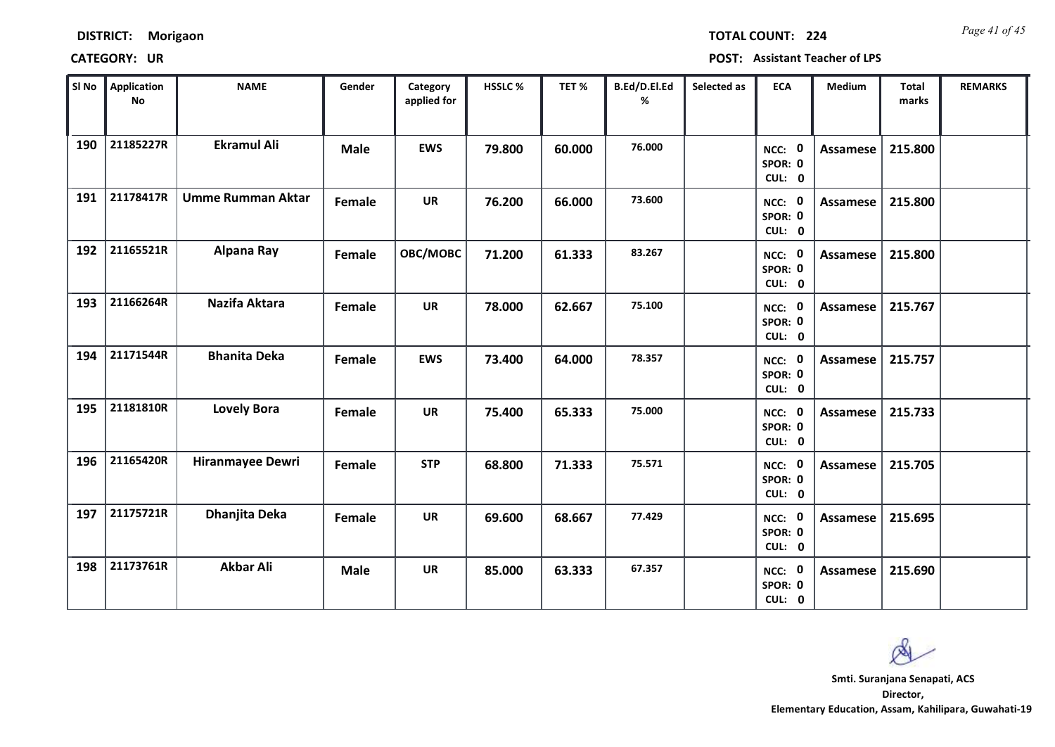**DISTRICT:** Morigaon **TOTAL COUNT:** 224

**CATEGORY:** UR **POST:** Assistant Teacher of LPS

| Sl No | Application No | NAME | Gender | Category applied for | HSSLC % | TET % | B.Ed/D.El.Ed % | Selected as | ECA | Medium | Total marks | REMARKS |
|---|---|---|---|---|---|---|---|---|---|---|---|---|
| 190 | 21185227R | Ekramul Ali | Male | EWS | 79.800 | 60.000 | 76.000 | | NCC: 0 SPOR: 0 CUL: 0 | Assamese | 215.800 | |
| 191 | 21178417R | Umme Rumman Aktar | Female | UR | 76.200 | 66.000 | 73.600 | | NCC: 0 SPOR: 0 CUL: 0 | Assamese | 215.800 | |
| 192 | 21165521R | Alpana Ray | Female | OBC/MOBC | 71.200 | 61.333 | 83.267 | | NCC: 0 SPOR: 0 CUL: 0 | Assamese | 215.800 | |
| 193 | 21166264R | Nazifa Aktara | Female | UR | 78.000 | 62.667 | 75.100 | | NCC: 0 SPOR: 0 CUL: 0 | Assamese | 215.767 | |
| 194 | 21171544R | Bhanita Deka | Female | EWS | 73.400 | 64.000 | 78.357 | | NCC: 0 SPOR: 0 CUL: 0 | Assamese | 215.757 | |
| 195 | 21181810R | Lovely Bora | Female | UR | 75.400 | 65.333 | 75.000 | | NCC: 0 SPOR: 0 CUL: 0 | Assamese | 215.733 | |
| 196 | 21165420R | Hiranmayee Dewri | Female | STP | 68.800 | 71.333 | 75.571 | | NCC: 0 SPOR: 0 CUL: 0 | Assamese | 215.705 | |
| 197 | 21175721R | Dhanjita Deka | Female | UR | 69.600 | 68.667 | 77.429 | | NCC: 0 SPOR: 0 CUL: 0 | Assamese | 215.695 | |
| 198 | 21173761R | Akbar Ali | Male | UR | 85.000 | 63.333 | 67.357 | | NCC: 0 SPOR: 0 CUL: 0 | Assamese | 215.690 | |

**Smti. Suranjana Senapati, ACS**
**Director,**
**Elementary Education, Assam, Kahilipara, Guwahati-19**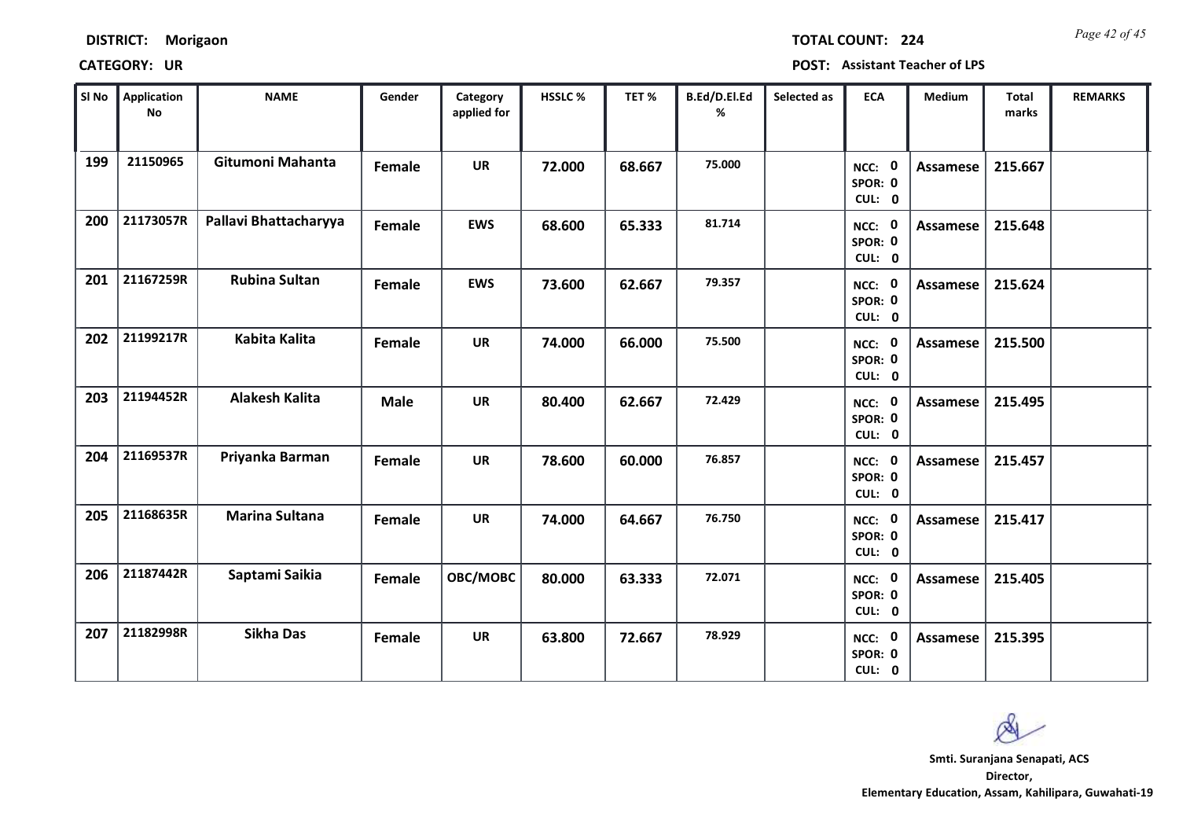**DISTRICT:** Morigaon

**TOTAL COUNT:** 224

**CATEGORY:** UR

**POST:** Assistant Teacher of LPS

| Sl No | Application No | NAME | Gender | Category applied for | HSSLC % | TET % | B.Ed/D.El.Ed % | Selected as | ECA | Medium | Total marks | REMARKS |
|---|---|---|---|---|---|---|---|---|---|---|---|---|
| 199 | 21150965 | Gitumoni Mahanta | Female | UR | 72.000 | 68.667 | 75.000 | | NCC: 0 SPOR: 0 CUL: 0 | Assamese | 215.667 | |
| 200 | 21173057R | Pallavi Bhattacharyya | Female | EWS | 68.600 | 65.333 | 81.714 | | NCC: 0 SPOR: 0 CUL: 0 | Assamese | 215.648 | |
| 201 | 21167259R | Rubina Sultan | Female | EWS | 73.600 | 62.667 | 79.357 | | NCC: 0 SPOR: 0 CUL: 0 | Assamese | 215.624 | |
| 202 | 21199217R | Kabita Kalita | Female | UR | 74.000 | 66.000 | 75.500 | | NCC: 0 SPOR: 0 CUL: 0 | Assamese | 215.500 | |
| 203 | 21194452R | Alakesh Kalita | Male | UR | 80.400 | 62.667 | 72.429 | | NCC: 0 SPOR: 0 CUL: 0 | Assamese | 215.495 | |
| 204 | 21169537R | Priyanka Barman | Female | UR | 78.600 | 60.000 | 76.857 | | NCC: 0 SPOR: 0 CUL: 0 | Assamese | 215.457 | |
| 205 | 21168635R | Marina Sultana | Female | UR | 74.000 | 64.667 | 76.750 | | NCC: 0 SPOR: 0 CUL: 0 | Assamese | 215.417 | |
| 206 | 21187442R | Saptami Saikia | Female | OBC/MOBC | 80.000 | 63.333 | 72.071 | | NCC: 0 SPOR: 0 CUL: 0 | Assamese | 215.405 | |
| 207 | 21182998R | Sikha Das | Female | UR | 63.800 | 72.667 | 78.929 | | NCC: 0 SPOR: 0 CUL: 0 | Assamese | 215.395 | |

Smti. Suranjana Senapati, ACS
Director,
Elementary Education, Assam, Kahilipara, Guwahati-19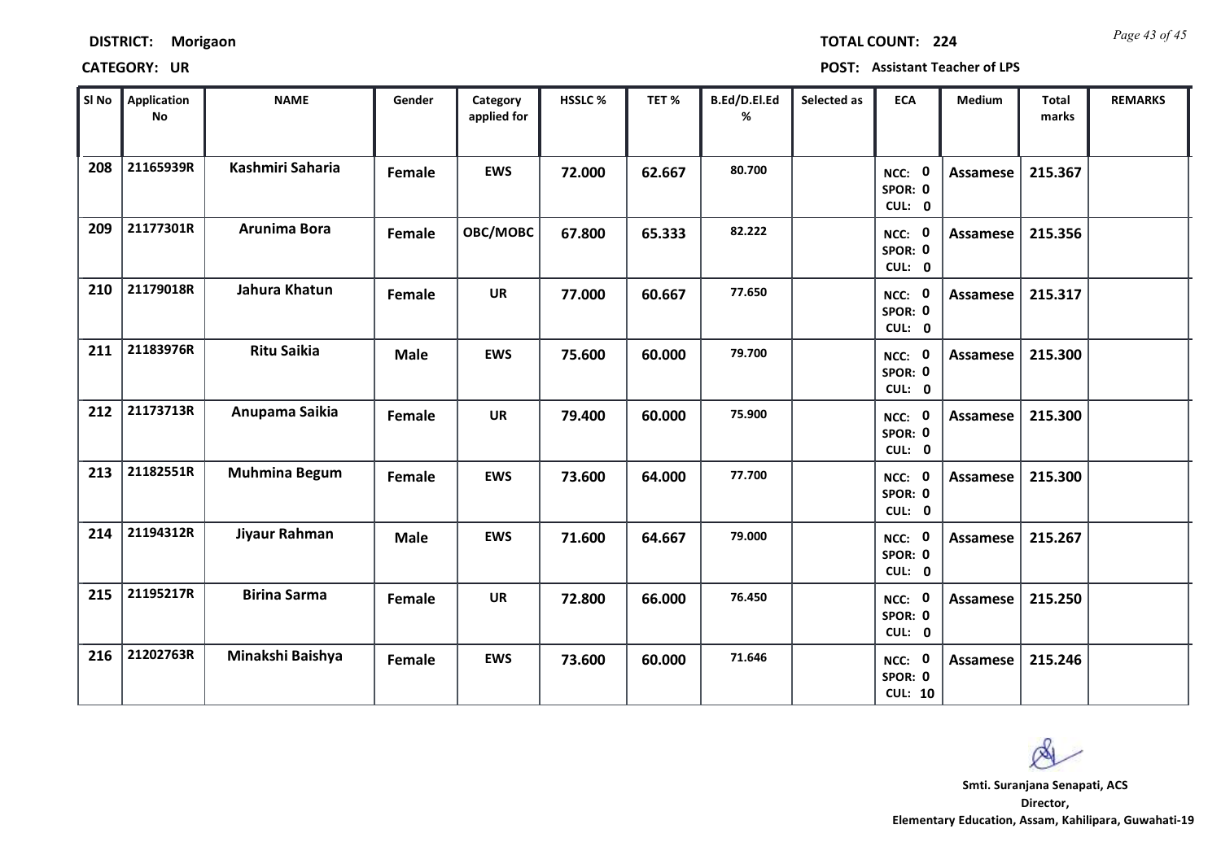**DISTRICT:** Morigaon  **TOTAL COUNT:** 224

**CATEGORY:** UR  **POST:** Assistant Teacher of LPS

| Sl No | Application No | NAME | Gender | Category applied for | HSSLC % | TET % | B.Ed/D.El.Ed % | Selected as | ECA | Medium | Total marks | REMARKS |
|---|---|---|---|---|---|---|---|---|---|---|---|---|
| 208 | 21165939R | Kashmiri Saharia | Female | EWS | 72.000 | 62.667 | 80.700 | | NCC: 0 SPOR: 0 CUL: 0 | Assamese | 215.367 | |
| 209 | 21177301R | Arunima Bora | Female | OBC/MOBC | 67.800 | 65.333 | 82.222 | | NCC: 0 SPOR: 0 CUL: 0 | Assamese | 215.356 | |
| 210 | 21179018R | Jahura Khatun | Female | UR | 77.000 | 60.667 | 77.650 | | NCC: 0 SPOR: 0 CUL: 0 | Assamese | 215.317 | |
| 211 | 21183976R | Ritu Saikia | Male | EWS | 75.600 | 60.000 | 79.700 | | NCC: 0 SPOR: 0 CUL: 0 | Assamese | 215.300 | |
| 212 | 21173713R | Anupama Saikia | Female | UR | 79.400 | 60.000 | 75.900 | | NCC: 0 SPOR: 0 CUL: 0 | Assamese | 215.300 | |
| 213 | 21182551R | Muhmina Begum | Female | EWS | 73.600 | 64.000 | 77.700 | | NCC: 0 SPOR: 0 CUL: 0 | Assamese | 215.300 | |
| 214 | 21194312R | Jiyaur Rahman | Male | EWS | 71.600 | 64.667 | 79.000 | | NCC: 0 SPOR: 0 CUL: 0 | Assamese | 215.267 | |
| 215 | 21195217R | Birina Sarma | Female | UR | 72.800 | 66.000 | 76.450 | | NCC: 0 SPOR: 0 CUL: 0 | Assamese | 215.250 | |
| 216 | 21202763R | Minakshi Baishya | Female | EWS | 73.600 | 60.000 | 71.646 | | NCC: 0 SPOR: 0 CUL: 10 | Assamese | 215.246 | |

**Smti. Suranjana Senapati, ACS**
**Director,**
**Elementary Education, Assam, Kahilipara, Guwahati-19**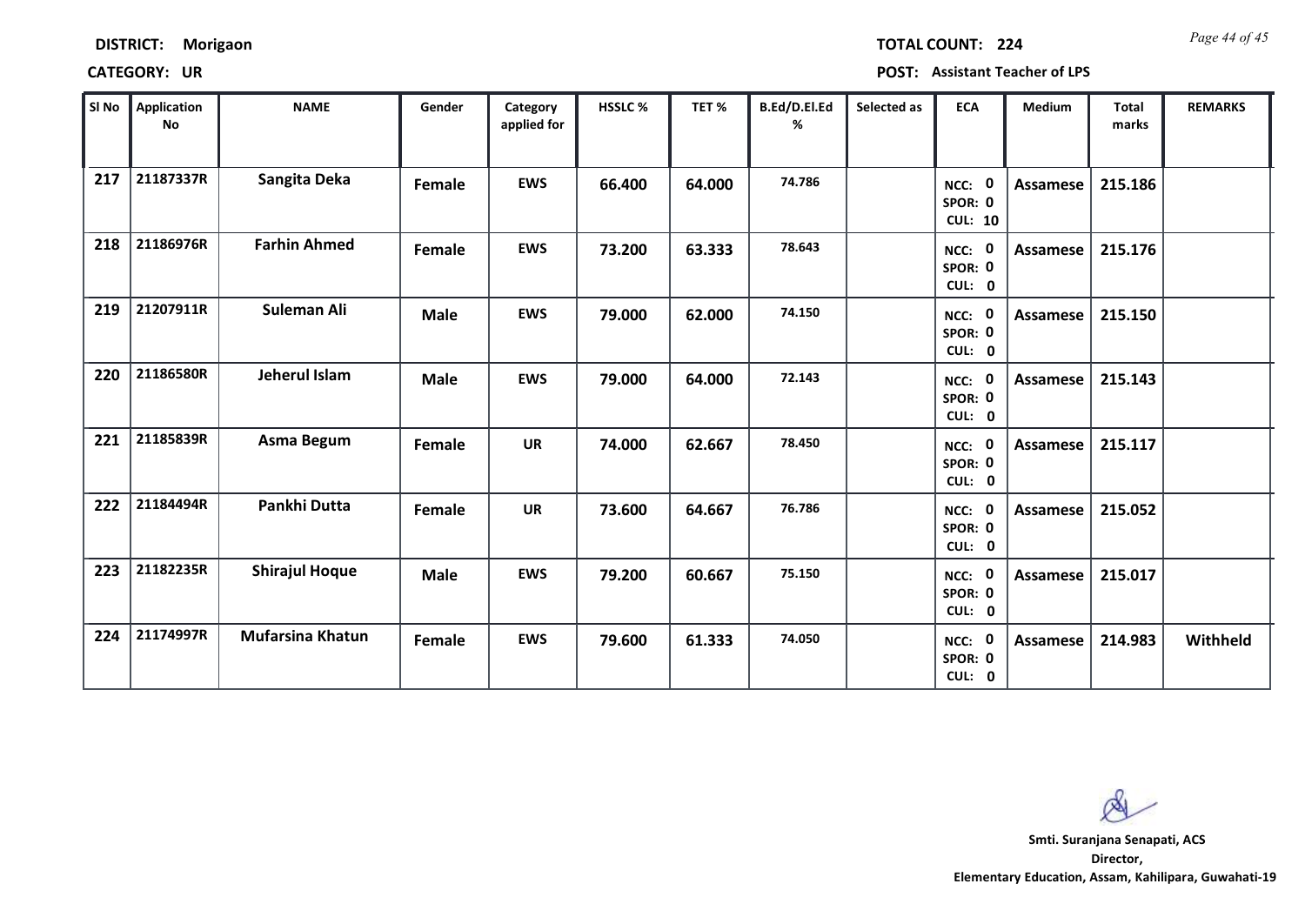**DISTRICT:** Morigaon **TOTAL COUNT:** 224

**CATEGORY:** UR **POST:** Assistant Teacher of LPS

| Sl No | Application No | NAME | Gender | Category applied for | HSSLC % | TET % | B.Ed/D.El.Ed % | Selected as | ECA | Medium | Total marks | REMARKS |
|---|---|---|---|---|---|---|---|---|---|---|---|---|
| 217 | 21187337R | Sangita Deka | Female | EWS | 66.400 | 64.000 | 74.786 | | NCC: 0 SPOR: 0 CUL: 10 | Assamese | 215.186 | |
| 218 | 21186976R | Farhin Ahmed | Female | EWS | 73.200 | 63.333 | 78.643 | | NCC: 0 SPOR: 0 CUL: 0 | Assamese | 215.176 | |
| 219 | 21207911R | Suleman Ali | Male | EWS | 79.000 | 62.000 | 74.150 | | NCC: 0 SPOR: 0 CUL: 0 | Assamese | 215.150 | |
| 220 | 21186580R | Jeherul Islam | Male | EWS | 79.000 | 64.000 | 72.143 | | NCC: 0 SPOR: 0 CUL: 0 | Assamese | 215.143 | |
| 221 | 21185839R | Asma Begum | Female | UR | 74.000 | 62.667 | 78.450 | | NCC: 0 SPOR: 0 CUL: 0 | Assamese | 215.117 | |
| 222 | 21184494R | Pankhi Dutta | Female | UR | 73.600 | 64.667 | 76.786 | | NCC: 0 SPOR: 0 CUL: 0 | Assamese | 215.052 | |
| 223 | 21182235R | Shirajul Hoque | Male | EWS | 79.200 | 60.667 | 75.150 | | NCC: 0 SPOR: 0 CUL: 0 | Assamese | 215.017 | |
| 224 | 21174997R | Mufarsina Khatun | Female | EWS | 79.600 | 61.333 | 74.050 | | NCC: 0 SPOR: 0 CUL: 0 | Assamese | 214.983 | Withheld |

**Smti. Suranjana Senapati, ACS**
**Director,**
**Elementary Education, Assam, Kahilipara, Guwahati-19**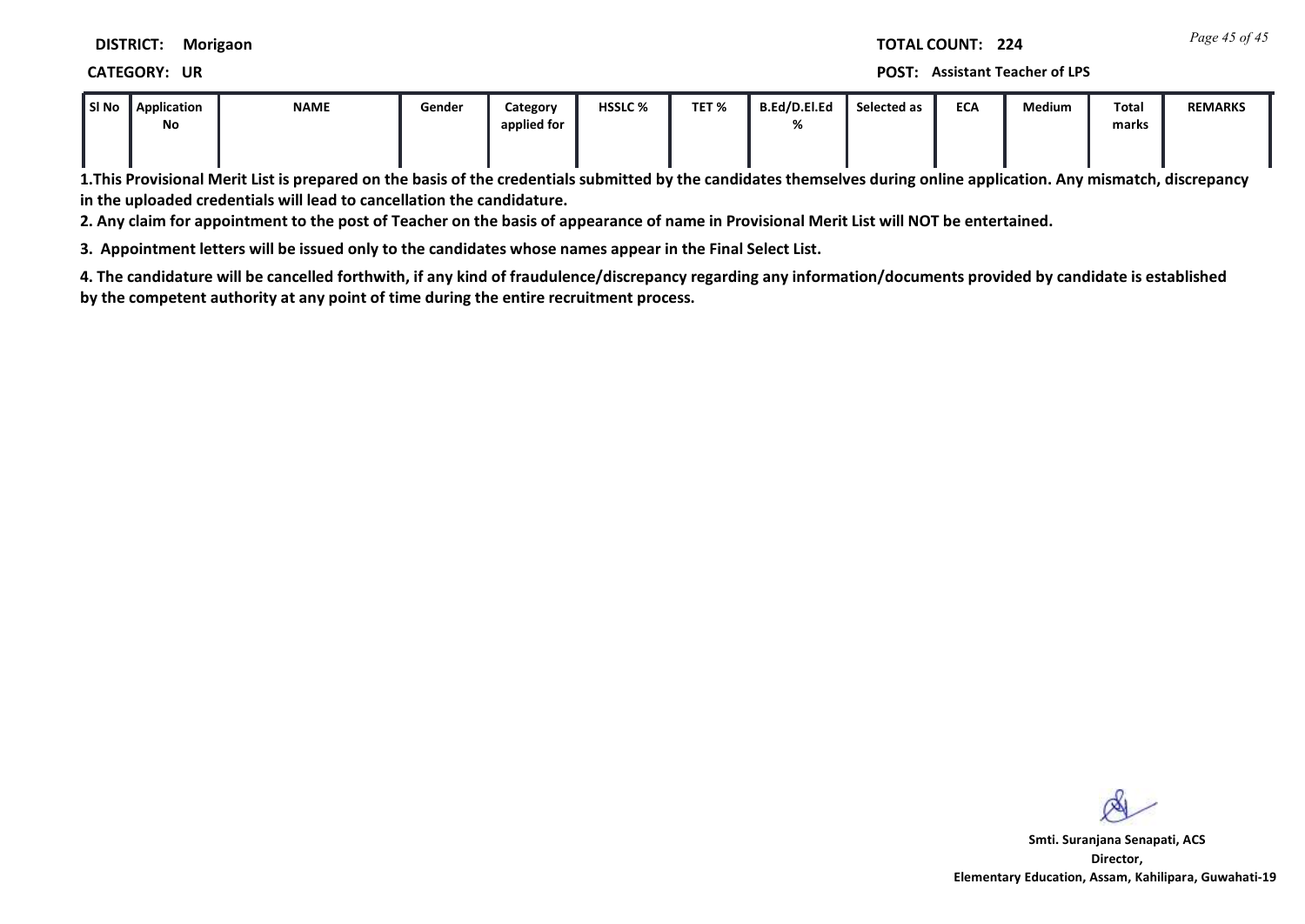**DISTRICT:** Morigaon

**TOTAL COUNT:** 224

**CATEGORY:** UR

**POST:** Assistant Teacher of LPS

| Sl No | Application No | NAME | Gender | Category applied for | HSSLC % | TET % | B.Ed/D.El.Ed % | Selected as | ECA | Medium | Total marks | REMARKS |
|---|---|---|---|---|---|---|---|---|---|---|---|---|

**1.This Provisional Merit List is prepared on the basis of the credentials submitted by the candidates themselves during online application. Any mismatch, discrepancy in the uploaded credentials will lead to cancellation the candidature.**

**2. Any claim for appointment to the post of Teacher on the basis of appearance of name in Provisional Merit List will NOT be entertained.**

**3. Appointment letters will be issued only to the candidates whose names appear in the Final Select List.**

**4. The candidature will be cancelled forthwith, if any kind of fraudulence/discrepancy regarding any information/documents provided by candidate is established by the competent authority at any point of time during the entire recruitment process.**

**Smti. Suranjana Senapati, ACS**
**Director,**
**Elementary Education, Assam, Kahilipara, Guwahati-19**